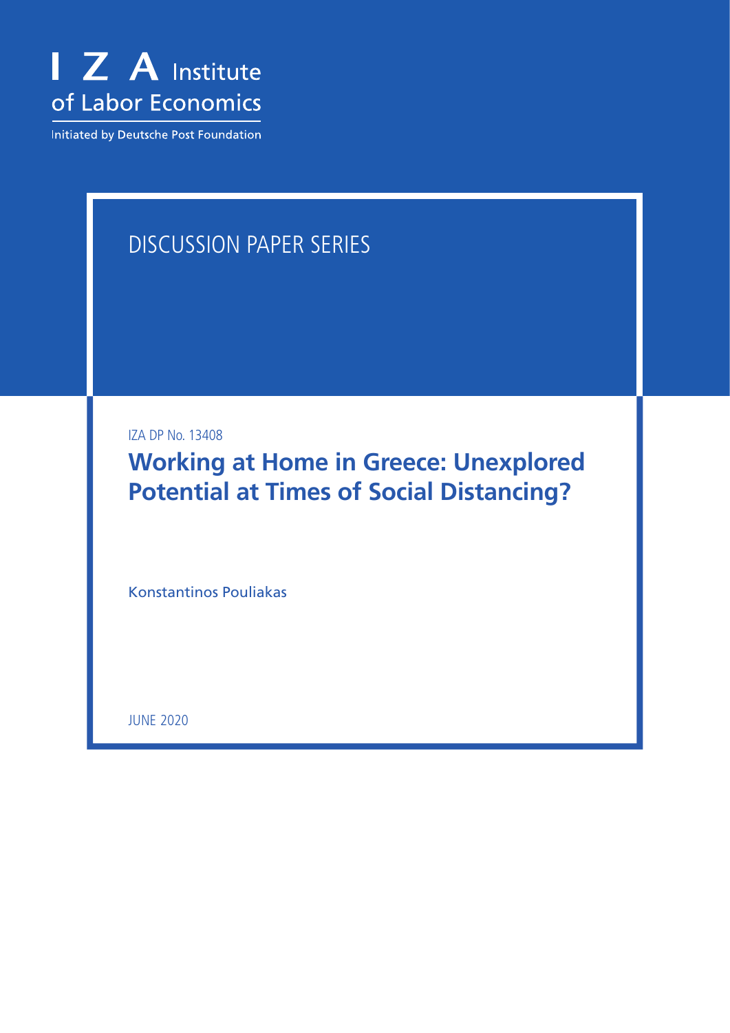I Z A Institute of Labor Economics

Initiated by Deutsche Post Foundation

DISCUSSION PAPER SERIES

IZA DP No. 13408

# Working at Home in Greece: Unexplored Potential at Times of Social Distancing?

Konstantinos Pouliakas

JUNE 2020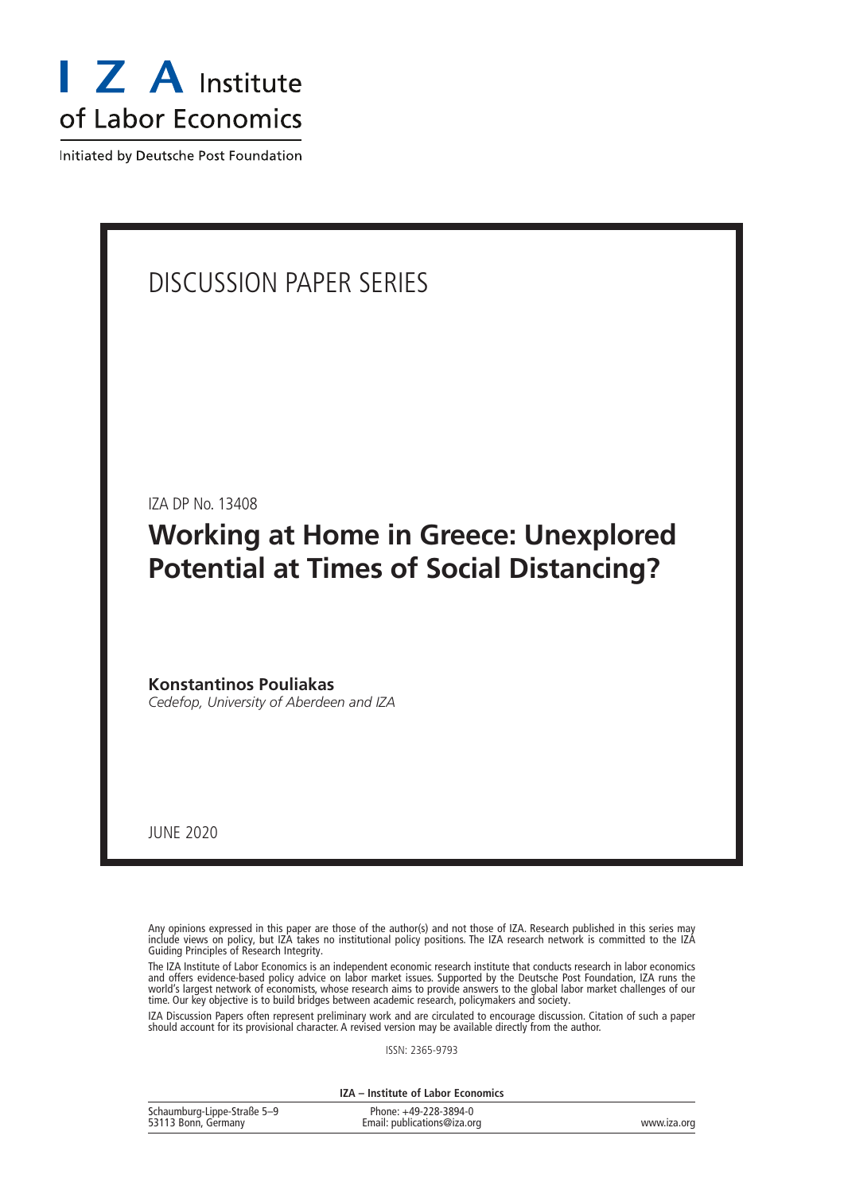# I Z A Institute of Labor Economics

Initiated by Deutsche Post Foundation

DISCUSSION PAPER SERIES

IZA DP No. 13408

## Working at Home in Greece: Unexplored Potential at Times of Social Distancing?

**Konstantinos Pouliakas**
*Cedefop, University of Aberdeen and IZA*

JUNE 2020

Any opinions expressed in this paper are those of the author(s) and not those of IZA. Research published in this series may include views on policy, but IZA takes no institutional policy positions. The IZA research network is committed to the IZA Guiding Principles of Research Integrity.

The IZA Institute of Labor Economics is an independent economic research institute that conducts research in labor economics and offers evidence-based policy advice on labor market issues. Supported by the Deutsche Post Foundation, IZA runs the world's largest network of economists, whose research aims to provide answers to the global labor market challenges of our time. Our key objective is to build bridges between academic research, policymakers and society.

IZA Discussion Papers often represent preliminary work and are circulated to encourage discussion. Citation of such a paper should account for its provisional character. A revised version may be available directly from the author.

ISSN: 2365-9793

**IZA – Institute of Labor Economics**

Schaumburg-Lippe-Straße 5–9
53113 Bonn, Germany

Phone: +49-228-3894-0
Email: publications@iza.org

www.iza.org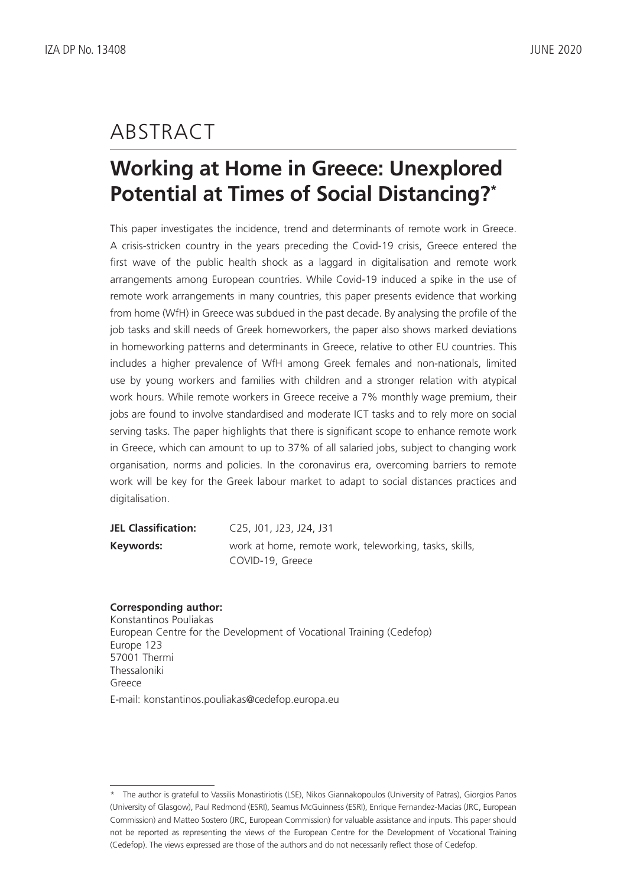# ABSTRACT

## Working at Home in Greece: Unexplored Potential at Times of Social Distancing?*

This paper investigates the incidence, trend and determinants of remote work in Greece. A crisis-stricken country in the years preceding the Covid-19 crisis, Greece entered the first wave of the public health shock as a laggard in digitalisation and remote work arrangements among European countries. While Covid-19 induced a spike in the use of remote work arrangements in many countries, this paper presents evidence that working from home (WfH) in Greece was subdued in the past decade. By analysing the profile of the job tasks and skill needs of Greek homeworkers, the paper also shows marked deviations in homeworking patterns and determinants in Greece, relative to other EU countries. This includes a higher prevalence of WfH among Greek females and non-nationals, limited use by young workers and families with children and a stronger relation with atypical work hours. While remote workers in Greece receive a 7% monthly wage premium, their jobs are found to involve standardised and moderate ICT tasks and to rely more on social serving tasks. The paper highlights that there is significant scope to enhance remote work in Greece, which can amount to up to 37% of all salaried jobs, subject to changing work organisation, norms and policies. In the coronavirus era, overcoming barriers to remote work will be key for the Greek labour market to adapt to social distances practices and digitalisation.

**JEL Classification:** C25, J01, J23, J24, J31

**Keywords:** work at home, remote work, teleworking, tasks, skills, COVID-19, Greece

**Corresponding author:**
Konstantinos Pouliakas
European Centre for the Development of Vocational Training (Cedefop)
Europe 123
57001 Thermi
Thessaloniki
Greece
E-mail: konstantinos.pouliakas@cedefop.europa.eu

---

* The author is grateful to Vassilis Monastiriotis (LSE), Nikos Giannakopoulos (University of Patras), Giorgios Panos (University of Glasgow), Paul Redmond (ESRI), Seamus McGuinness (ESRI), Enrique Fernandez-Macias (JRC, European Commission) and Matteo Sostero (JRC, European Commission) for valuable assistance and inputs. This paper should not be reported as representing the views of the European Centre for the Development of Vocational Training (Cedefop). The views expressed are those of the authors and do not necessarily reflect those of Cedefop.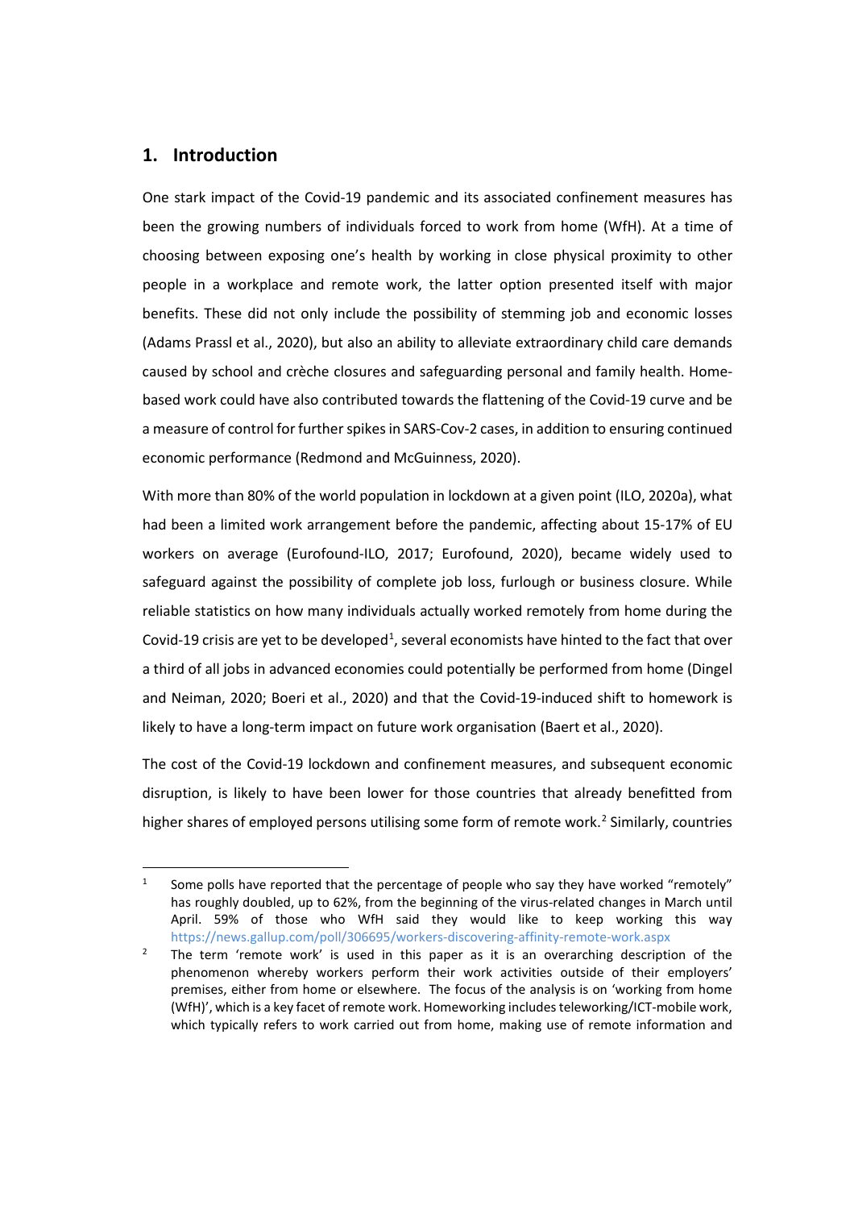## 1. Introduction

One stark impact of the Covid-19 pandemic and its associated confinement measures has been the growing numbers of individuals forced to work from home (WfH). At a time of choosing between exposing one's health by working in close physical proximity to other people in a workplace and remote work, the latter option presented itself with major benefits. These did not only include the possibility of stemming job and economic losses (Adams Prassl et al., 2020), but also an ability to alleviate extraordinary child care demands caused by school and crèche closures and safeguarding personal and family health. Home-based work could have also contributed towards the flattening of the Covid-19 curve and be a measure of control for further spikes in SARS-Cov-2 cases, in addition to ensuring continued economic performance (Redmond and McGuinness, 2020).

With more than 80% of the world population in lockdown at a given point (ILO, 2020a), what had been a limited work arrangement before the pandemic, affecting about 15-17% of EU workers on average (Eurofound-ILO, 2017; Eurofound, 2020), became widely used to safeguard against the possibility of complete job loss, furlough or business closure. While reliable statistics on how many individuals actually worked remotely from home during the Covid-19 crisis are yet to be developed[1], several economists have hinted to the fact that over a third of all jobs in advanced economies could potentially be performed from home (Dingel and Neiman, 2020; Boeri et al., 2020) and that the Covid-19-induced shift to homework is likely to have a long-term impact on future work organisation (Baert et al., 2020).

The cost of the Covid-19 lockdown and confinement measures, and subsequent economic disruption, is likely to have been lower for those countries that already benefitted from higher shares of employed persons utilising some form of remote work.[2] Similarly, countries

---

[1] Some polls have reported that the percentage of people who say they have worked "remotely" has roughly doubled, up to 62%, from the beginning of the virus-related changes in March until April. 59% of those who WfH said they would like to keep working this way https://news.gallup.com/poll/306695/workers-discovering-affinity-remote-work.aspx

[2] The term 'remote work' is used in this paper as it is an overarching description of the phenomenon whereby workers perform their work activities outside of their employers' premises, either from home or elsewhere. The focus of the analysis is on 'working from home (WfH)', which is a key facet of remote work. Homeworking includes teleworking/ICT-mobile work, which typically refers to work carried out from home, making use of remote information and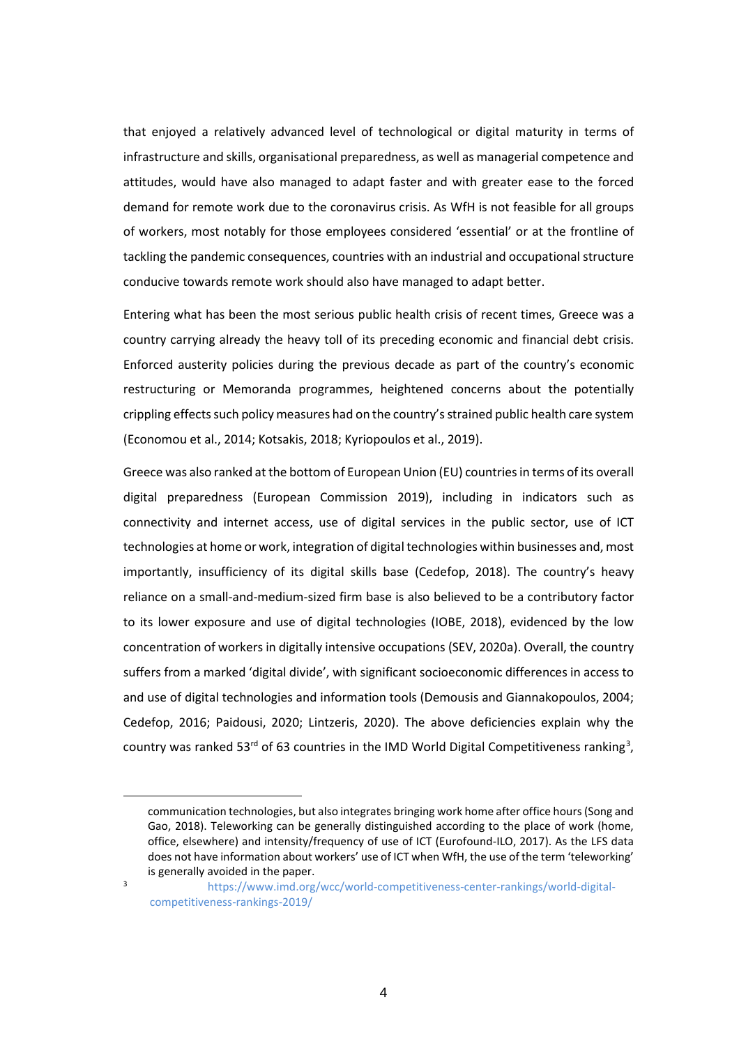that enjoyed a relatively advanced level of technological or digital maturity in terms of infrastructure and skills, organisational preparedness, as well as managerial competence and attitudes, would have also managed to adapt faster and with greater ease to the forced demand for remote work due to the coronavirus crisis. As WfH is not feasible for all groups of workers, most notably for those employees considered 'essential' or at the frontline of tackling the pandemic consequences, countries with an industrial and occupational structure conducive towards remote work should also have managed to adapt better.

Entering what has been the most serious public health crisis of recent times, Greece was a country carrying already the heavy toll of its preceding economic and financial debt crisis. Enforced austerity policies during the previous decade as part of the country's economic restructuring or Memoranda programmes, heightened concerns about the potentially crippling effects such policy measures had on the country's strained public health care system (Economou et al., 2014; Kotsakis, 2018; Kyriopoulos et al., 2019).

Greece was also ranked at the bottom of European Union (EU) countries in terms of its overall digital preparedness (European Commission 2019), including in indicators such as connectivity and internet access, use of digital services in the public sector, use of ICT technologies at home or work, integration of digital technologies within businesses and, most importantly, insufficiency of its digital skills base (Cedefop, 2018). The country's heavy reliance on a small-and-medium-sized firm base is also believed to be a contributory factor to its lower exposure and use of digital technologies (IOBE, 2018), evidenced by the low concentration of workers in digitally intensive occupations (SEV, 2020a). Overall, the country suffers from a marked 'digital divide', with significant socioeconomic differences in access to and use of digital technologies and information tools (Demousis and Giannakopoulos, 2004; Cedefop, 2016; Paidousi, 2020; Lintzeris, 2020). The above deficiencies explain why the country was ranked 53rd of 63 countries in the IMD World Digital Competitiveness ranking[3],

---

communication technologies, but also integrates bringing work home after office hours (Song and Gao, 2018). Teleworking can be generally distinguished according to the place of work (home, office, elsewhere) and intensity/frequency of use of ICT (Eurofound-ILO, 2017). As the LFS data does not have information about workers' use of ICT when WfH, the use of the term 'teleworking' is generally avoided in the paper.

[3] https://www.imd.org/wcc/world-competitiveness-center-rankings/world-digital-competitiveness-rankings-2019/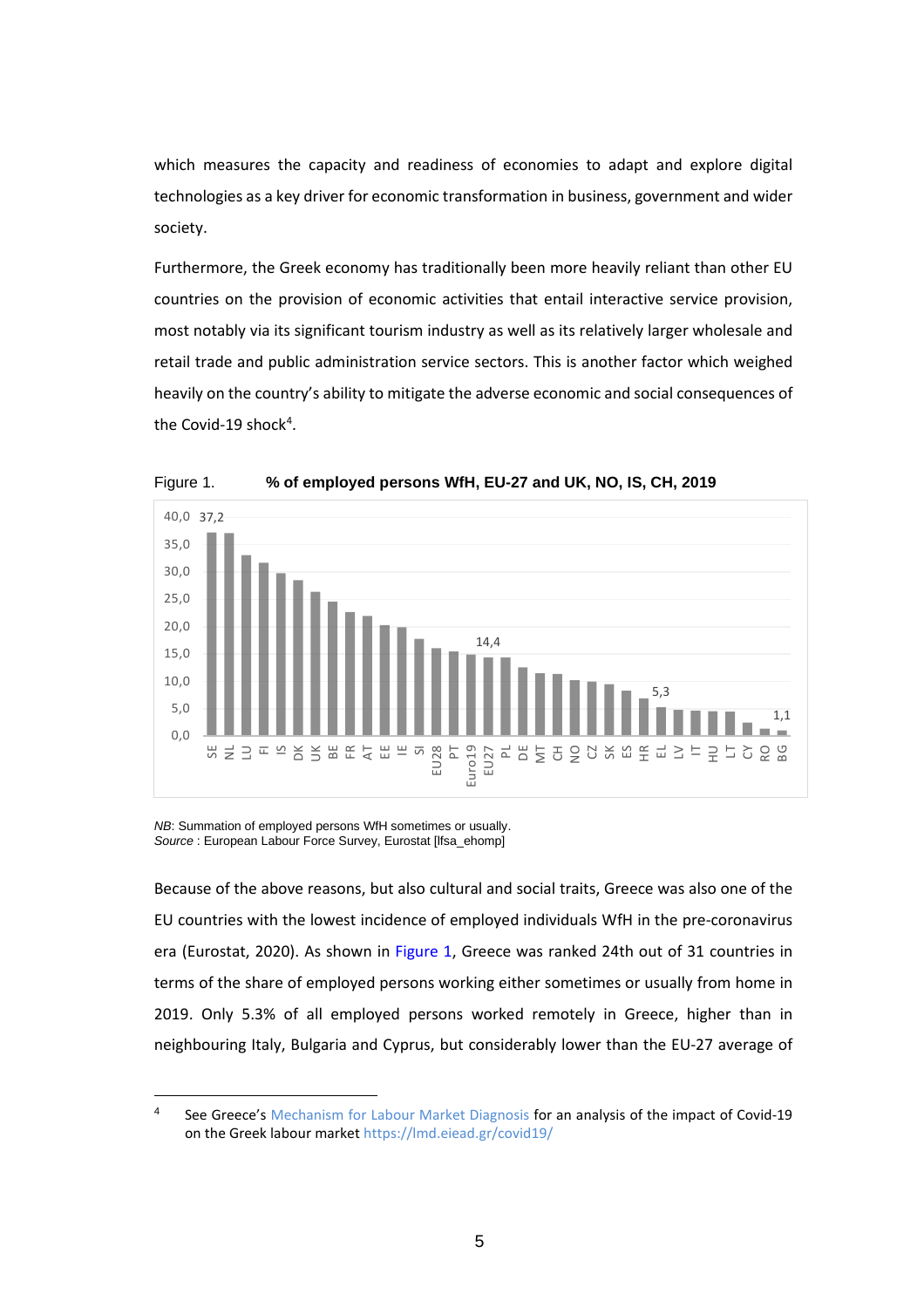which measures the capacity and readiness of economies to adapt and explore digital technologies as a key driver for economic transformation in business, government and wider society.

Furthermore, the Greek economy has traditionally been more heavily reliant than other EU countries on the provision of economic activities that entail interactive service provision, most notably via its significant tourism industry as well as its relatively larger wholesale and retail trade and public administration service sectors. This is another factor which weighed heavily on the country's ability to mitigate the adverse economic and social consequences of the Covid-19 shock[4].

Figure 1. **% of employed persons WfH, EU-27 and UK, NO, IS, CH, 2019**

*NB*: Summation of employed persons WfH sometimes or usually.
*Source* : European Labour Force Survey, Eurostat [lfsa_ehomp]

Because of the above reasons, but also cultural and social traits, Greece was also one of the EU countries with the lowest incidence of employed individuals WfH in the pre-coronavirus era (Eurostat, 2020). As shown in Figure 1, Greece was ranked 24th out of 31 countries in terms of the share of employed persons working either sometimes or usually from home in 2019. Only 5.3% of all employed persons worked remotely in Greece, higher than in neighbouring Italy, Bulgaria and Cyprus, but considerably lower than the EU-27 average of

---

[4] See Greece's Mechanism for Labour Market Diagnosis for an analysis of the impact of Covid-19 on the Greek labour market https://lmd.eiead.gr/covid19/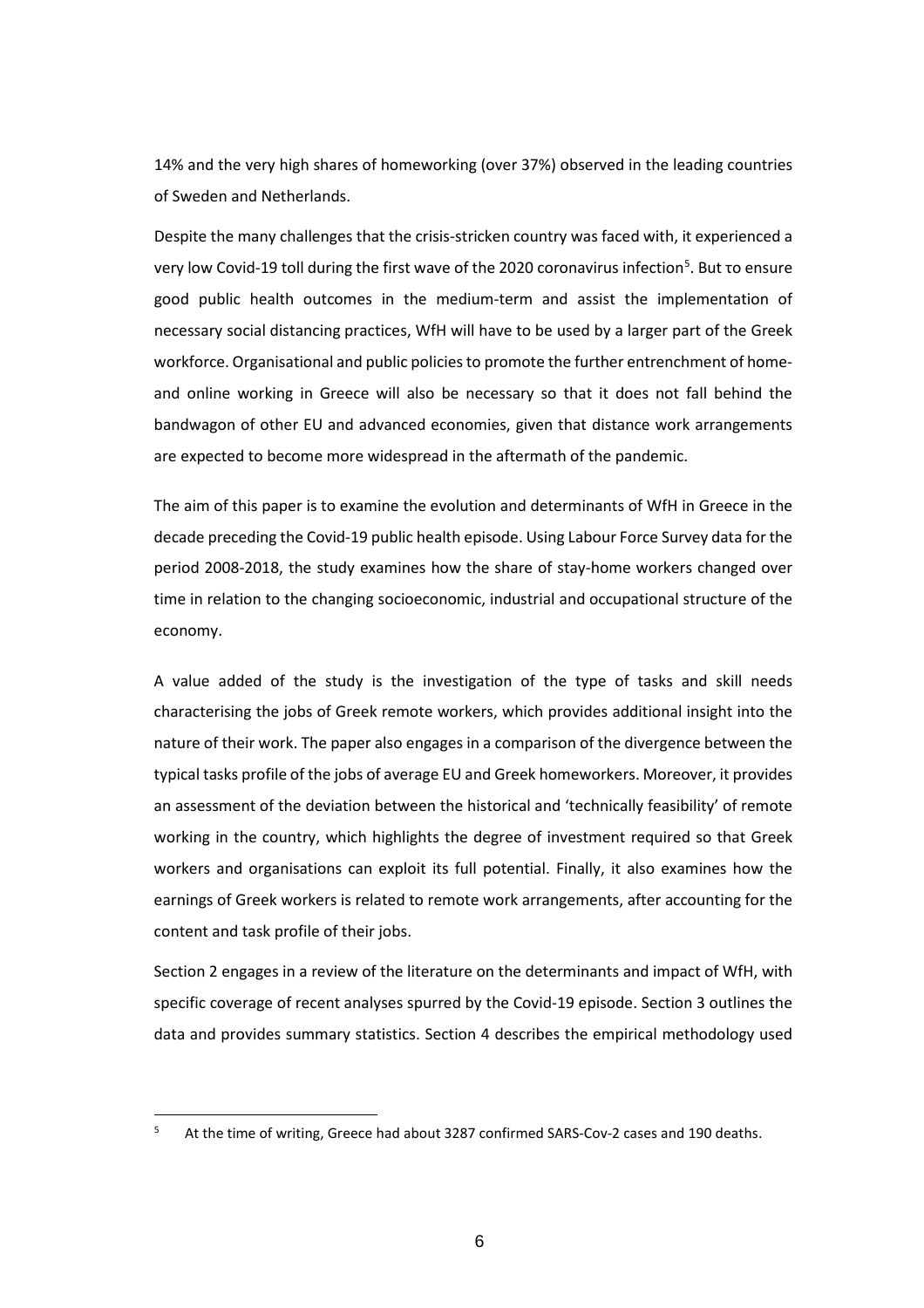14% and the very high shares of homeworking (over 37%) observed in the leading countries of Sweden and Netherlands.

Despite the many challenges that the crisis-stricken country was faced with, it experienced a very low Covid-19 toll during the first wave of the 2020 coronavirus infection[5]. But το ensure good public health outcomes in the medium-term and assist the implementation of necessary social distancing practices, WfH will have to be used by a larger part of the Greek workforce. Organisational and public policies to promote the further entrenchment of home- and online working in Greece will also be necessary so that it does not fall behind the bandwagon of other EU and advanced economies, given that distance work arrangements are expected to become more widespread in the aftermath of the pandemic.

The aim of this paper is to examine the evolution and determinants of WfH in Greece in the decade preceding the Covid-19 public health episode. Using Labour Force Survey data for the period 2008-2018, the study examines how the share of stay-home workers changed over time in relation to the changing socioeconomic, industrial and occupational structure of the economy.

A value added of the study is the investigation of the type of tasks and skill needs characterising the jobs of Greek remote workers, which provides additional insight into the nature of their work. The paper also engages in a comparison of the divergence between the typical tasks profile of the jobs of average EU and Greek homeworkers. Moreover, it provides an assessment of the deviation between the historical and 'technically feasibility' of remote working in the country, which highlights the degree of investment required so that Greek workers and organisations can exploit its full potential. Finally, it also examines how the earnings of Greek workers is related to remote work arrangements, after accounting for the content and task profile of their jobs.

Section 2 engages in a review of the literature on the determinants and impact of WfH, with specific coverage of recent analyses spurred by the Covid-19 episode. Section 3 outlines the data and provides summary statistics. Section 4 describes the empirical methodology used

---

[5] At the time of writing, Greece had about 3287 confirmed SARS-Cov-2 cases and 190 deaths.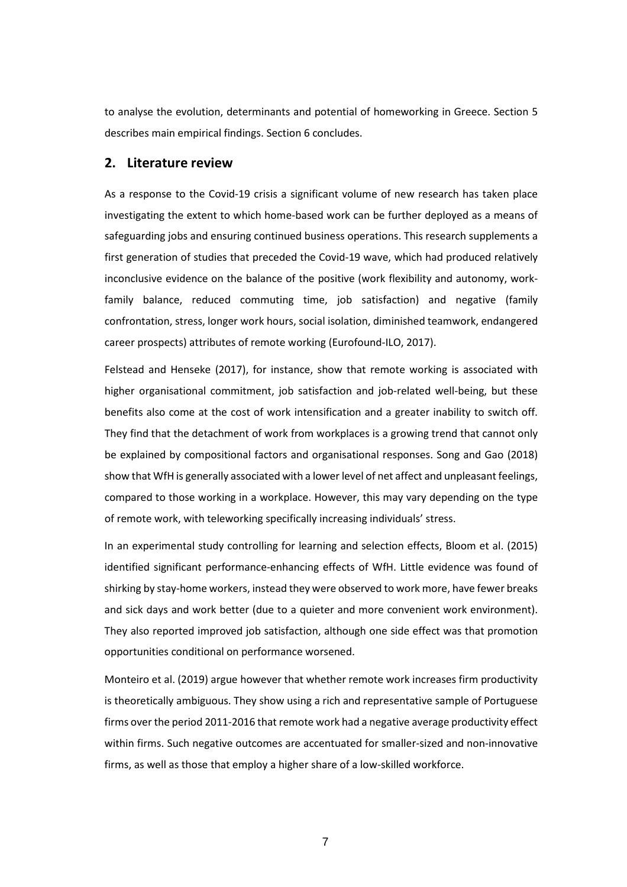to analyse the evolution, determinants and potential of homeworking in Greece. Section 5 describes main empirical findings. Section 6 concludes.

## 2. Literature review

As a response to the Covid-19 crisis a significant volume of new research has taken place investigating the extent to which home-based work can be further deployed as a means of safeguarding jobs and ensuring continued business operations. This research supplements a first generation of studies that preceded the Covid-19 wave, which had produced relatively inconclusive evidence on the balance of the positive (work flexibility and autonomy, work-family balance, reduced commuting time, job satisfaction) and negative (family confrontation, stress, longer work hours, social isolation, diminished teamwork, endangered career prospects) attributes of remote working (Eurofound-ILO, 2017).

Felstead and Henseke (2017), for instance, show that remote working is associated with higher organisational commitment, job satisfaction and job-related well-being, but these benefits also come at the cost of work intensification and a greater inability to switch off. They find that the detachment of work from workplaces is a growing trend that cannot only be explained by compositional factors and organisational responses. Song and Gao (2018) show that WfH is generally associated with a lower level of net affect and unpleasant feelings, compared to those working in a workplace. However, this may vary depending on the type of remote work, with teleworking specifically increasing individuals' stress.

In an experimental study controlling for learning and selection effects, Bloom et al. (2015) identified significant performance-enhancing effects of WfH. Little evidence was found of shirking by stay-home workers, instead they were observed to work more, have fewer breaks and sick days and work better (due to a quieter and more convenient work environment). They also reported improved job satisfaction, although one side effect was that promotion opportunities conditional on performance worsened.

Monteiro et al. (2019) argue however that whether remote work increases firm productivity is theoretically ambiguous. They show using a rich and representative sample of Portuguese firms over the period 2011-2016 that remote work had a negative average productivity effect within firms. Such negative outcomes are accentuated for smaller-sized and non-innovative firms, as well as those that employ a higher share of a low-skilled workforce.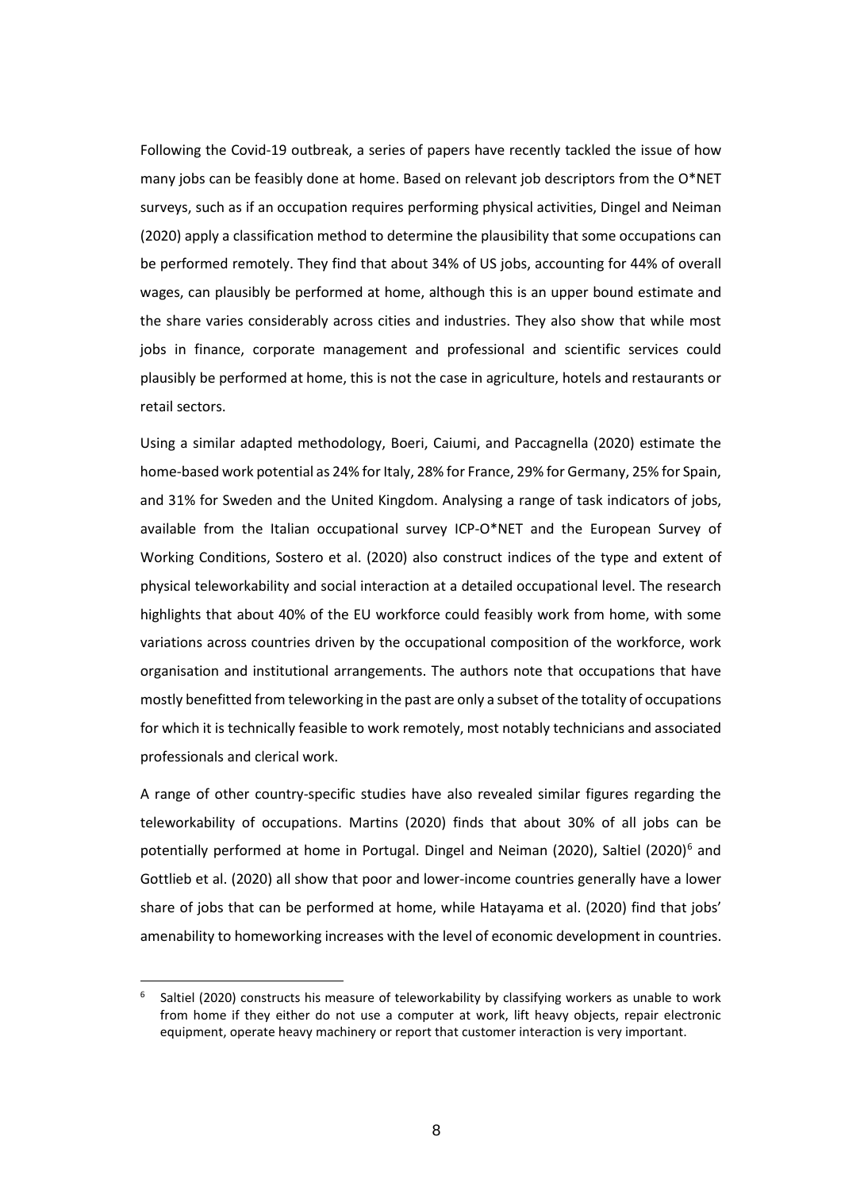Following the Covid-19 outbreak, a series of papers have recently tackled the issue of how many jobs can be feasibly done at home. Based on relevant job descriptors from the O*NET surveys, such as if an occupation requires performing physical activities, Dingel and Neiman (2020) apply a classification method to determine the plausibility that some occupations can be performed remotely. They find that about 34% of US jobs, accounting for 44% of overall wages, can plausibly be performed at home, although this is an upper bound estimate and the share varies considerably across cities and industries. They also show that while most jobs in finance, corporate management and professional and scientific services could plausibly be performed at home, this is not the case in agriculture, hotels and restaurants or retail sectors.

Using a similar adapted methodology, Boeri, Caiumi, and Paccagnella (2020) estimate the home-based work potential as 24% for Italy, 28% for France, 29% for Germany, 25% for Spain, and 31% for Sweden and the United Kingdom. Analysing a range of task indicators of jobs, available from the Italian occupational survey ICP-O*NET and the European Survey of Working Conditions, Sostero et al. (2020) also construct indices of the type and extent of physical teleworkability and social interaction at a detailed occupational level. The research highlights that about 40% of the EU workforce could feasibly work from home, with some variations across countries driven by the occupational composition of the workforce, work organisation and institutional arrangements. The authors note that occupations that have mostly benefitted from teleworking in the past are only a subset of the totality of occupations for which it is technically feasible to work remotely, most notably technicians and associated professionals and clerical work.

A range of other country-specific studies have also revealed similar figures regarding the teleworkability of occupations. Martins (2020) finds that about 30% of all jobs can be potentially performed at home in Portugal. Dingel and Neiman (2020), Saltiel (2020)[6] and Gottlieb et al. (2020) all show that poor and lower-income countries generally have a lower share of jobs that can be performed at home, while Hatayama et al. (2020) find that jobs' amenability to homeworking increases with the level of economic development in countries.

[6] Saltiel (2020) constructs his measure of teleworkability by classifying workers as unable to work from home if they either do not use a computer at work, lift heavy objects, repair electronic equipment, operate heavy machinery or report that customer interaction is very important.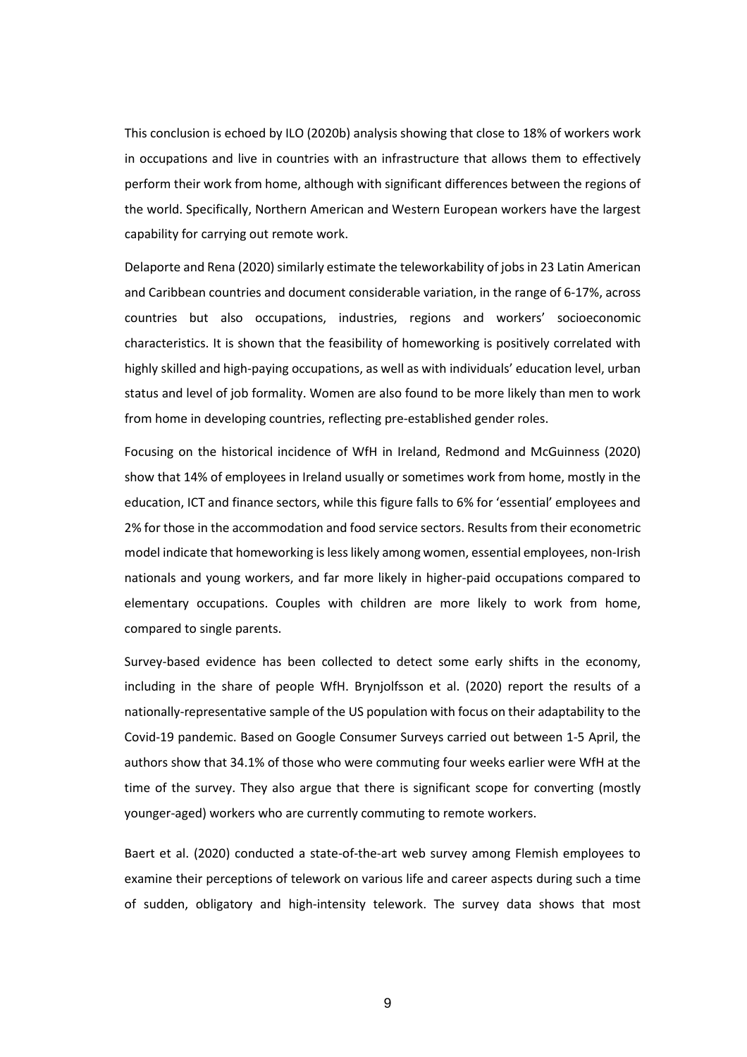This conclusion is echoed by ILO (2020b) analysis showing that close to 18% of workers work in occupations and live in countries with an infrastructure that allows them to effectively perform their work from home, although with significant differences between the regions of the world. Specifically, Northern American and Western European workers have the largest capability for carrying out remote work.

Delaporte and Rena (2020) similarly estimate the teleworkability of jobs in 23 Latin American and Caribbean countries and document considerable variation, in the range of 6-17%, across countries but also occupations, industries, regions and workers' socioeconomic characteristics. It is shown that the feasibility of homeworking is positively correlated with highly skilled and high-paying occupations, as well as with individuals' education level, urban status and level of job formality. Women are also found to be more likely than men to work from home in developing countries, reflecting pre-established gender roles.

Focusing on the historical incidence of WfH in Ireland, Redmond and McGuinness (2020) show that 14% of employees in Ireland usually or sometimes work from home, mostly in the education, ICT and finance sectors, while this figure falls to 6% for 'essential' employees and 2% for those in the accommodation and food service sectors. Results from their econometric model indicate that homeworking is less likely among women, essential employees, non-Irish nationals and young workers, and far more likely in higher-paid occupations compared to elementary occupations. Couples with children are more likely to work from home, compared to single parents.

Survey-based evidence has been collected to detect some early shifts in the economy, including in the share of people WfH. Brynjolfsson et al. (2020) report the results of a nationally-representative sample of the US population with focus on their adaptability to the Covid-19 pandemic. Based on Google Consumer Surveys carried out between 1-5 April, the authors show that 34.1% of those who were commuting four weeks earlier were WfH at the time of the survey. They also argue that there is significant scope for converting (mostly younger-aged) workers who are currently commuting to remote workers.

Baert et al. (2020) conducted a state-of-the-art web survey among Flemish employees to examine their perceptions of telework on various life and career aspects during such a time of sudden, obligatory and high-intensity telework. The survey data shows that most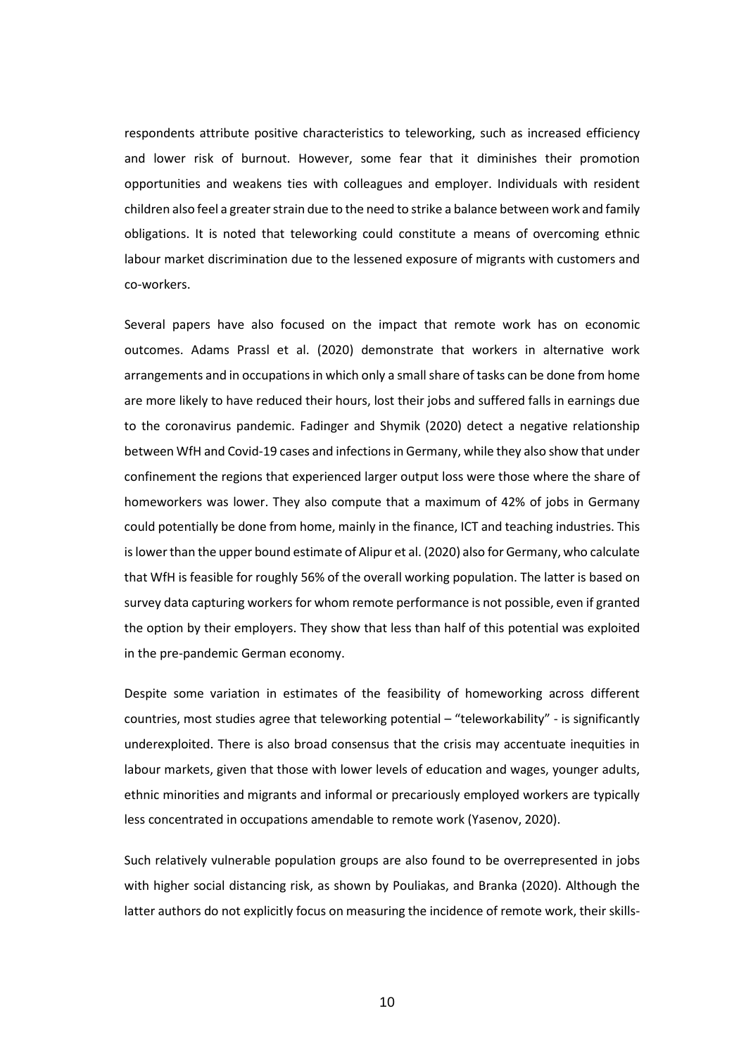respondents attribute positive characteristics to teleworking, such as increased efficiency and lower risk of burnout. However, some fear that it diminishes their promotion opportunities and weakens ties with colleagues and employer. Individuals with resident children also feel a greater strain due to the need to strike a balance between work and family obligations. It is noted that teleworking could constitute a means of overcoming ethnic labour market discrimination due to the lessened exposure of migrants with customers and co-workers.

Several papers have also focused on the impact that remote work has on economic outcomes. Adams Prassl et al. (2020) demonstrate that workers in alternative work arrangements and in occupations in which only a small share of tasks can be done from home are more likely to have reduced their hours, lost their jobs and suffered falls in earnings due to the coronavirus pandemic. Fadinger and Shymik (2020) detect a negative relationship between WfH and Covid-19 cases and infections in Germany, while they also show that under confinement the regions that experienced larger output loss were those where the share of homeworkers was lower. They also compute that a maximum of 42% of jobs in Germany could potentially be done from home, mainly in the finance, ICT and teaching industries. This is lower than the upper bound estimate of Alipur et al. (2020) also for Germany, who calculate that WfH is feasible for roughly 56% of the overall working population. The latter is based on survey data capturing workers for whom remote performance is not possible, even if granted the option by their employers. They show that less than half of this potential was exploited in the pre-pandemic German economy.

Despite some variation in estimates of the feasibility of homeworking across different countries, most studies agree that teleworking potential – "teleworkability" - is significantly underexploited. There is also broad consensus that the crisis may accentuate inequities in labour markets, given that those with lower levels of education and wages, younger adults, ethnic minorities and migrants and informal or precariously employed workers are typically less concentrated in occupations amendable to remote work (Yasenov, 2020).

Such relatively vulnerable population groups are also found to be overrepresented in jobs with higher social distancing risk, as shown by Pouliakas, and Branka (2020). Although the latter authors do not explicitly focus on measuring the incidence of remote work, their skills-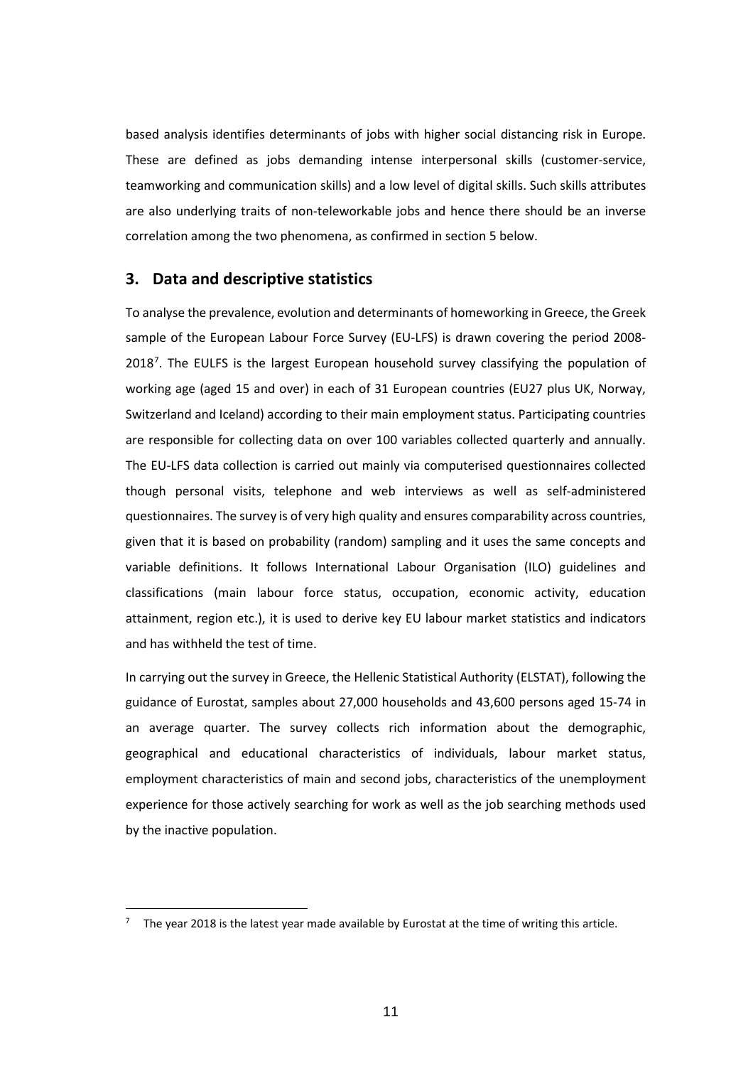based analysis identifies determinants of jobs with higher social distancing risk in Europe. These are defined as jobs demanding intense interpersonal skills (customer-service, teamworking and communication skills) and a low level of digital skills. Such skills attributes are also underlying traits of non-teleworkable jobs and hence there should be an inverse correlation among the two phenomena, as confirmed in section 5 below.

## 3. Data and descriptive statistics

To analyse the prevalence, evolution and determinants of homeworking in Greece, the Greek sample of the European Labour Force Survey (EU-LFS) is drawn covering the period 2008-2018[7]. The EULFS is the largest European household survey classifying the population of working age (aged 15 and over) in each of 31 European countries (EU27 plus UK, Norway, Switzerland and Iceland) according to their main employment status. Participating countries are responsible for collecting data on over 100 variables collected quarterly and annually. The EU-LFS data collection is carried out mainly via computerised questionnaires collected though personal visits, telephone and web interviews as well as self-administered questionnaires. The survey is of very high quality and ensures comparability across countries, given that it is based on probability (random) sampling and it uses the same concepts and variable definitions. It follows International Labour Organisation (ILO) guidelines and classifications (main labour force status, occupation, economic activity, education attainment, region etc.), it is used to derive key EU labour market statistics and indicators and has withheld the test of time.

In carrying out the survey in Greece, the Hellenic Statistical Authority (ELSTAT), following the guidance of Eurostat, samples about 27,000 households and 43,600 persons aged 15-74 in an average quarter. The survey collects rich information about the demographic, geographical and educational characteristics of individuals, labour market status, employment characteristics of main and second jobs, characteristics of the unemployment experience for those actively searching for work as well as the job searching methods used by the inactive population.

[7] The year 2018 is the latest year made available by Eurostat at the time of writing this article.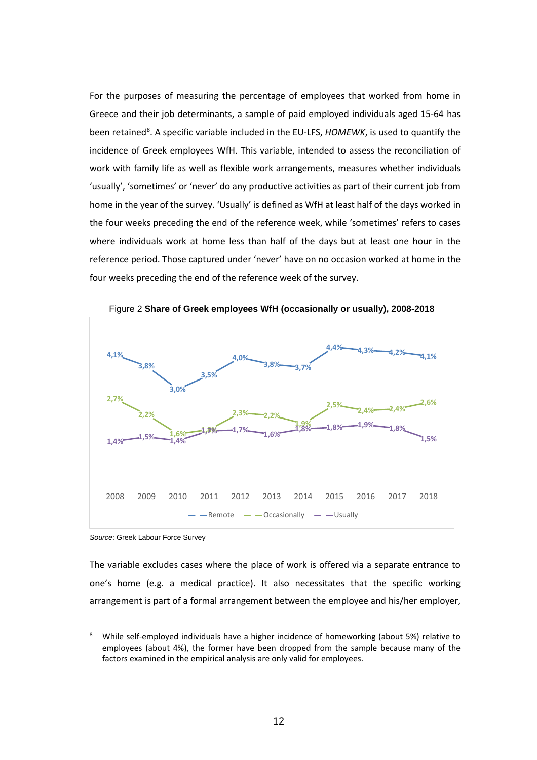For the purposes of measuring the percentage of employees that worked from home in Greece and their job determinants, a sample of paid employed individuals aged 15-64 has been retained[8]. A specific variable included in the EU-LFS, *HOMEWK*, is used to quantify the incidence of Greek employees WfH. This variable, intended to assess the reconciliation of work with family life as well as flexible work arrangements, measures whether individuals 'usually', 'sometimes' or 'never' do any productive activities as part of their current job from home in the year of the survey. 'Usually' is defined as WfH at least half of the days worked in the four weeks preceding the end of the reference week, while 'sometimes' refers to cases where individuals work at home less than half of the days but at least one hour in the reference period. Those captured under 'never' have on no occasion worked at home in the four weeks preceding the end of the reference week of the survey.

Figure 2 **Share of Greek employees WfH (occasionally or usually), 2008-2018**

| | 2008 | 2009 | 2010 | 2011 | 2012 | 2013 | 2014 | 2015 | 2016 | 2017 | 2018 |
|---|---|---|---|---|---|---|---|---|---|---|---|
| Remote | 4,1% | 3,8% | 3,0% | 3,5% | 4,0% | 3,8% | 3,7% | 4,4% | 4,3% | 4,2% | 4,1% |
| Occasionally | 2,7% | 2,2% | 1,6% | 1,7% | 2,3% | 2,2% | 1,9% | 2,5% | 2,4% | 2,4% | 2,6% |
| Usually | 1,4% | 1,5% | 1,4% | 1,7% | 1,7% | 1,6% | 1,8% | 1,8% | 1,9% | 1,8% | 1,5% |

*Source*: Greek Labour Force Survey

The variable excludes cases where the place of work is offered via a separate entrance to one's home (e.g. a medical practice). It also necessitates that the specific working arrangement is part of a formal arrangement between the employee and his/her employer,

[8] While self-employed individuals have a higher incidence of homeworking (about 5%) relative to employees (about 4%), the former have been dropped from the sample because many of the factors examined in the empirical analysis are only valid for employees.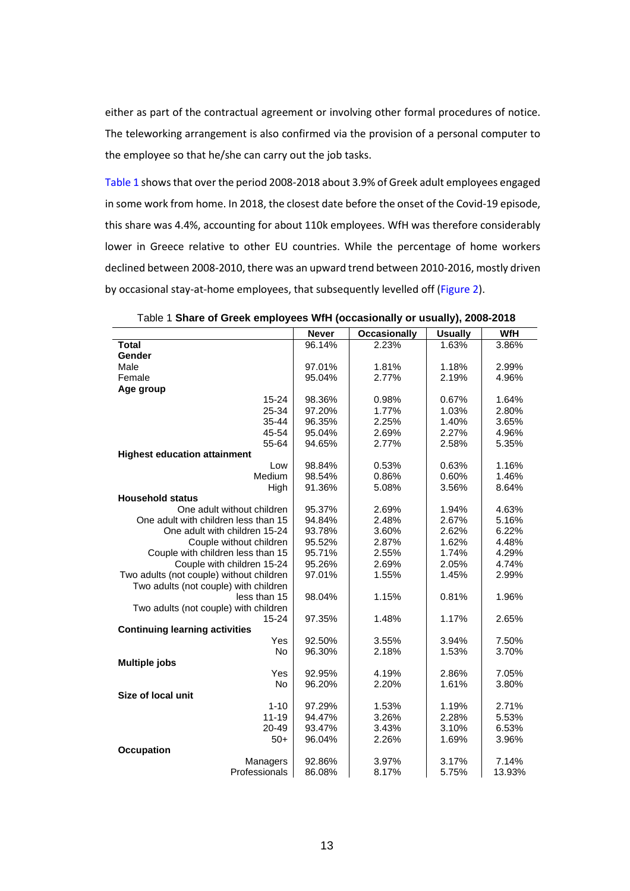either as part of the contractual agreement or involving other formal procedures of notice. The teleworking arrangement is also confirmed via the provision of a personal computer to the employee so that he/she can carry out the job tasks.

Table 1 shows that over the period 2008-2018 about 3.9% of Greek adult employees engaged in some work from home. In 2018, the closest date before the onset of the Covid-19 episode, this share was 4.4%, accounting for about 110k employees. WfH was therefore considerably lower in Greece relative to other EU countries. While the percentage of home workers declined between 2008-2010, there was an upward trend between 2010-2016, mostly driven by occasional stay-at-home employees, that subsequently levelled off (Figure 2).

Table 1 **Share of Greek employees WfH (occasionally or usually), 2008-2018**

| | Never | Occasionally | Usually | WfH |
|---|---|---|---|---|
| **Total** | 96.14% | 2.23% | 1.63% | 3.86% |
| **Gender** | | | | |
| Male | 97.01% | 1.81% | 1.18% | 2.99% |
| Female | 95.04% | 2.77% | 2.19% | 4.96% |
| **Age group** | | | | |
| 15-24 | 98.36% | 0.98% | 0.67% | 1.64% |
| 25-34 | 97.20% | 1.77% | 1.03% | 2.80% |
| 35-44 | 96.35% | 2.25% | 1.40% | 3.65% |
| 45-54 | 95.04% | 2.69% | 2.27% | 4.96% |
| 55-64 | 94.65% | 2.77% | 2.58% | 5.35% |
| **Highest education attainment** | | | | |
| Low | 98.84% | 0.53% | 0.63% | 1.16% |
| Medium | 98.54% | 0.86% | 0.60% | 1.46% |
| High | 91.36% | 5.08% | 3.56% | 8.64% |
| **Household status** | | | | |
| One adult without children | 95.37% | 2.69% | 1.94% | 4.63% |
| One adult with children less than 15 | 94.84% | 2.48% | 2.67% | 5.16% |
| One adult with children 15-24 | 93.78% | 3.60% | 2.62% | 6.22% |
| Couple without children | 95.52% | 2.87% | 1.62% | 4.48% |
| Couple with children less than 15 | 95.71% | 2.55% | 1.74% | 4.29% |
| Couple with children 15-24 | 95.26% | 2.69% | 2.05% | 4.74% |
| Two adults (not couple) without children | 97.01% | 1.55% | 1.45% | 2.99% |
| Two adults (not couple) with children less than 15 | 98.04% | 1.15% | 0.81% | 1.96% |
| Two adults (not couple) with children 15-24 | 97.35% | 1.48% | 1.17% | 2.65% |
| **Continuing learning activities** | | | | |
| Yes | 92.50% | 3.55% | 3.94% | 7.50% |
| No | 96.30% | 2.18% | 1.53% | 3.70% |
| **Multiple jobs** | | | | |
| Yes | 92.95% | 4.19% | 2.86% | 7.05% |
| No | 96.20% | 2.20% | 1.61% | 3.80% |
| **Size of local unit** | | | | |
| 1-10 | 97.29% | 1.53% | 1.19% | 2.71% |
| 11-19 | 94.47% | 3.26% | 2.28% | 5.53% |
| 20-49 | 93.47% | 3.43% | 3.10% | 6.53% |
| 50+ | 96.04% | 2.26% | 1.69% | 3.96% |
| **Occupation** | | | | |
| Managers | 92.86% | 3.97% | 3.17% | 7.14% |
| Professionals | 86.08% | 8.17% | 5.75% | 13.93% |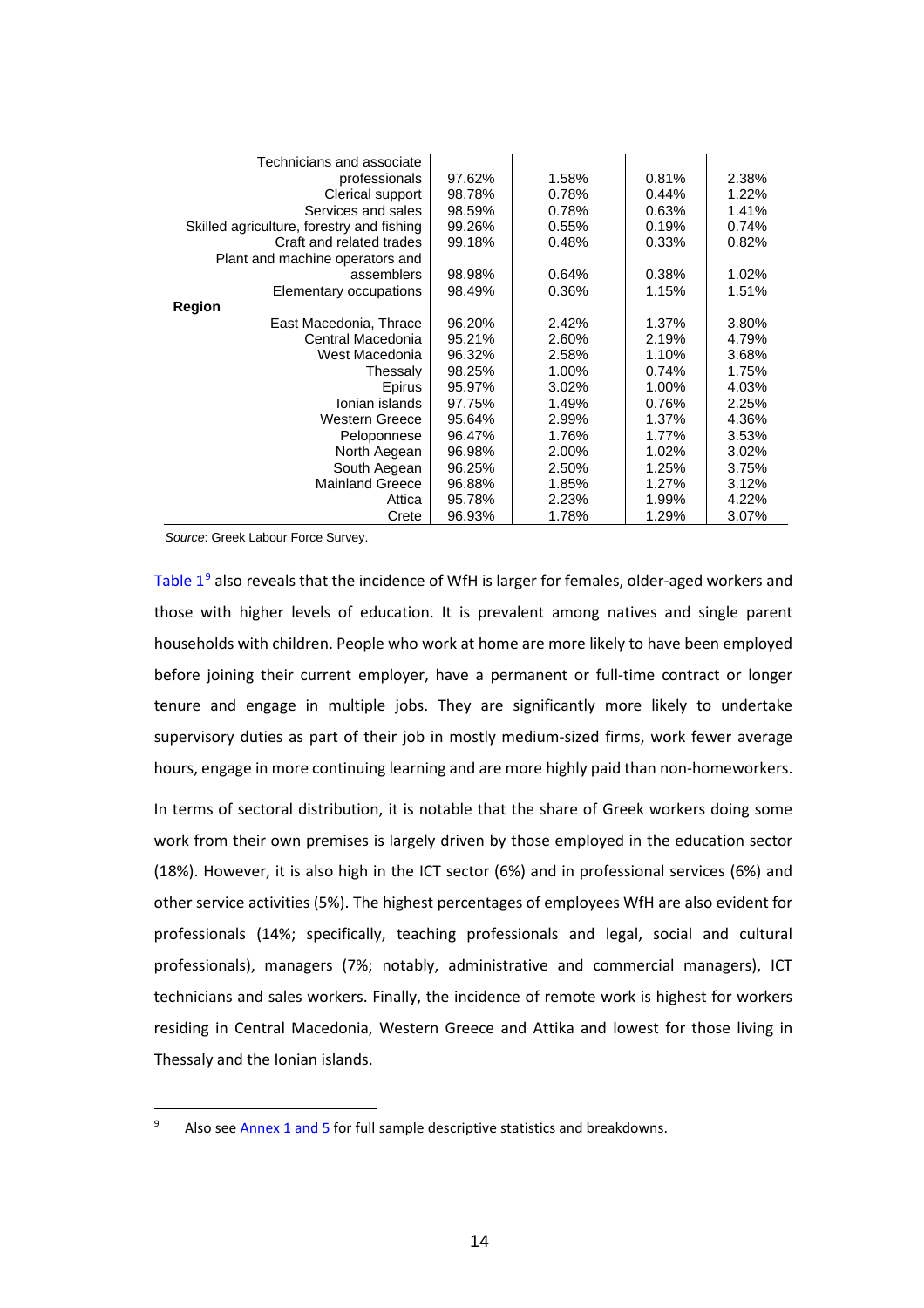| | | | | |
|---|---|---|---|---|
| Technicians and associate professionals | 97.62% | 1.58% | 0.81% | 2.38% |
| Clerical support | 98.78% | 0.78% | 0.44% | 1.22% |
| Services and sales | 98.59% | 0.78% | 0.63% | 1.41% |
| Skilled agriculture, forestry and fishing | 99.26% | 0.55% | 0.19% | 0.74% |
| Craft and related trades | 99.18% | 0.48% | 0.33% | 0.82% |
| Plant and machine operators and assemblers | 98.98% | 0.64% | 0.38% | 1.02% |
| Elementary occupations | 98.49% | 0.36% | 1.15% | 1.51% |
| **Region** | | | | |
| East Macedonia, Thrace | 96.20% | 2.42% | 1.37% | 3.80% |
| Central Macedonia | 95.21% | 2.60% | 2.19% | 4.79% |
| West Macedonia | 96.32% | 2.58% | 1.10% | 3.68% |
| Thessaly | 98.25% | 1.00% | 0.74% | 1.75% |
| Epirus | 95.97% | 3.02% | 1.00% | 4.03% |
| Ionian islands | 97.75% | 1.49% | 0.76% | 2.25% |
| Western Greece | 95.64% | 2.99% | 1.37% | 4.36% |
| Peloponnese | 96.47% | 1.76% | 1.77% | 3.53% |
| North Aegean | 96.98% | 2.00% | 1.02% | 3.02% |
| South Aegean | 96.25% | 2.50% | 1.25% | 3.75% |
| Mainland Greece | 96.88% | 1.85% | 1.27% | 3.12% |
| Attica | 95.78% | 2.23% | 1.99% | 4.22% |
| Crete | 96.93% | 1.78% | 1.29% | 3.07% |

*Source*: Greek Labour Force Survey.

Table 1[9] also reveals that the incidence of WfH is larger for females, older-aged workers and those with higher levels of education. It is prevalent among natives and single parent households with children. People who work at home are more likely to have been employed before joining their current employer, have a permanent or full-time contract or longer tenure and engage in multiple jobs. They are significantly more likely to undertake supervisory duties as part of their job in mostly medium-sized firms, work fewer average hours, engage in more continuing learning and are more highly paid than non-homeworkers.

In terms of sectoral distribution, it is notable that the share of Greek workers doing some work from their own premises is largely driven by those employed in the education sector (18%). However, it is also high in the ICT sector (6%) and in professional services (6%) and other service activities (5%). The highest percentages of employees WfH are also evident for professionals (14%; specifically, teaching professionals and legal, social and cultural professionals), managers (7%; notably, administrative and commercial managers), ICT technicians and sales workers. Finally, the incidence of remote work is highest for workers residing in Central Macedonia, Western Greece and Attika and lowest for those living in Thessaly and the Ionian islands.

[9] Also see Annex 1 and 5 for full sample descriptive statistics and breakdowns.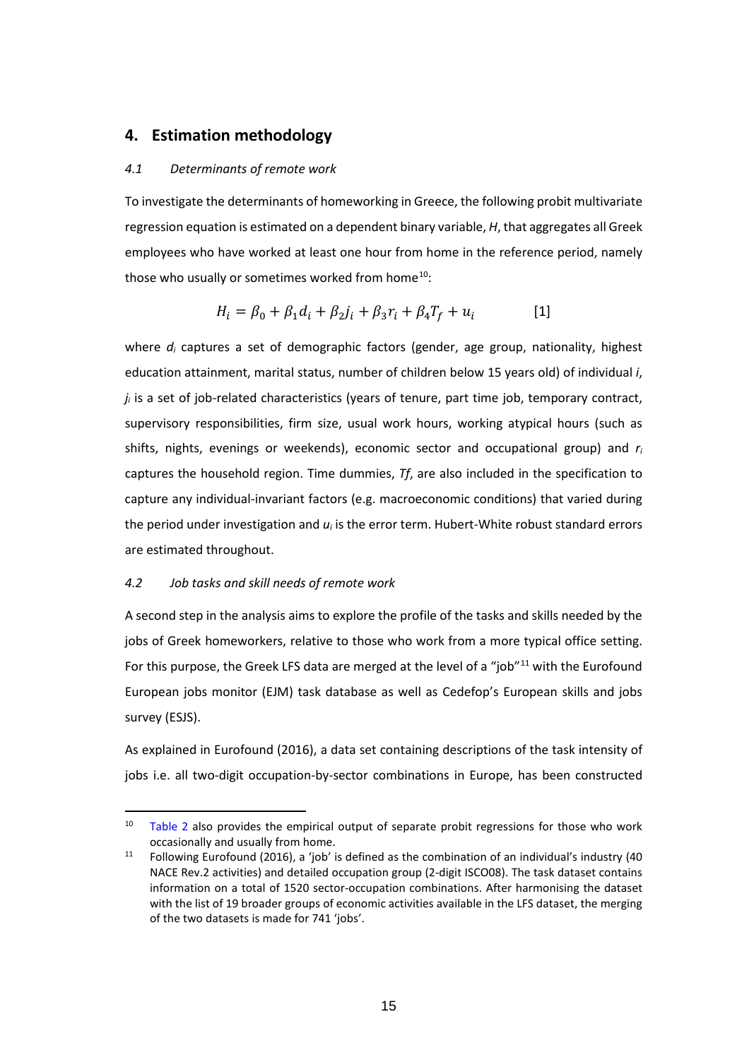## 4. Estimation methodology

### *4.1 Determinants of remote work*

To investigate the determinants of homeworking in Greece, the following probit multivariate regression equation is estimated on a dependent binary variable, *H*, that aggregates all Greek employees who have worked at least one hour from home in the reference period, namely those who usually or sometimes worked from home[10]:

$$H_i = \beta_0 + \beta_1 d_i + \beta_2 j_i + \beta_3 r_i + \beta_4 T_f + u_i \qquad [1]$$

where $d_i$ captures a set of demographic factors (gender, age group, nationality, highest education attainment, marital status, number of children below 15 years old) of individual *i*, $j_i$ is a set of job-related characteristics (years of tenure, part time job, temporary contract, supervisory responsibilities, firm size, usual work hours, working atypical hours (such as shifts, nights, evenings or weekends), economic sector and occupational group) and $r_i$ captures the household region. Time dummies, $Tf$, are also included in the specification to capture any individual-invariant factors (e.g. macroeconomic conditions) that varied during the period under investigation and $u_i$ is the error term. Hubert-White robust standard errors are estimated throughout.

### *4.2 Job tasks and skill needs of remote work*

A second step in the analysis aims to explore the profile of the tasks and skills needed by the jobs of Greek homeworkers, relative to those who work from a more typical office setting. For this purpose, the Greek LFS data are merged at the level of a "job"[11] with the Eurofound European jobs monitor (EJM) task database as well as Cedefop's European skills and jobs survey (ESJS).

As explained in Eurofound (2016), a data set containing descriptions of the task intensity of jobs i.e. all two-digit occupation-by-sector combinations in Europe, has been constructed

---

[10] Table 2 also provides the empirical output of separate probit regressions for those who work occasionally and usually from home.

[11] Following Eurofound (2016), a 'job' is defined as the combination of an individual's industry (40 NACE Rev.2 activities) and detailed occupation group (2-digit ISCO08). The task dataset contains information on a total of 1520 sector-occupation combinations. After harmonising the dataset with the list of 19 broader groups of economic activities available in the LFS dataset, the merging of the two datasets is made for 741 'jobs'.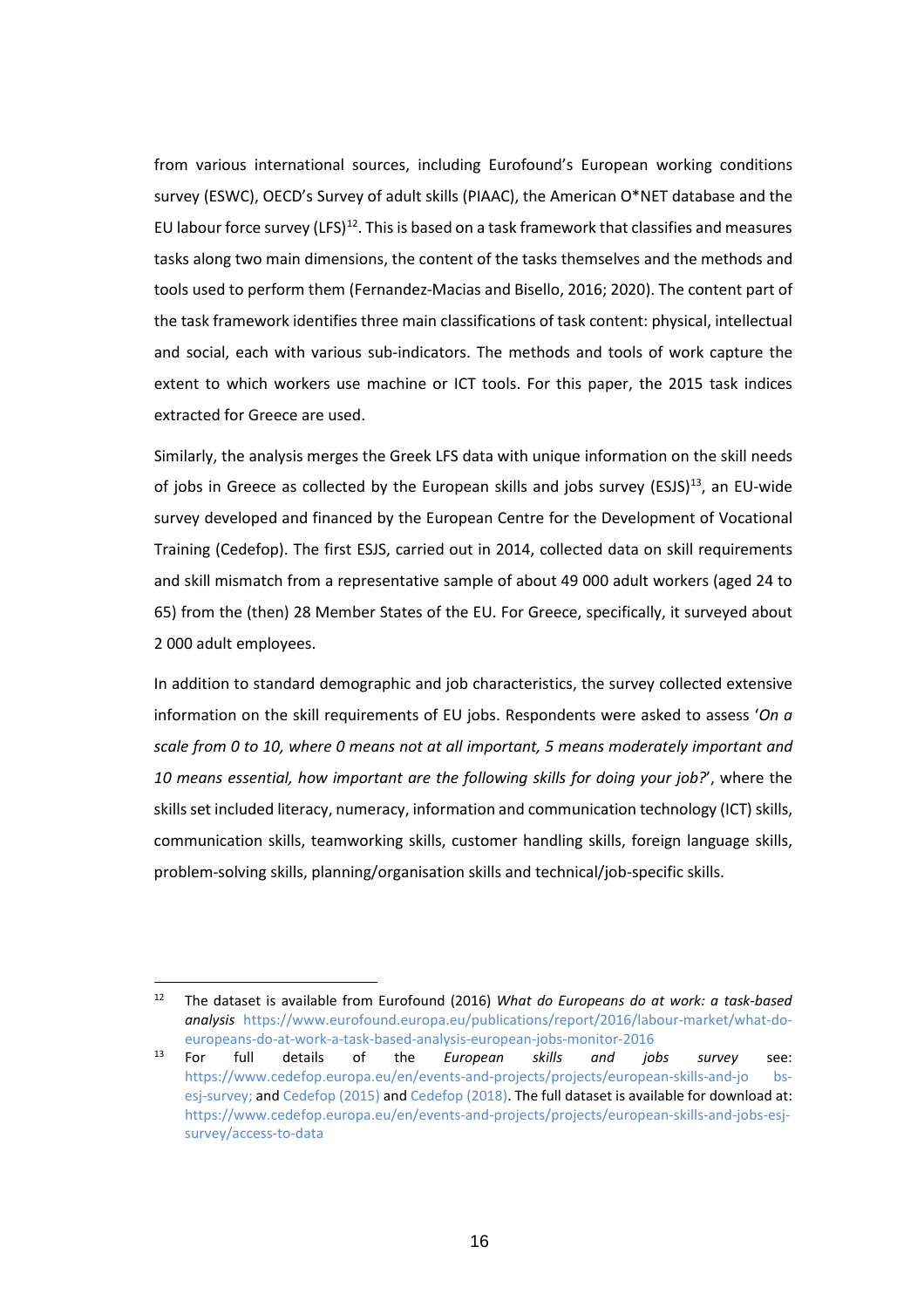from various international sources, including Eurofound's European working conditions survey (ESWC), OECD's Survey of adult skills (PIAAC), the American O*NET database and the EU labour force survey (LFS)[12]. This is based on a task framework that classifies and measures tasks along two main dimensions, the content of the tasks themselves and the methods and tools used to perform them (Fernandez-Macias and Bisello, 2016; 2020). The content part of the task framework identifies three main classifications of task content: physical, intellectual and social, each with various sub-indicators. The methods and tools of work capture the extent to which workers use machine or ICT tools. For this paper, the 2015 task indices extracted for Greece are used.

Similarly, the analysis merges the Greek LFS data with unique information on the skill needs of jobs in Greece as collected by the European skills and jobs survey (ESJS)[13], an EU-wide survey developed and financed by the European Centre for the Development of Vocational Training (Cedefop). The first ESJS, carried out in 2014, collected data on skill requirements and skill mismatch from a representative sample of about 49 000 adult workers (aged 24 to 65) from the (then) 28 Member States of the EU. For Greece, specifically, it surveyed about 2 000 adult employees.

In addition to standard demographic and job characteristics, the survey collected extensive information on the skill requirements of EU jobs. Respondents were asked to assess '*On a scale from 0 to 10, where 0 means not at all important, 5 means moderately important and 10 means essential, how important are the following skills for doing your job?*', where the skills set included literacy, numeracy, information and communication technology (ICT) skills, communication skills, teamworking skills, customer handling skills, foreign language skills, problem-solving skills, planning/organisation skills and technical/job-specific skills.

---

[12] The dataset is available from Eurofound (2016) *What do Europeans do at work: a task-based analysis* https://www.eurofound.europa.eu/publications/report/2016/labour-market/what-do-europeans-do-at-work-a-task-based-analysis-european-jobs-monitor-2016

[13] For full details of the *European skills and jobs survey* see: https://www.cedefop.europa.eu/en/events-and-projects/projects/european-skills-and-jobs-esj-survey; and Cedefop (2015) and Cedefop (2018). The full dataset is available for download at: https://www.cedefop.europa.eu/en/events-and-projects/projects/european-skills-and-jobs-esj-survey/access-to-data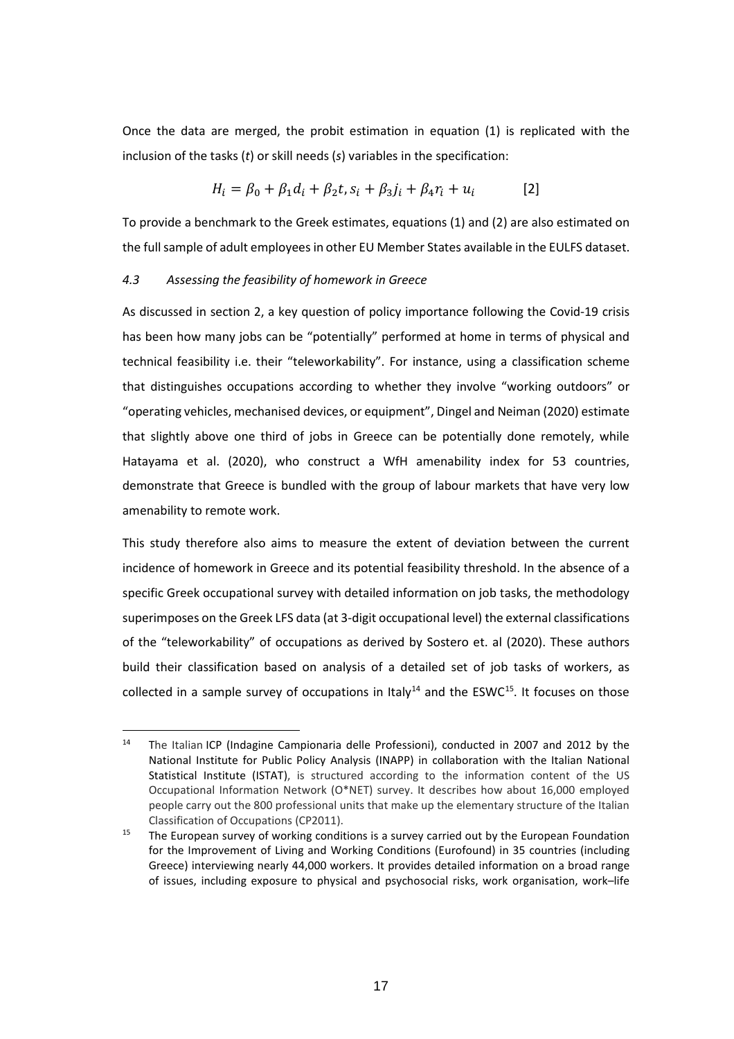Once the data are merged, the probit estimation in equation (1) is replicated with the inclusion of the tasks (*t*) or skill needs (*s*) variables in the specification:

$$H_i = \beta_0 + \beta_1 d_i + \beta_2 t, s_i + \beta_3 j_i + \beta_4 r_i + u_i \qquad [2]$$

To provide a benchmark to the Greek estimates, equations (1) and (2) are also estimated on the full sample of adult employees in other EU Member States available in the EULFS dataset.

### *4.3 Assessing the feasibility of homework in Greece*

As discussed in section 2, a key question of policy importance following the Covid-19 crisis has been how many jobs can be "potentially" performed at home in terms of physical and technical feasibility i.e. their "teleworkability". For instance, using a classification scheme that distinguishes occupations according to whether they involve "working outdoors" or "operating vehicles, mechanised devices, or equipment", Dingel and Neiman (2020) estimate that slightly above one third of jobs in Greece can be potentially done remotely, while Hatayama et al. (2020), who construct a WfH amenability index for 53 countries, demonstrate that Greece is bundled with the group of labour markets that have very low amenability to remote work.

This study therefore also aims to measure the extent of deviation between the current incidence of homework in Greece and its potential feasibility threshold. In the absence of a specific Greek occupational survey with detailed information on job tasks, the methodology superimposes on the Greek LFS data (at 3-digit occupational level) the external classifications of the "teleworkability" of occupations as derived by Sostero et. al (2020). These authors build their classification based on analysis of a detailed set of job tasks of workers, as collected in a sample survey of occupations in Italy[14] and the ESWC[15]. It focuses on those

---

[14] The Italian ICP (Indagine Campionaria delle Professioni), conducted in 2007 and 2012 by the National Institute for Public Policy Analysis (INAPP) in collaboration with the Italian National Statistical Institute (ISTAT), is structured according to the information content of the US Occupational Information Network (O*NET) survey. It describes how about 16,000 employed people carry out the 800 professional units that make up the elementary structure of the Italian Classification of Occupations (CP2011).

[15] The European survey of working conditions is a survey carried out by the European Foundation for the Improvement of Living and Working Conditions (Eurofound) in 35 countries (including Greece) interviewing nearly 44,000 workers. It provides detailed information on a broad range of issues, including exposure to physical and psychosocial risks, work organisation, work–life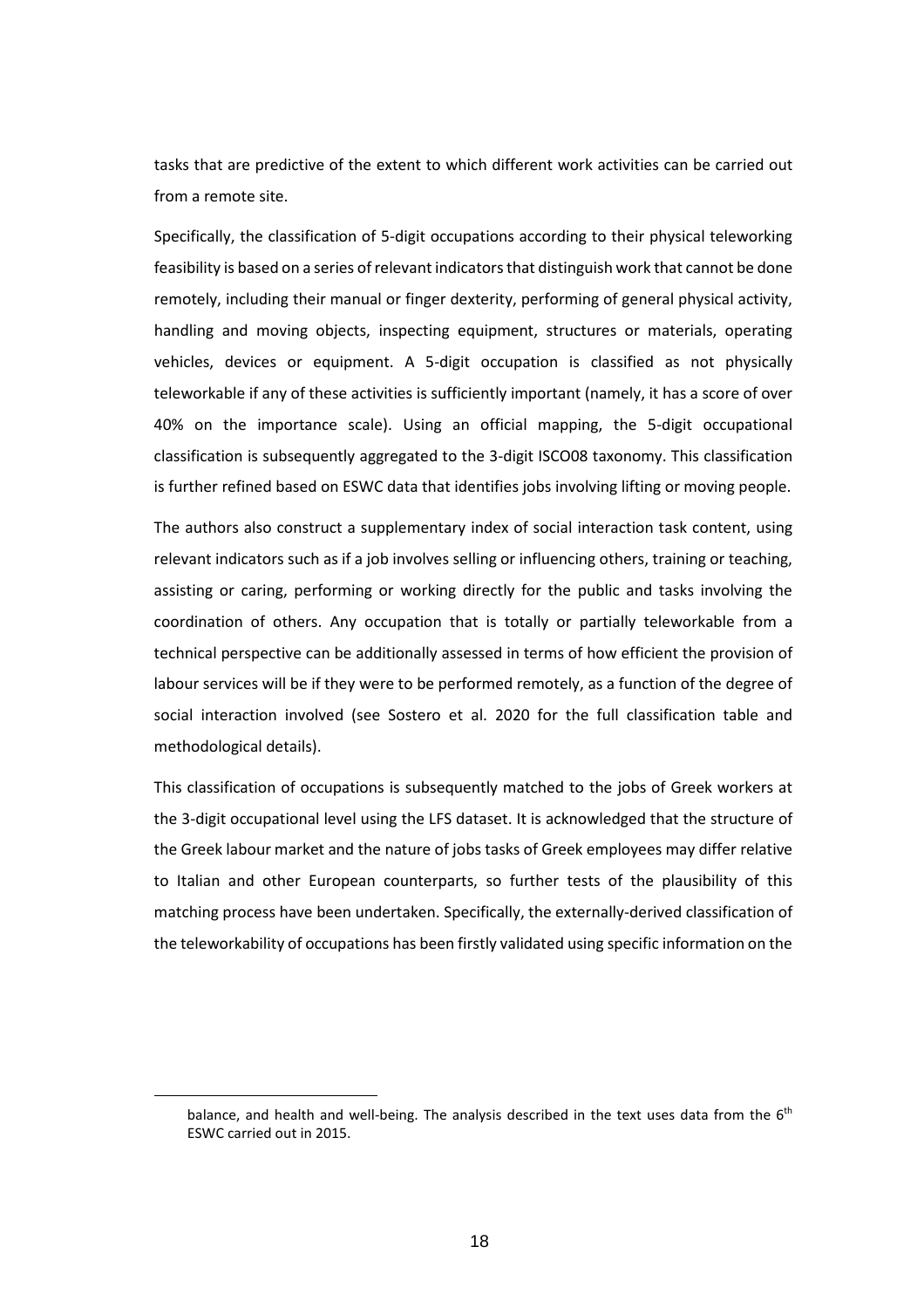tasks that are predictive of the extent to which different work activities can be carried out from a remote site.

Specifically, the classification of 5-digit occupations according to their physical teleworking feasibility is based on a series of relevant indicators that distinguish work that cannot be done remotely, including their manual or finger dexterity, performing of general physical activity, handling and moving objects, inspecting equipment, structures or materials, operating vehicles, devices or equipment. A 5-digit occupation is classified as not physically teleworkable if any of these activities is sufficiently important (namely, it has a score of over 40% on the importance scale). Using an official mapping, the 5-digit occupational classification is subsequently aggregated to the 3-digit ISCO08 taxonomy. This classification is further refined based on ESWC data that identifies jobs involving lifting or moving people.

The authors also construct a supplementary index of social interaction task content, using relevant indicators such as if a job involves selling or influencing others, training or teaching, assisting or caring, performing or working directly for the public and tasks involving the coordination of others. Any occupation that is totally or partially teleworkable from a technical perspective can be additionally assessed in terms of how efficient the provision of labour services will be if they were to be performed remotely, as a function of the degree of social interaction involved (see Sostero et al. 2020 for the full classification table and methodological details).

This classification of occupations is subsequently matched to the jobs of Greek workers at the 3-digit occupational level using the LFS dataset. It is acknowledged that the structure of the Greek labour market and the nature of jobs tasks of Greek employees may differ relative to Italian and other European counterparts, so further tests of the plausibility of this matching process have been undertaken. Specifically, the externally-derived classification of the teleworkability of occupations has been firstly validated using specific information on the

---

balance, and health and well-being. The analysis described in the text uses data from the 6th ESWC carried out in 2015.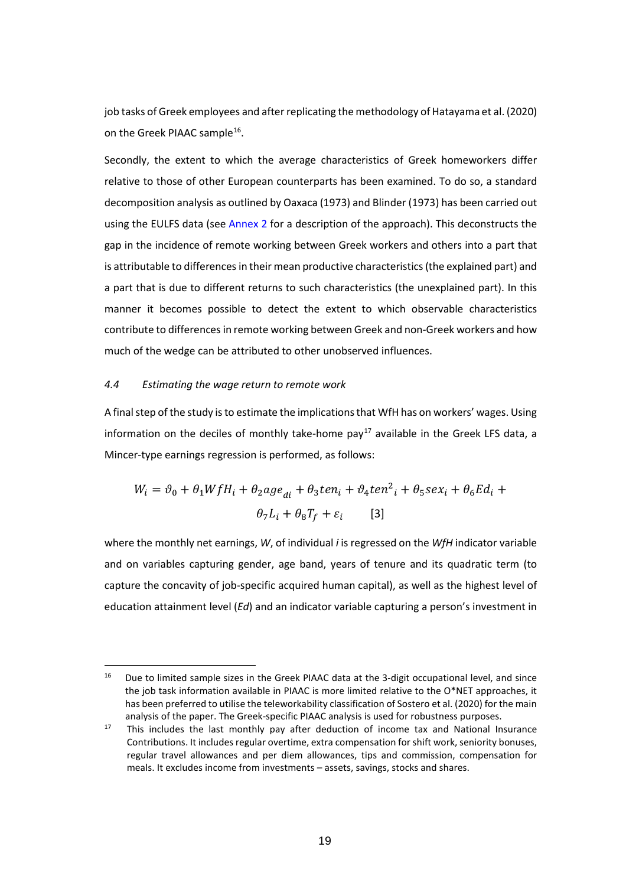job tasks of Greek employees and after replicating the methodology of Hatayama et al. (2020) on the Greek PIAAC sample[16].

Secondly, the extent to which the average characteristics of Greek homeworkers differ relative to those of other European counterparts has been examined. To do so, a standard decomposition analysis as outlined by Oaxaca (1973) and Blinder (1973) has been carried out using the EULFS data (see Annex 2 for a description of the approach). This deconstructs the gap in the incidence of remote working between Greek workers and others into a part that is attributable to differences in their mean productive characteristics (the explained part) and a part that is due to different returns to such characteristics (the unexplained part). In this manner it becomes possible to detect the extent to which observable characteristics contribute to differences in remote working between Greek and non-Greek workers and how much of the wedge can be attributed to other unobserved influences.

### *4.4 Estimating the wage return to remote work*

A final step of the study is to estimate the implications that WfH has on workers' wages. Using information on the deciles of monthly take-home pay[17] available in the Greek LFS data, a Mincer-type earnings regression is performed, as follows:

$$W_i = \vartheta_0 + \theta_1 WfH_i + \theta_2 age_{di} + \theta_3 ten_i + \vartheta_4 ten^2{}_i + \theta_5 sex_i + \theta_6 Ed_i + \theta_7 L_i + \theta_8 T_f + \varepsilon_i \qquad [3]$$

where the monthly net earnings, *W*, of individual *i* is regressed on the *WfH* indicator variable and on variables capturing gender, age band, years of tenure and its quadratic term (to capture the concavity of job-specific acquired human capital), as well as the highest level of education attainment level (*Ed*) and an indicator variable capturing a person's investment in

---

[16] Due to limited sample sizes in the Greek PIAAC data at the 3-digit occupational level, and since the job task information available in PIAAC is more limited relative to the O*NET approaches, it has been preferred to utilise the teleworkability classification of Sostero et al. (2020) for the main analysis of the paper. The Greek-specific PIAAC analysis is used for robustness purposes.

[17] This includes the last monthly pay after deduction of income tax and National Insurance Contributions. It includes regular overtime, extra compensation for shift work, seniority bonuses, regular travel allowances and per diem allowances, tips and commission, compensation for meals. It excludes income from investments – assets, savings, stocks and shares.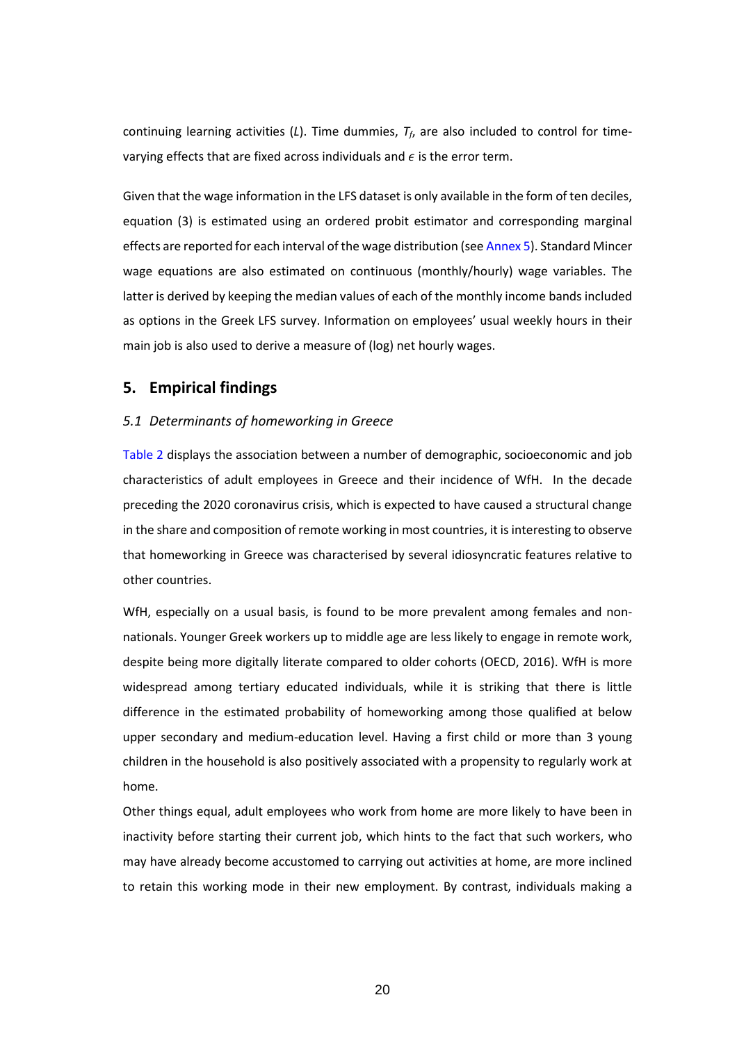continuing learning activities (*L*). Time dummies, $T_f$, are also included to control for time-varying effects that are fixed across individuals and $\epsilon$ is the error term.

Given that the wage information in the LFS dataset is only available in the form of ten deciles, equation (3) is estimated using an ordered probit estimator and corresponding marginal effects are reported for each interval of the wage distribution (see Annex 5). Standard Mincer wage equations are also estimated on continuous (monthly/hourly) wage variables. The latter is derived by keeping the median values of each of the monthly income bands included as options in the Greek LFS survey. Information on employees' usual weekly hours in their main job is also used to derive a measure of (log) net hourly wages.

## 5. Empirical findings

### *5.1 Determinants of homeworking in Greece*

Table 2 displays the association between a number of demographic, socioeconomic and job characteristics of adult employees in Greece and their incidence of WfH. In the decade preceding the 2020 coronavirus crisis, which is expected to have caused a structural change in the share and composition of remote working in most countries, it is interesting to observe that homeworking in Greece was characterised by several idiosyncratic features relative to other countries.

WfH, especially on a usual basis, is found to be more prevalent among females and non-nationals. Younger Greek workers up to middle age are less likely to engage in remote work, despite being more digitally literate compared to older cohorts (OECD, 2016). WfH is more widespread among tertiary educated individuals, while it is striking that there is little difference in the estimated probability of homeworking among those qualified at below upper secondary and medium-education level. Having a first child or more than 3 young children in the household is also positively associated with a propensity to regularly work at home.

Other things equal, adult employees who work from home are more likely to have been in inactivity before starting their current job, which hints to the fact that such workers, who may have already become accustomed to carrying out activities at home, are more inclined to retain this working mode in their new employment. By contrast, individuals making a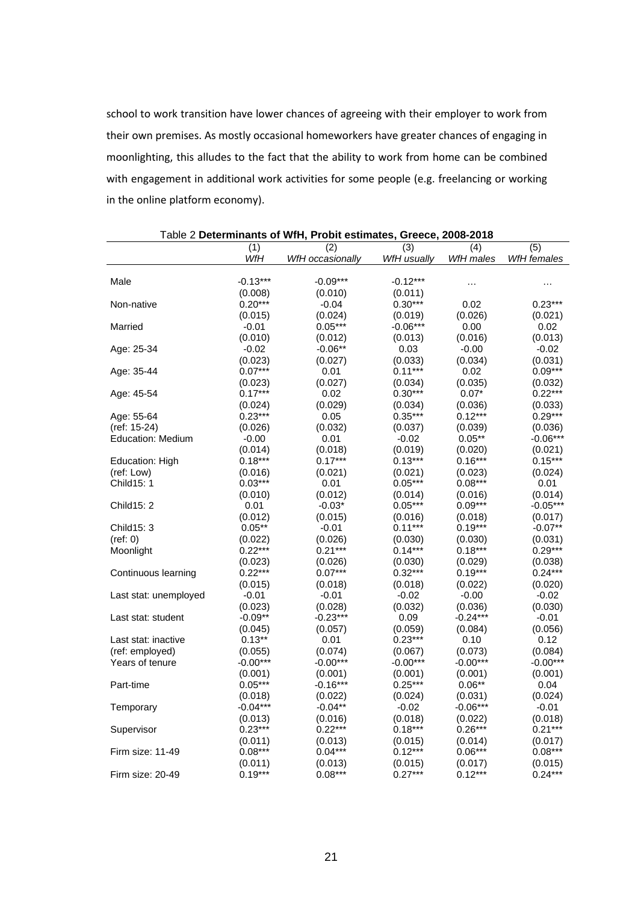school to work transition have lower chances of agreeing with their employer to work from their own premises. As mostly occasional homeworkers have greater chances of engaging in moonlighting, this alludes to the fact that the ability to work from home can be combined with engagement in additional work activities for some people (e.g. freelancing or working in the online platform economy).

Table 2 **Determinants of WfH, Probit estimates, Greece, 2008-2018**

| | (1) | (2) | (3) | (4) | (5) |
|---|---|---|---|---|---|
| | *WfH* | *WfH occasionally* | *WfH usually* | *WfH males* | *WfH females* |
| Male | -0.13*** | -0.09*** | -0.12*** | … | … |
| | (0.008) | (0.010) | (0.011) | | |
| Non-native | 0.20*** | -0.04 | 0.30*** | 0.02 | 0.23*** |
| | (0.015) | (0.024) | (0.019) | (0.026) | (0.021) |
| Married | -0.01 | 0.05*** | -0.06*** | 0.00 | 0.02 |
| | (0.010) | (0.012) | (0.013) | (0.016) | (0.013) |
| Age: 25-34 | -0.02 | -0.06** | 0.03 | -0.00 | -0.02 |
| | (0.023) | (0.027) | (0.033) | (0.034) | (0.031) |
| Age: 35-44 | 0.07*** | 0.01 | 0.11*** | 0.02 | 0.09*** |
| | (0.023) | (0.027) | (0.034) | (0.035) | (0.032) |
| Age: 45-54 | 0.17*** | 0.02 | 0.30*** | 0.07* | 0.22*** |
| | (0.024) | (0.029) | (0.034) | (0.036) | (0.033) |
| Age: 55-64 | 0.23*** | 0.05 | 0.35*** | 0.12*** | 0.29*** |
| (ref: 15-24) | (0.026) | (0.032) | (0.037) | (0.039) | (0.036) |
| Education: Medium | -0.00 | 0.01 | -0.02 | 0.05** | -0.06*** |
| | (0.014) | (0.018) | (0.019) | (0.020) | (0.021) |
| Education: High | 0.18*** | 0.17*** | 0.13*** | 0.16*** | 0.15*** |
| (ref: Low) | (0.016) | (0.021) | (0.021) | (0.023) | (0.024) |
| Child15: 1 | 0.03*** | 0.01 | 0.05*** | 0.08*** | 0.01 |
| | (0.010) | (0.012) | (0.014) | (0.016) | (0.014) |
| Child15: 2 | 0.01 | -0.03* | 0.05*** | 0.09*** | -0.05*** |
| | (0.012) | (0.015) | (0.016) | (0.018) | (0.017) |
| Child15: 3 | 0.05** | -0.01 | 0.11*** | 0.19*** | -0.07** |
| (ref: 0) | (0.022) | (0.026) | (0.030) | (0.030) | (0.031) |
| Moonlight | 0.22*** | 0.21*** | 0.14*** | 0.18*** | 0.29*** |
| | (0.023) | (0.026) | (0.030) | (0.029) | (0.038) |
| Continuous learning | 0.22*** | 0.07*** | 0.32*** | 0.19*** | 0.24*** |
| | (0.015) | (0.018) | (0.018) | (0.022) | (0.020) |
| Last stat: unemployed | -0.01 | -0.01 | -0.02 | -0.00 | -0.02 |
| | (0.023) | (0.028) | (0.032) | (0.036) | (0.030) |
| Last stat: student | -0.09** | -0.23*** | 0.09 | -0.24*** | -0.01 |
| | (0.045) | (0.057) | (0.059) | (0.084) | (0.056) |
| Last stat: inactive | 0.13** | 0.01 | 0.23*** | 0.10 | 0.12 |
| (ref: employed) | (0.055) | (0.074) | (0.067) | (0.073) | (0.084) |
| Years of tenure | -0.00*** | -0.00*** | -0.00*** | -0.00*** | -0.00*** |
| | (0.001) | (0.001) | (0.001) | (0.001) | (0.001) |
| Part-time | 0.05*** | -0.16*** | 0.25*** | 0.06** | 0.04 |
| | (0.018) | (0.022) | (0.024) | (0.031) | (0.024) |
| Temporary | -0.04*** | -0.04** | -0.02 | -0.06*** | -0.01 |
| | (0.013) | (0.016) | (0.018) | (0.022) | (0.018) |
| Supervisor | 0.23*** | 0.22*** | 0.18*** | 0.26*** | 0.21*** |
| | (0.011) | (0.013) | (0.015) | (0.014) | (0.017) |
| Firm size: 11-49 | 0.08*** | 0.04*** | 0.12*** | 0.06*** | 0.08*** |
| | (0.011) | (0.013) | (0.015) | (0.017) | (0.015) |
| Firm size: 20-49 | 0.19*** | 0.08*** | 0.27*** | 0.12*** | 0.24*** |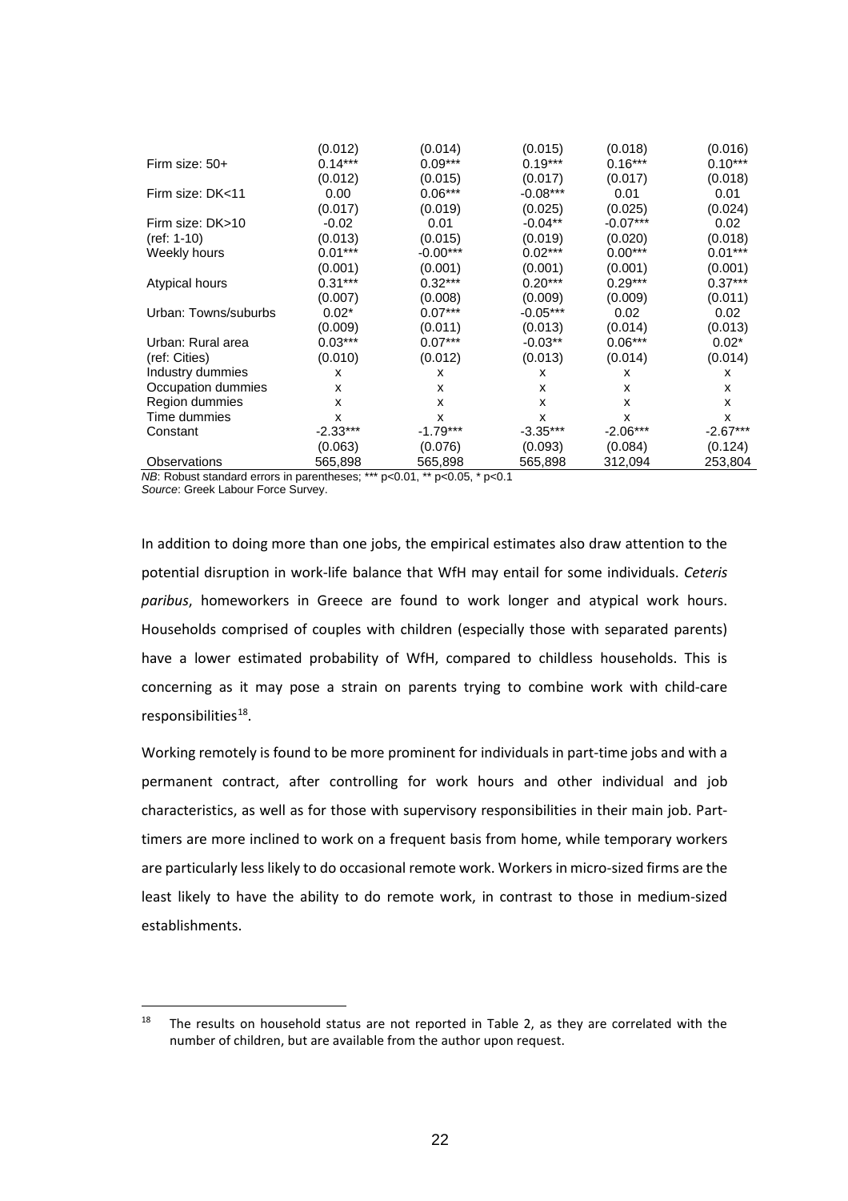| | | | | | |
|---|---|---|---|---|---|
| | (0.012) | (0.014) | (0.015) | (0.018) | (0.016) |
| Firm size: 50+ | 0.14*** | 0.09*** | 0.19*** | 0.16*** | 0.10*** |
| | (0.012) | (0.015) | (0.017) | (0.017) | (0.018) |
| Firm size: DK<11 | 0.00 | 0.06*** | -0.08*** | 0.01 | 0.01 |
| | (0.017) | (0.019) | (0.025) | (0.025) | (0.024) |
| Firm size: DK>10 | -0.02 | 0.01 | -0.04** | -0.07*** | 0.02 |
| (ref: 1-10) | (0.013) | (0.015) | (0.019) | (0.020) | (0.018) |
| Weekly hours | 0.01*** | -0.00*** | 0.02*** | 0.00*** | 0.01*** |
| | (0.001) | (0.001) | (0.001) | (0.001) | (0.001) |
| Atypical hours | 0.31*** | 0.32*** | 0.20*** | 0.29*** | 0.37*** |
| | (0.007) | (0.008) | (0.009) | (0.009) | (0.011) |
| Urban: Towns/suburbs | 0.02* | 0.07*** | -0.05*** | 0.02 | 0.02 |
| | (0.009) | (0.011) | (0.013) | (0.014) | (0.013) |
| Urban: Rural area | 0.03*** | 0.07*** | -0.03** | 0.06*** | 0.02* |
| (ref: Cities) | (0.010) | (0.012) | (0.013) | (0.014) | (0.014) |
| Industry dummies | x | x | x | x | x |
| Occupation dummies | x | x | x | x | x |
| Region dummies | x | x | x | x | x |
| Time dummies | x | x | x | x | x |
| Constant | -2.33*** | -1.79*** | -3.35*** | -2.06*** | -2.67*** |
| | (0.063) | (0.076) | (0.093) | (0.084) | (0.124) |
| Observations | 565,898 | 565,898 | 565,898 | 312,094 | 253,804 |

*NB*: Robust standard errors in parentheses; *** p<0.01, ** p<0.05, * p<0.1
*Source*: Greek Labour Force Survey.

In addition to doing more than one jobs, the empirical estimates also draw attention to the potential disruption in work-life balance that WfH may entail for some individuals. *Ceteris paribus*, homeworkers in Greece are found to work longer and atypical work hours. Households comprised of couples with children (especially those with separated parents) have a lower estimated probability of WfH, compared to childless households. This is concerning as it may pose a strain on parents trying to combine work with child-care responsibilities[18].

Working remotely is found to be more prominent for individuals in part-time jobs and with a permanent contract, after controlling for work hours and other individual and job characteristics, as well as for those with supervisory responsibilities in their main job. Part-timers are more inclined to work on a frequent basis from home, while temporary workers are particularly less likely to do occasional remote work. Workers in micro-sized firms are the least likely to have the ability to do remote work, in contrast to those in medium-sized establishments.

[18] The results on household status are not reported in Table 2, as they are correlated with the number of children, but are available from the author upon request.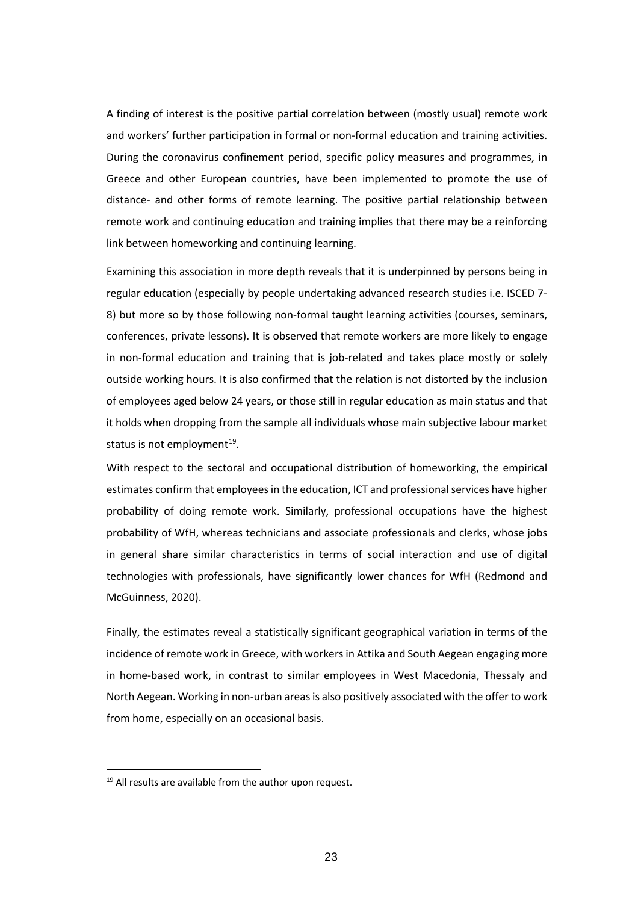A finding of interest is the positive partial correlation between (mostly usual) remote work and workers' further participation in formal or non-formal education and training activities. During the coronavirus confinement period, specific policy measures and programmes, in Greece and other European countries, have been implemented to promote the use of distance- and other forms of remote learning. The positive partial relationship between remote work and continuing education and training implies that there may be a reinforcing link between homeworking and continuing learning.

Examining this association in more depth reveals that it is underpinned by persons being in regular education (especially by people undertaking advanced research studies i.e. ISCED 7-8) but more so by those following non-formal taught learning activities (courses, seminars, conferences, private lessons). It is observed that remote workers are more likely to engage in non-formal education and training that is job-related and takes place mostly or solely outside working hours. It is also confirmed that the relation is not distorted by the inclusion of employees aged below 24 years, or those still in regular education as main status and that it holds when dropping from the sample all individuals whose main subjective labour market status is not employment[19].

With respect to the sectoral and occupational distribution of homeworking, the empirical estimates confirm that employees in the education, ICT and professional services have higher probability of doing remote work. Similarly, professional occupations have the highest probability of WfH, whereas technicians and associate professionals and clerks, whose jobs in general share similar characteristics in terms of social interaction and use of digital technologies with professionals, have significantly lower chances for WfH (Redmond and McGuinness, 2020).

Finally, the estimates reveal a statistically significant geographical variation in terms of the incidence of remote work in Greece, with workers in Attika and South Aegean engaging more in home-based work, in contrast to similar employees in West Macedonia, Thessaly and North Aegean. Working in non-urban areas is also positively associated with the offer to work from home, especially on an occasional basis.

[19] All results are available from the author upon request.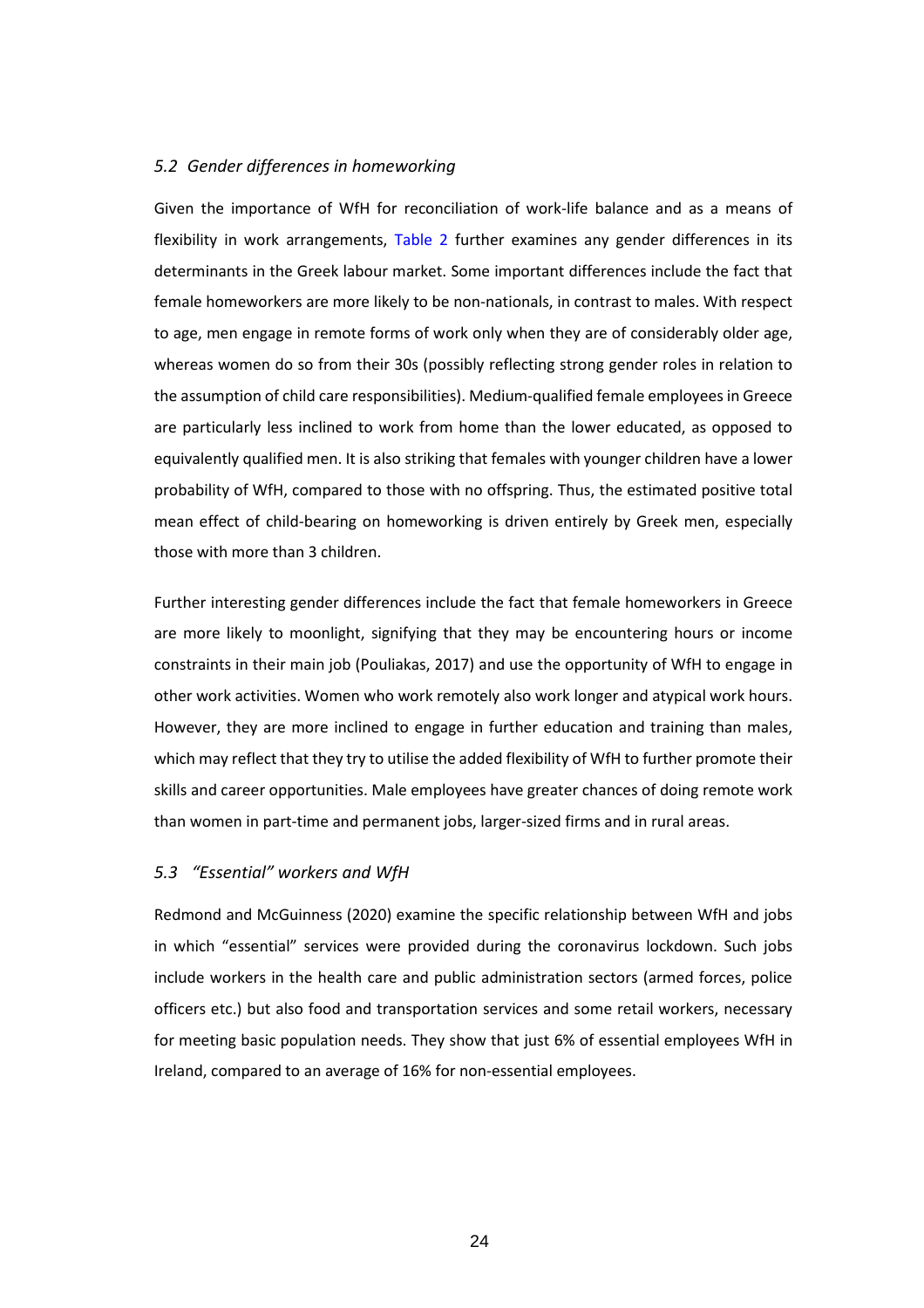### *5.2 Gender differences in homeworking*

Given the importance of WfH for reconciliation of work-life balance and as a means of flexibility in work arrangements, Table 2 further examines any gender differences in its determinants in the Greek labour market. Some important differences include the fact that female homeworkers are more likely to be non-nationals, in contrast to males. With respect to age, men engage in remote forms of work only when they are of considerably older age, whereas women do so from their 30s (possibly reflecting strong gender roles in relation to the assumption of child care responsibilities). Medium-qualified female employees in Greece are particularly less inclined to work from home than the lower educated, as opposed to equivalently qualified men. It is also striking that females with younger children have a lower probability of WfH, compared to those with no offspring. Thus, the estimated positive total mean effect of child-bearing on homeworking is driven entirely by Greek men, especially those with more than 3 children.

Further interesting gender differences include the fact that female homeworkers in Greece are more likely to moonlight, signifying that they may be encountering hours or income constraints in their main job (Pouliakas, 2017) and use the opportunity of WfH to engage in other work activities. Women who work remotely also work longer and atypical work hours. However, they are more inclined to engage in further education and training than males, which may reflect that they try to utilise the added flexibility of WfH to further promote their skills and career opportunities. Male employees have greater chances of doing remote work than women in part-time and permanent jobs, larger-sized firms and in rural areas.

### *5.3 "Essential" workers and WfH*

Redmond and McGuinness (2020) examine the specific relationship between WfH and jobs in which "essential" services were provided during the coronavirus lockdown. Such jobs include workers in the health care and public administration sectors (armed forces, police officers etc.) but also food and transportation services and some retail workers, necessary for meeting basic population needs. They show that just 6% of essential employees WfH in Ireland, compared to an average of 16% for non-essential employees.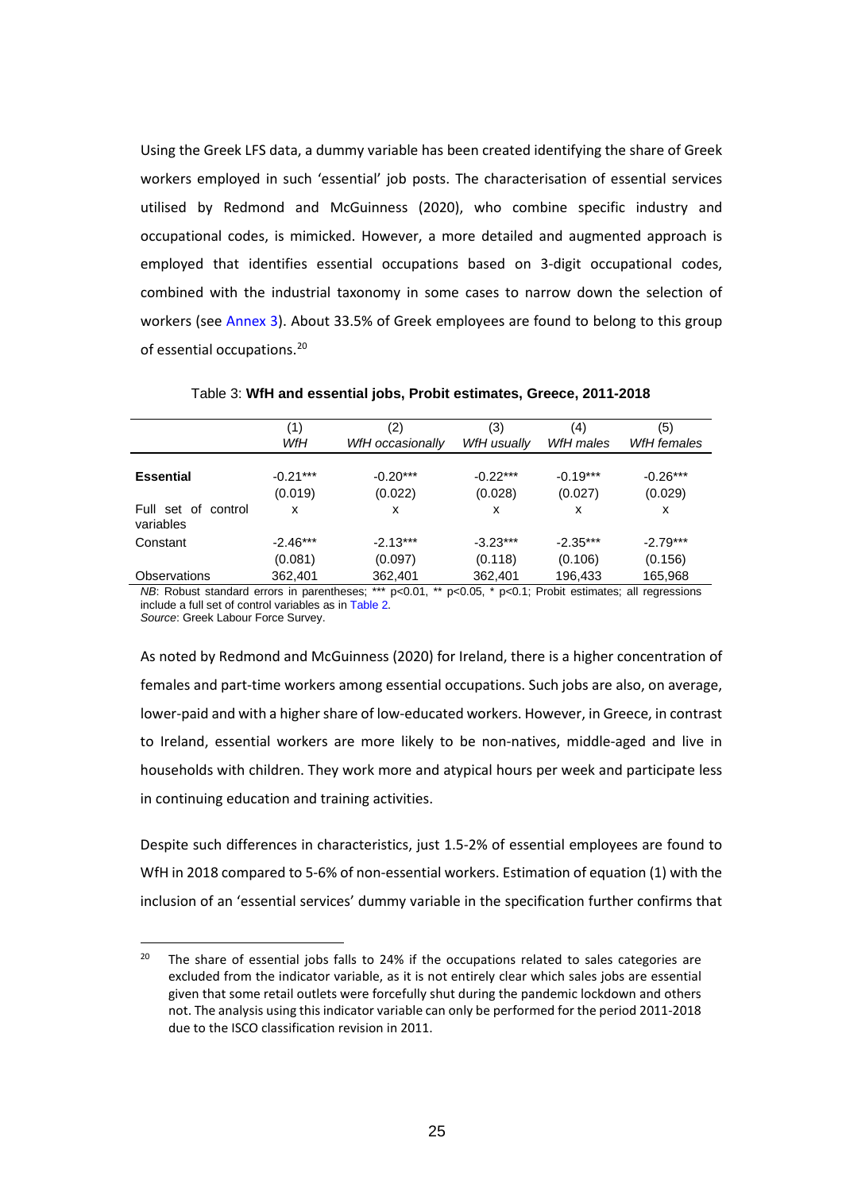Using the Greek LFS data, a dummy variable has been created identifying the share of Greek workers employed in such 'essential' job posts. The characterisation of essential services utilised by Redmond and McGuinness (2020), who combine specific industry and occupational codes, is mimicked. However, a more detailed and augmented approach is employed that identifies essential occupations based on 3-digit occupational codes, combined with the industrial taxonomy in some cases to narrow down the selection of workers (see Annex 3). About 33.5% of Greek employees are found to belong to this group of essential occupations.[20]

Table 3: **WfH and essential jobs, Probit estimates, Greece, 2011-2018**

| | (1) *WfH* | (2) *WfH occasionally* | (3) *WfH usually* | (4) *WfH males* | (5) *WfH females* |
|---|---|---|---|---|---|
| **Essential** | -0.21*** | -0.20*** | -0.22*** | -0.19*** | -0.26*** |
| | (0.019) | (0.022) | (0.028) | (0.027) | (0.029) |
| Full set of control variables | x | x | x | x | x |
| Constant | -2.46*** | -2.13*** | -3.23*** | -2.35*** | -2.79*** |
| | (0.081) | (0.097) | (0.118) | (0.106) | (0.156) |
| Observations | 362,401 | 362,401 | 362,401 | 196,433 | 165,968 |

*NB*: Robust standard errors in parentheses; *** p<0.01, ** p<0.05, * p<0.1; Probit estimates; all regressions include a full set of control variables as in Table 2.
*Source*: Greek Labour Force Survey.

As noted by Redmond and McGuinness (2020) for Ireland, there is a higher concentration of females and part-time workers among essential occupations. Such jobs are also, on average, lower-paid and with a higher share of low-educated workers. However, in Greece, in contrast to Ireland, essential workers are more likely to be non-natives, middle-aged and live in households with children. They work more and atypical hours per week and participate less in continuing education and training activities.

Despite such differences in characteristics, just 1.5-2% of essential employees are found to WfH in 2018 compared to 5-6% of non-essential workers. Estimation of equation (1) with the inclusion of an 'essential services' dummy variable in the specification further confirms that

[20] The share of essential jobs falls to 24% if the occupations related to sales categories are excluded from the indicator variable, as it is not entirely clear which sales jobs are essential given that some retail outlets were forcefully shut during the pandemic lockdown and others not. The analysis using this indicator variable can only be performed for the period 2011-2018 due to the ISCO classification revision in 2011.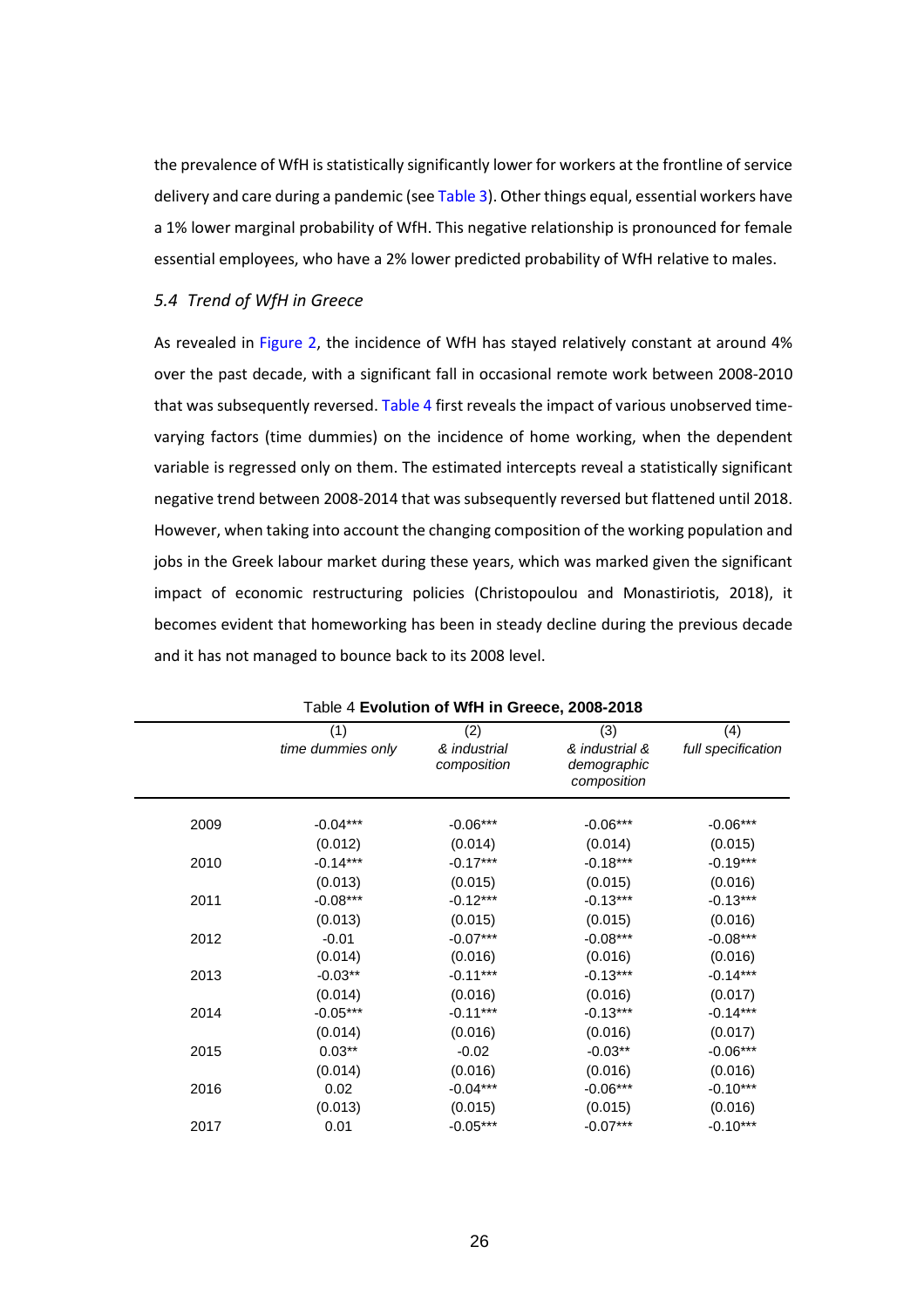the prevalence of WfH is statistically significantly lower for workers at the frontline of service delivery and care during a pandemic (see Table 3). Other things equal, essential workers have a 1% lower marginal probability of WfH. This negative relationship is pronounced for female essential employees, who have a 2% lower predicted probability of WfH relative to males.

### *5.4 Trend of WfH in Greece*

As revealed in Figure 2, the incidence of WfH has stayed relatively constant at around 4% over the past decade, with a significant fall in occasional remote work between 2008-2010 that was subsequently reversed. Table 4 first reveals the impact of various unobserved time-varying factors (time dummies) on the incidence of home working, when the dependent variable is regressed only on them. The estimated intercepts reveal a statistically significant negative trend between 2008-2014 that was subsequently reversed but flattened until 2018. However, when taking into account the changing composition of the working population and jobs in the Greek labour market during these years, which was marked given the significant impact of economic restructuring policies (Christopoulou and Monastiriotis, 2018), it becomes evident that homeworking has been in steady decline during the previous decade and it has not managed to bounce back to its 2008 level.

Table 4 **Evolution of WfH in Greece, 2008-2018**

| | (1) *time dummies only* | (2) *& industrial composition* | (3) *& industrial & demographic composition* | (4) *full specification* |
|---|---|---|---|---|
| 2009 | -0.04*** | -0.06*** | -0.06*** | -0.06*** |
| | (0.012) | (0.014) | (0.014) | (0.015) |
| 2010 | -0.14*** | -0.17*** | -0.18*** | -0.19*** |
| | (0.013) | (0.015) | (0.015) | (0.016) |
| 2011 | -0.08*** | -0.12*** | -0.13*** | -0.13*** |
| | (0.013) | (0.015) | (0.015) | (0.016) |
| 2012 | -0.01 | -0.07*** | -0.08*** | -0.08*** |
| | (0.014) | (0.016) | (0.016) | (0.016) |
| 2013 | -0.03** | -0.11*** | -0.13*** | -0.14*** |
| | (0.014) | (0.016) | (0.016) | (0.017) |
| 2014 | -0.05*** | -0.11*** | -0.13*** | -0.14*** |
| | (0.014) | (0.016) | (0.016) | (0.017) |
| 2015 | 0.03** | -0.02 | -0.03** | -0.06*** |
| | (0.014) | (0.016) | (0.016) | (0.016) |
| 2016 | 0.02 | -0.04*** | -0.06*** | -0.10*** |
| | (0.013) | (0.015) | (0.015) | (0.016) |
| 2017 | 0.01 | -0.05*** | -0.07*** | -0.10*** |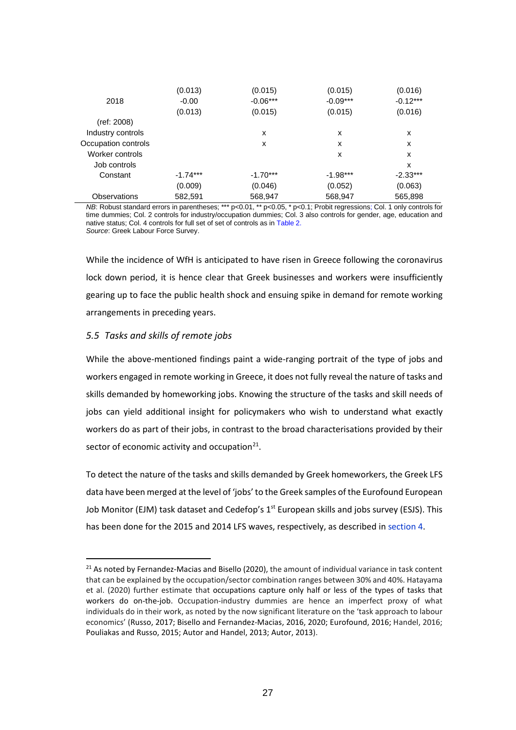| | | | | |
|---|---|---|---|---|
| | (0.013) | (0.015) | (0.015) | (0.016) |
| 2018 | -0.00 | -0.06*** | -0.09*** | -0.12*** |
| | (0.013) | (0.015) | (0.015) | (0.016) |
| (ref: 2008) | | | | |
| Industry controls | | x | x | x |
| Occupation controls | | x | x | x |
| Worker controls | | | x | x |
| Job controls | | | | x |
| Constant | -1.74*** | -1.70*** | -1.98*** | -2.33*** |
| | (0.009) | (0.046) | (0.052) | (0.063) |
| Observations | 582,591 | 568,947 | 568,947 | 565,898 |

*NB*: Robust standard errors in parentheses; *** p<0.01, ** p<0.05, * p<0.1; Probit regressions; Col. 1 only controls for time dummies; Col. 2 controls for industry/occupation dummies; Col. 3 also controls for gender, age, education and native status; Col. 4 controls for full set of set of controls as in Table 2.
*Source*: Greek Labour Force Survey.

While the incidence of WfH is anticipated to have risen in Greece following the coronavirus lock down period, it is hence clear that Greek businesses and workers were insufficiently gearing up to face the public health shock and ensuing spike in demand for remote working arrangements in preceding years.

### *5.5 Tasks and skills of remote jobs*

While the above-mentioned findings paint a wide-ranging portrait of the type of jobs and workers engaged in remote working in Greece, it does not fully reveal the nature of tasks and skills demanded by homeworking jobs. Knowing the structure of the tasks and skill needs of jobs can yield additional insight for policymakers who wish to understand what exactly workers do as part of their jobs, in contrast to the broad characterisations provided by their sector of economic activity and occupation[21].

To detect the nature of the tasks and skills demanded by Greek homeworkers, the Greek LFS data have been merged at the level of 'jobs' to the Greek samples of the Eurofound European Job Monitor (EJM) task dataset and Cedefop's 1st European skills and jobs survey (ESJS). This has been done for the 2015 and 2014 LFS waves, respectively, as described in section 4.

[21] As noted by Fernandez-Macias and Bisello (2020), the amount of individual variance in task content that can be explained by the occupation/sector combination ranges between 30% and 40%. Hatayama et al. (2020) further estimate that occupations capture only half or less of the types of tasks that workers do on-the-job. Occupation-industry dummies are hence an imperfect proxy of what individuals do in their work, as noted by the now significant literature on the 'task approach to labour economics' (Russo, 2017; Bisello and Fernandez-Macias, 2016, 2020; Eurofound, 2016; Handel, 2016; Pouliakas and Russo, 2015; Autor and Handel, 2013; Autor, 2013).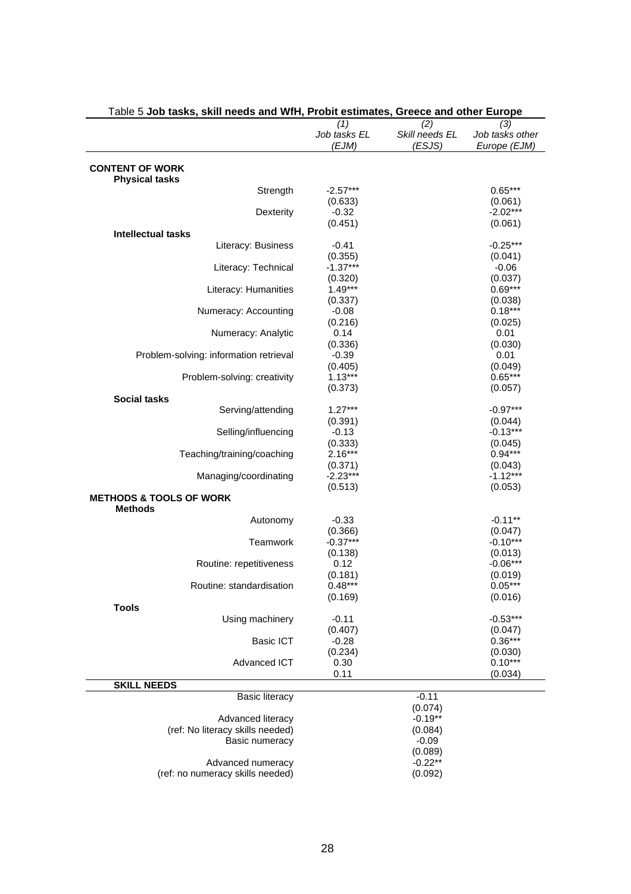Table 5 **Job tasks, skill needs and WfH, Probit estimates, Greece and other Europe**

| | (1) Job tasks EL (EJM) | (2) Skill needs EL (ESJS) | (3) Job tasks other Europe (EJM) |
|---|---|---|---|
| **CONTENT OF WORK** | | | |
| **Physical tasks** | | | |
| Strength | -2.57*** | | 0.65*** |
| | (0.633) | | (0.061) |
| Dexterity | -0.32 | | -2.02*** |
| | (0.451) | | (0.061) |
| **Intellectual tasks** | | | |
| Literacy: Business | -0.41 | | -0.25*** |
| | (0.355) | | (0.041) |
| Literacy: Technical | -1.37*** | | -0.06 |
| | (0.320) | | (0.037) |
| Literacy: Humanities | 1.49*** | | 0.69*** |
| | (0.337) | | (0.038) |
| Numeracy: Accounting | -0.08 | | 0.18*** |
| | (0.216) | | (0.025) |
| Numeracy: Analytic | 0.14 | | 0.01 |
| | (0.336) | | (0.030) |
| Problem-solving: information retrieval | -0.39 | | 0.01 |
| | (0.405) | | (0.049) |
| Problem-solving: creativity | 1.13*** | | 0.65*** |
| | (0.373) | | (0.057) |
| **Social tasks** | | | |
| Serving/attending | 1.27*** | | -0.97*** |
| | (0.391) | | (0.044) |
| Selling/influencing | -0.13 | | -0.13*** |
| | (0.333) | | (0.045) |
| Teaching/training/coaching | 2.16*** | | 0.94*** |
| | (0.371) | | (0.043) |
| Managing/coordinating | -2.23*** | | -1.12*** |
| | (0.513) | | (0.053) |
| **METHODS & TOOLS OF WORK** | | | |
| **Methods** | | | |
| Autonomy | -0.33 | | -0.11** |
| | (0.366) | | (0.047) |
| Teamwork | -0.37*** | | -0.10*** |
| | (0.138) | | (0.013) |
| Routine: repetitiveness | 0.12 | | -0.06*** |
| | (0.181) | | (0.019) |
| Routine: standardisation | 0.48*** | | 0.05*** |
| | (0.169) | | (0.016) |
| **Tools** | | | |
| Using machinery | -0.11 | | -0.53*** |
| | (0.407) | | (0.047) |
| Basic ICT | -0.28 | | 0.36*** |
| | (0.234) | | (0.030) |
| Advanced ICT | 0.30 | | 0.10*** |
| | 0.11 | | (0.034) |
| **SKILL NEEDS** | | | |
| Basic literacy | | -0.11 | |
| | | (0.074) | |
| Advanced literacy | | -0.19** | |
| (ref: No literacy skills needed) | | (0.084) | |
| Basic numeracy | | -0.09 | |
| | | (0.089) | |
| Advanced numeracy | | -0.22** | |
| (ref: no numeracy skills needed) | | (0.092) | |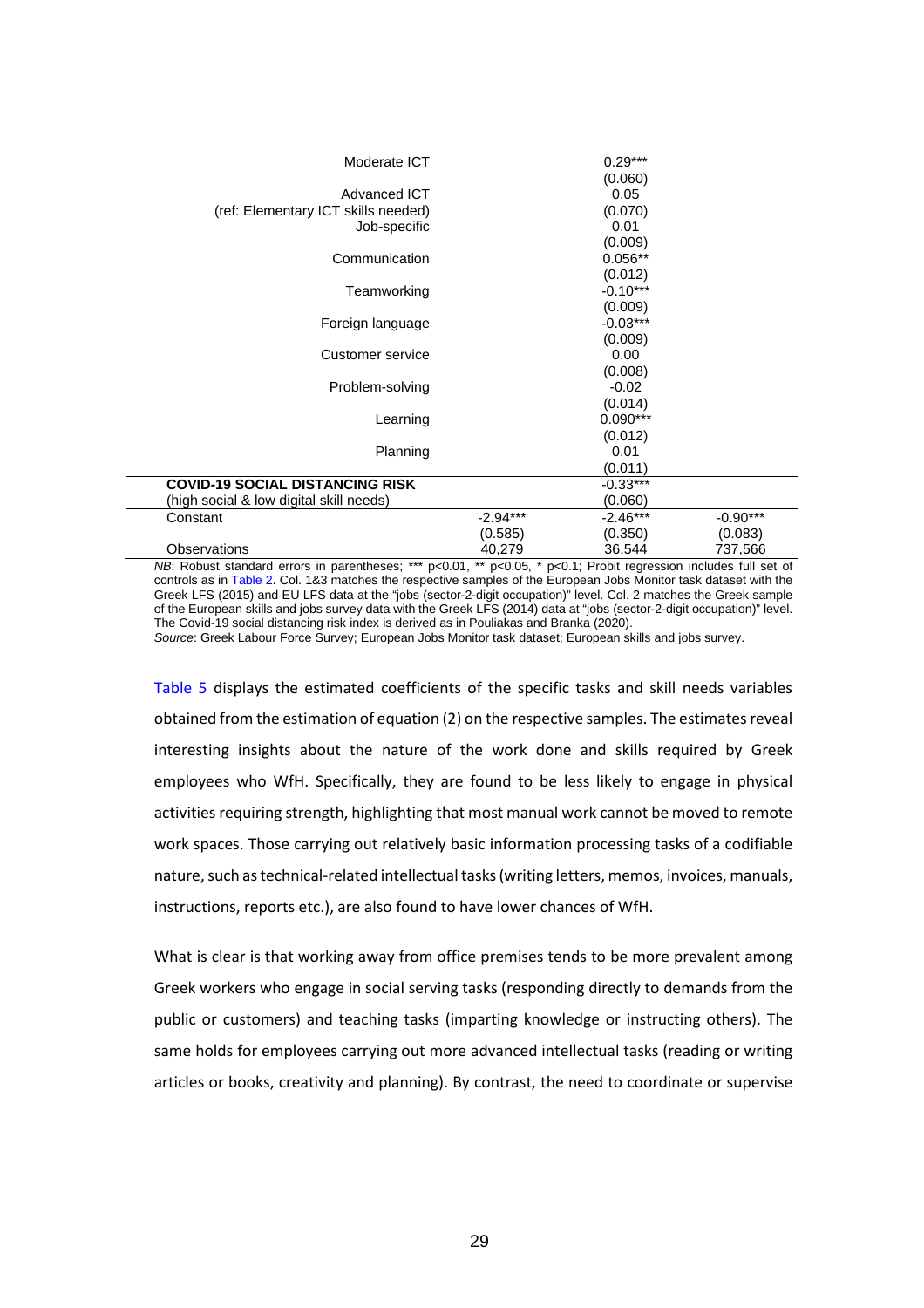| | | | |
|---|---|---|---|
| Moderate ICT | | 0.29*** | |
| | | (0.060) | |
| Advanced ICT | | 0.05 | |
| (ref: Elementary ICT skills needed) | | (0.070) | |
| Job-specific | | 0.01 | |
| | | (0.009) | |
| Communication | | 0.056** | |
| | | (0.012) | |
| Teamworking | | -0.10*** | |
| | | (0.009) | |
| Foreign language | | -0.03*** | |
| | | (0.009) | |
| Customer service | | 0.00 | |
| | | (0.008) | |
| Problem-solving | | -0.02 | |
| | | (0.014) | |
| Learning | | 0.090*** | |
| | | (0.012) | |
| Planning | | 0.01 | |
| | | (0.011) | |
| **COVID-19 SOCIAL DISTANCING RISK** | | -0.33*** | |
| (high social & low digital skill needs) | | (0.060) | |
| Constant | -2.94*** | -2.46*** | -0.90*** |
| | (0.585) | (0.350) | (0.083) |
| Observations | 40,279 | 36,544 | 737,566 |

*NB*: Robust standard errors in parentheses; *** p<0.01, ** p<0.05, * p<0.1; Probit regression includes full set of controls as in Table 2. Col. 1&3 matches the respective samples of the European Jobs Monitor task dataset with the Greek LFS (2015) and EU LFS data at the "jobs (sector-2-digit occupation)" level. Col. 2 matches the Greek sample of the European skills and jobs survey data with the Greek LFS (2014) data at "jobs (sector-2-digit occupation)" level. The Covid-19 social distancing risk index is derived as in Pouliakas and Branka (2020).
*Source*: Greek Labour Force Survey; European Jobs Monitor task dataset; European skills and jobs survey.

Table 5 displays the estimated coefficients of the specific tasks and skill needs variables obtained from the estimation of equation (2) on the respective samples. The estimates reveal interesting insights about the nature of the work done and skills required by Greek employees who WfH. Specifically, they are found to be less likely to engage in physical activities requiring strength, highlighting that most manual work cannot be moved to remote work spaces. Those carrying out relatively basic information processing tasks of a codifiable nature, such as technical-related intellectual tasks (writing letters, memos, invoices, manuals, instructions, reports etc.), are also found to have lower chances of WfH.

What is clear is that working away from office premises tends to be more prevalent among Greek workers who engage in social serving tasks (responding directly to demands from the public or customers) and teaching tasks (imparting knowledge or instructing others). The same holds for employees carrying out more advanced intellectual tasks (reading or writing articles or books, creativity and planning). By contrast, the need to coordinate or supervise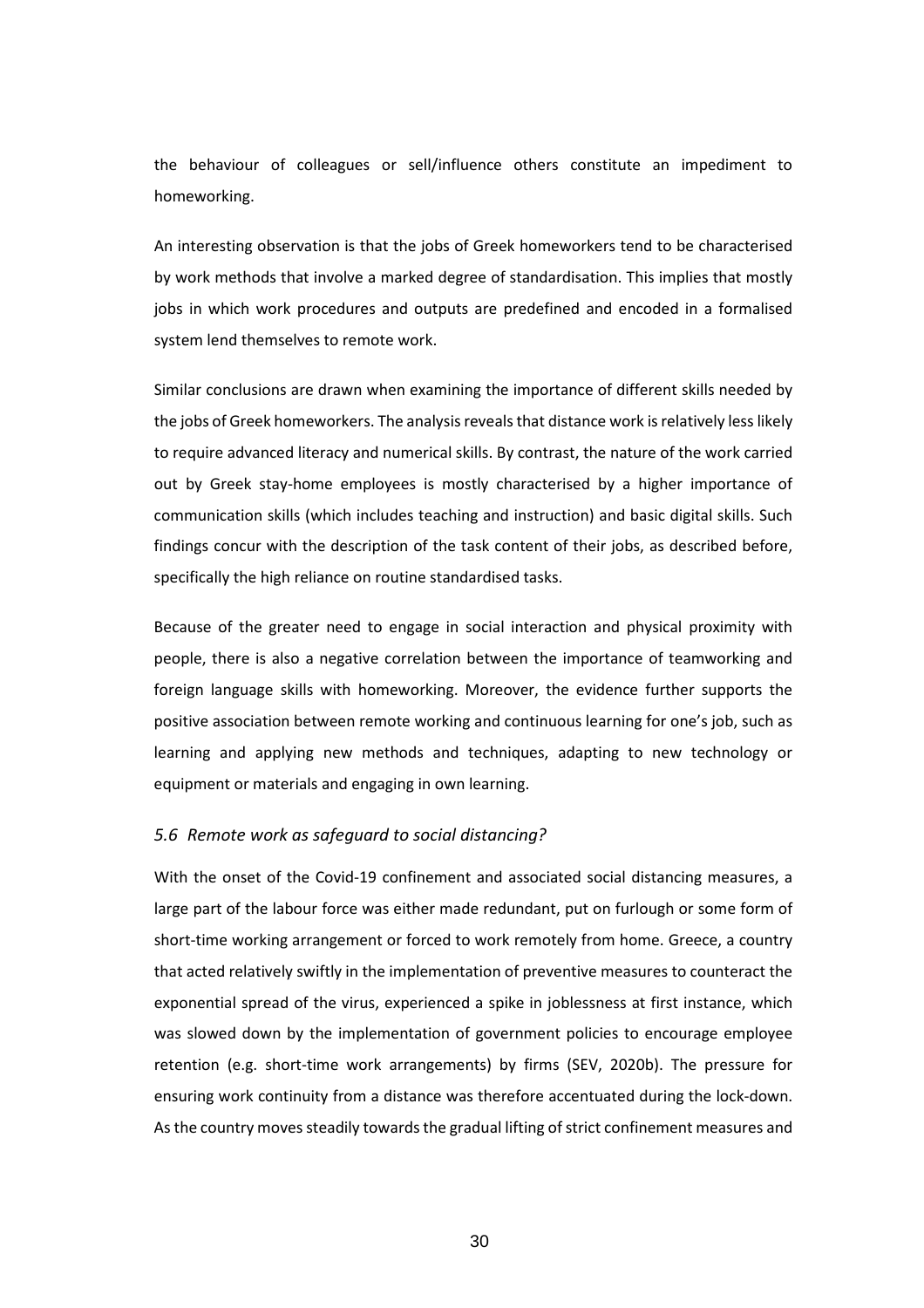the behaviour of colleagues or sell/influence others constitute an impediment to homeworking.

An interesting observation is that the jobs of Greek homeworkers tend to be characterised by work methods that involve a marked degree of standardisation. This implies that mostly jobs in which work procedures and outputs are predefined and encoded in a formalised system lend themselves to remote work.

Similar conclusions are drawn when examining the importance of different skills needed by the jobs of Greek homeworkers. The analysis reveals that distance work is relatively less likely to require advanced literacy and numerical skills. By contrast, the nature of the work carried out by Greek stay-home employees is mostly characterised by a higher importance of communication skills (which includes teaching and instruction) and basic digital skills. Such findings concur with the description of the task content of their jobs, as described before, specifically the high reliance on routine standardised tasks.

Because of the greater need to engage in social interaction and physical proximity with people, there is also a negative correlation between the importance of teamworking and foreign language skills with homeworking. Moreover, the evidence further supports the positive association between remote working and continuous learning for one's job, such as learning and applying new methods and techniques, adapting to new technology or equipment or materials and engaging in own learning.

### *5.6 Remote work as safeguard to social distancing?*

With the onset of the Covid-19 confinement and associated social distancing measures, a large part of the labour force was either made redundant, put on furlough or some form of short-time working arrangement or forced to work remotely from home. Greece, a country that acted relatively swiftly in the implementation of preventive measures to counteract the exponential spread of the virus, experienced a spike in joblessness at first instance, which was slowed down by the implementation of government policies to encourage employee retention (e.g. short-time work arrangements) by firms (SEV, 2020b). The pressure for ensuring work continuity from a distance was therefore accentuated during the lock-down. As the country moves steadily towards the gradual lifting of strict confinement measures and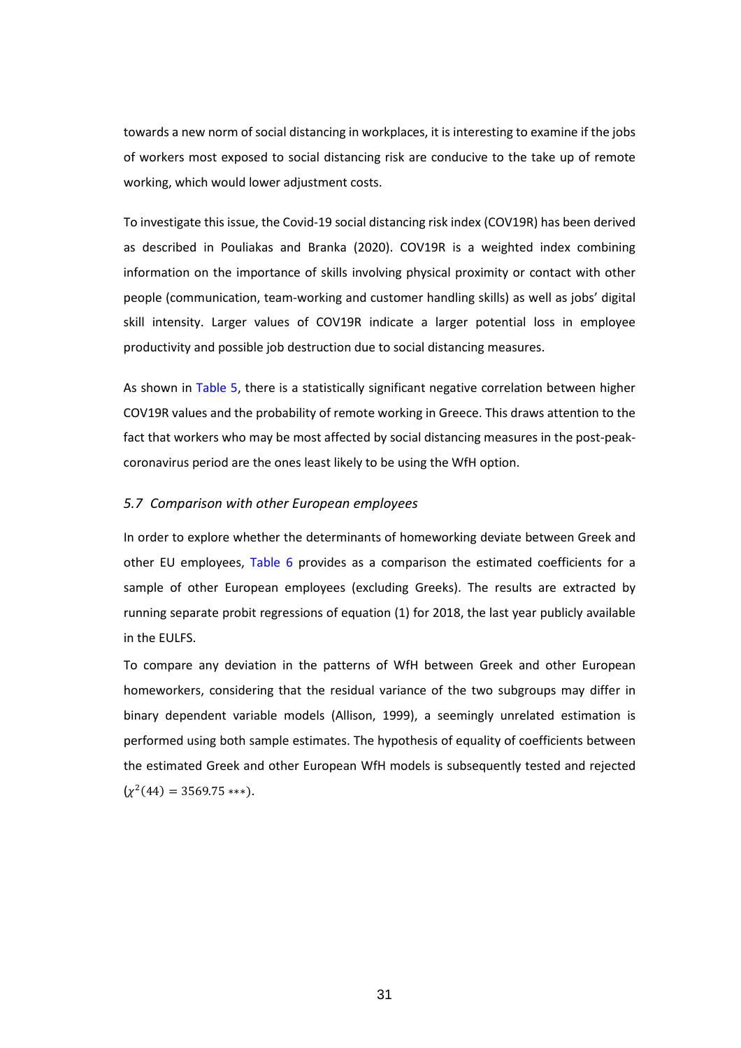towards a new norm of social distancing in workplaces, it is interesting to examine if the jobs of workers most exposed to social distancing risk are conducive to the take up of remote working, which would lower adjustment costs.

To investigate this issue, the Covid-19 social distancing risk index (COV19R) has been derived as described in Pouliakas and Branka (2020). COV19R is a weighted index combining information on the importance of skills involving physical proximity or contact with other people (communication, team-working and customer handling skills) as well as jobs' digital skill intensity. Larger values of COV19R indicate a larger potential loss in employee productivity and possible job destruction due to social distancing measures.

As shown in Table 5, there is a statistically significant negative correlation between higher COV19R values and the probability of remote working in Greece. This draws attention to the fact that workers who may be most affected by social distancing measures in the post-peak-coronavirus period are the ones least likely to be using the WfH option.

### *5.7 Comparison with other European employees*

In order to explore whether the determinants of homeworking deviate between Greek and other EU employees, Table 6 provides as a comparison the estimated coefficients for a sample of other European employees (excluding Greeks). The results are extracted by running separate probit regressions of equation (1) for 2018, the last year publicly available in the EULFS.

To compare any deviation in the patterns of WfH between Greek and other European homeworkers, considering that the residual variance of the two subgroups may differ in binary dependent variable models (Allison, 1999), a seemingly unrelated estimation is performed using both sample estimates. The hypothesis of equality of coefficients between the estimated Greek and other European WfH models is subsequently tested and rejected ($\chi^2(44) = 3569.75$ ***).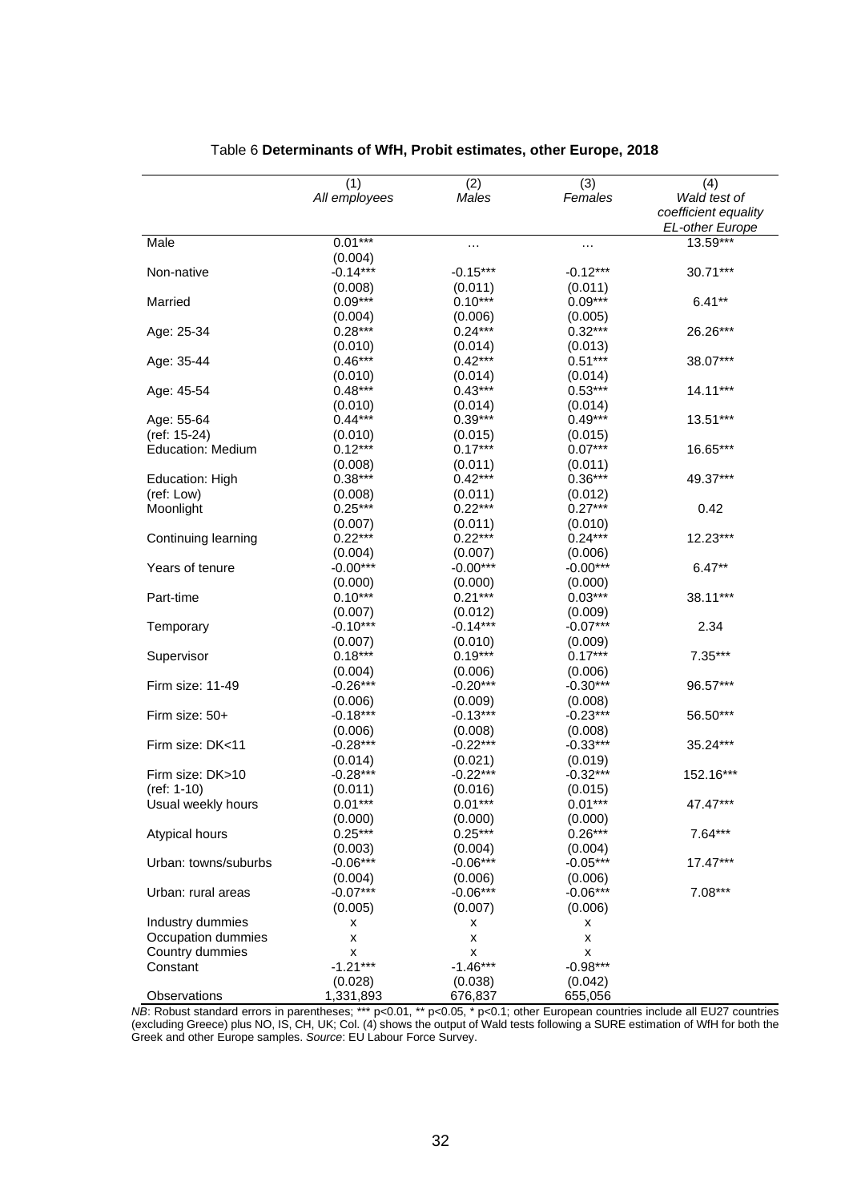Table 6 **Determinants of WfH, Probit estimates, other Europe, 2018**

| | (1) | (2) | (3) | (4) |
|---|---|---|---|---|
| | *All employees* | *Males* | *Females* | *Wald test of coefficient equality EL-other Europe* |
| Male | 0.01*** | … | … | 13.59*** |
| | (0.004) | | | |
| Non-native | -0.14*** | -0.15*** | -0.12*** | 30.71*** |
| | (0.008) | (0.011) | (0.011) | |
| Married | 0.09*** | 0.10*** | 0.09*** | 6.41** |
| | (0.004) | (0.006) | (0.005) | |
| Age: 25-34 | 0.28*** | 0.24*** | 0.32*** | 26.26*** |
| | (0.010) | (0.014) | (0.013) | |
| Age: 35-44 | 0.46*** | 0.42*** | 0.51*** | 38.07*** |
| | (0.010) | (0.014) | (0.014) | |
| Age: 45-54 | 0.48*** | 0.43*** | 0.53*** | 14.11*** |
| | (0.010) | (0.014) | (0.014) | |
| Age: 55-64 | 0.44*** | 0.39*** | 0.49*** | 13.51*** |
| (ref: 15-24) | (0.010) | (0.015) | (0.015) | |
| Education: Medium | 0.12*** | 0.17*** | 0.07*** | 16.65*** |
| | (0.008) | (0.011) | (0.011) | |
| Education: High | 0.38*** | 0.42*** | 0.36*** | 49.37*** |
| (ref: Low) | (0.008) | (0.011) | (0.012) | |
| Moonlight | 0.25*** | 0.22*** | 0.27*** | 0.42 |
| | (0.007) | (0.011) | (0.010) | |
| Continuing learning | 0.22*** | 0.22*** | 0.24*** | 12.23*** |
| | (0.004) | (0.007) | (0.006) | |
| Years of tenure | -0.00*** | -0.00*** | -0.00*** | 6.47** |
| | (0.000) | (0.000) | (0.000) | |
| Part-time | 0.10*** | 0.21*** | 0.03*** | 38.11*** |
| | (0.007) | (0.012) | (0.009) | |
| Temporary | -0.10*** | -0.14*** | -0.07*** | 2.34 |
| | (0.007) | (0.010) | (0.009) | |
| Supervisor | 0.18*** | 0.19*** | 0.17*** | 7.35*** |
| | (0.004) | (0.006) | (0.006) | |
| Firm size: 11-49 | -0.26*** | -0.20*** | -0.30*** | 96.57*** |
| | (0.006) | (0.009) | (0.008) | |
| Firm size: 50+ | -0.18*** | -0.13*** | -0.23*** | 56.50*** |
| | (0.006) | (0.008) | (0.008) | |
| Firm size: DK<11 | -0.28*** | -0.22*** | -0.33*** | 35.24*** |
| | (0.014) | (0.021) | (0.019) | |
| Firm size: DK>10 | -0.28*** | -0.22*** | -0.32*** | 152.16*** |
| (ref: 1-10) | (0.011) | (0.016) | (0.015) | |
| Usual weekly hours | 0.01*** | 0.01*** | 0.01*** | 47.47*** |
| | (0.000) | (0.000) | (0.000) | |
| Atypical hours | 0.25*** | 0.25*** | 0.26*** | 7.64*** |
| | (0.003) | (0.004) | (0.004) | |
| Urban: towns/suburbs | -0.06*** | -0.06*** | -0.05*** | 17.47*** |
| | (0.004) | (0.006) | (0.006) | |
| Urban: rural areas | -0.07*** | -0.06*** | -0.06*** | 7.08*** |
| | (0.005) | (0.007) | (0.006) | |
| Industry dummies | x | x | x | |
| Occupation dummies | x | x | x | |
| Country dummies | x | x | x | |
| Constant | -1.21*** | -1.46*** | -0.98*** | |
| | (0.028) | (0.038) | (0.042) | |
| Observations | 1,331,893 | 676,837 | 655,056 | |

*NB*: Robust standard errors in parentheses; *** p<0.01, ** p<0.05, * p<0.1; other European countries include all EU27 countries (excluding Greece) plus NO, IS, CH, UK; Col. (4) shows the output of Wald tests following a SURE estimation of WfH for both the Greek and other Europe samples. *Source*: EU Labour Force Survey.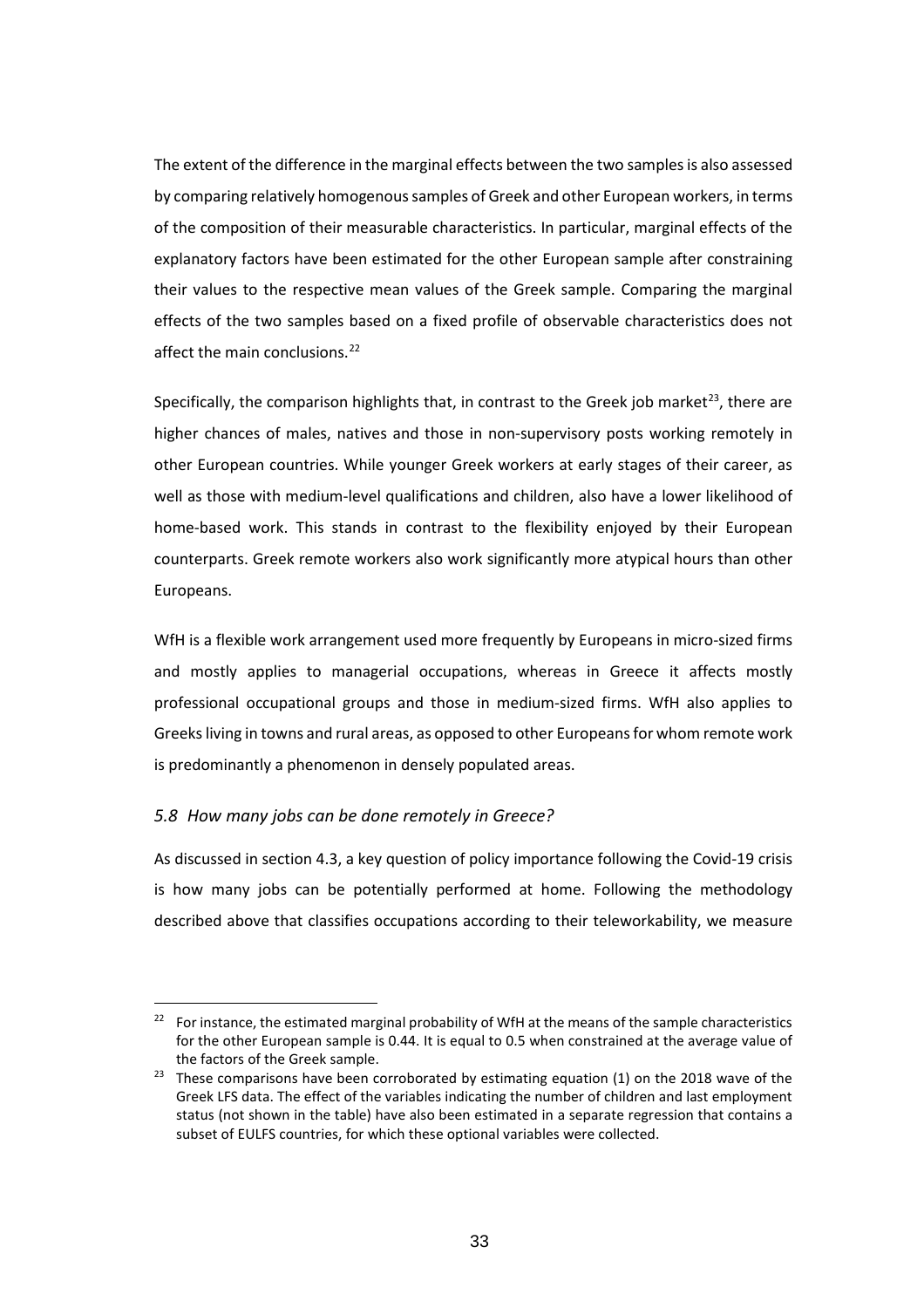The extent of the difference in the marginal effects between the two samples is also assessed by comparing relatively homogenous samples of Greek and other European workers, in terms of the composition of their measurable characteristics. In particular, marginal effects of the explanatory factors have been estimated for the other European sample after constraining their values to the respective mean values of the Greek sample. Comparing the marginal effects of the two samples based on a fixed profile of observable characteristics does not affect the main conclusions.[22]

Specifically, the comparison highlights that, in contrast to the Greek job market[23], there are higher chances of males, natives and those in non-supervisory posts working remotely in other European countries. While younger Greek workers at early stages of their career, as well as those with medium-level qualifications and children, also have a lower likelihood of home-based work. This stands in contrast to the flexibility enjoyed by their European counterparts. Greek remote workers also work significantly more atypical hours than other Europeans.

WfH is a flexible work arrangement used more frequently by Europeans in micro-sized firms and mostly applies to managerial occupations, whereas in Greece it affects mostly professional occupational groups and those in medium-sized firms. WfH also applies to Greeks living in towns and rural areas, as opposed to other Europeans for whom remote work is predominantly a phenomenon in densely populated areas.

### *5.8 How many jobs can be done remotely in Greece?*

As discussed in section 4.3, a key question of policy importance following the Covid-19 crisis is how many jobs can be potentially performed at home. Following the methodology described above that classifies occupations according to their teleworkability, we measure

---

[22] For instance, the estimated marginal probability of WfH at the means of the sample characteristics for the other European sample is 0.44. It is equal to 0.5 when constrained at the average value of the factors of the Greek sample.

[23] These comparisons have been corroborated by estimating equation (1) on the 2018 wave of the Greek LFS data. The effect of the variables indicating the number of children and last employment status (not shown in the table) have also been estimated in a separate regression that contains a subset of EULFS countries, for which these optional variables were collected.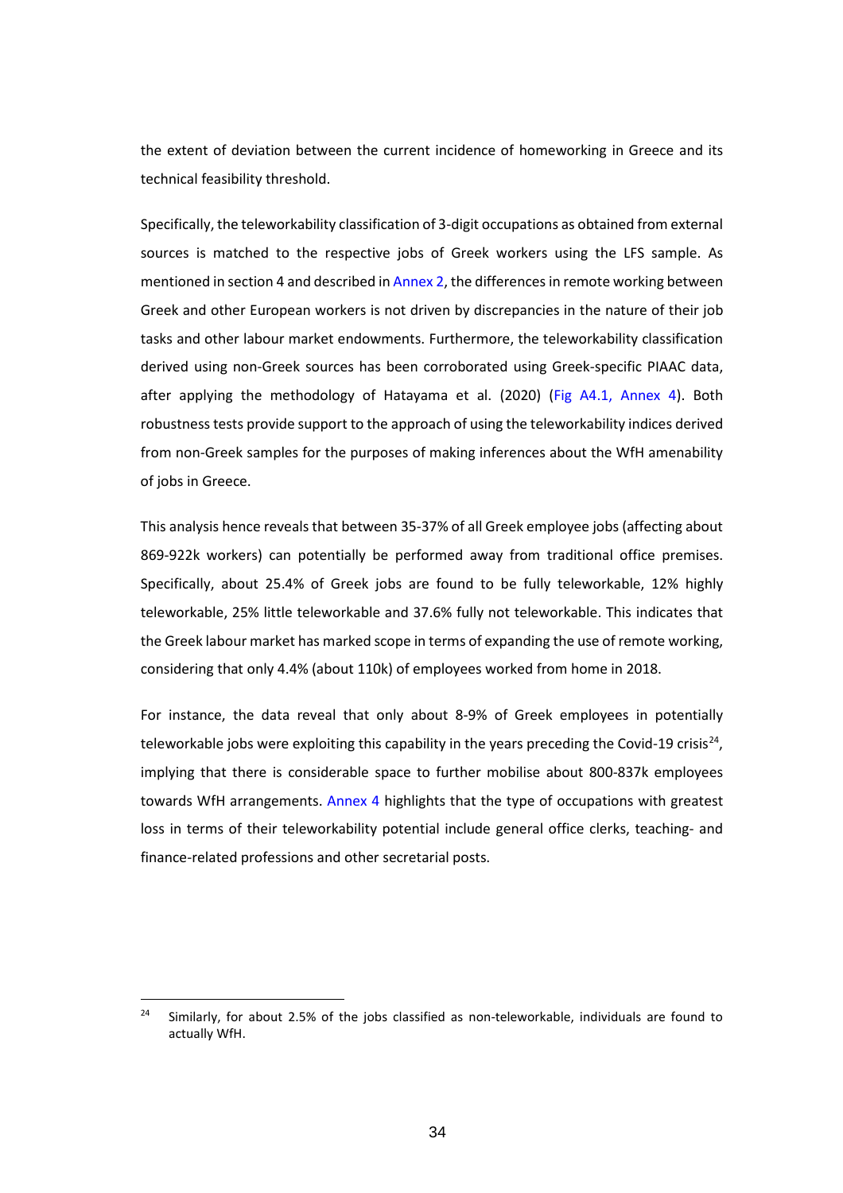the extent of deviation between the current incidence of homeworking in Greece and its technical feasibility threshold.

Specifically, the teleworkability classification of 3-digit occupations as obtained from external sources is matched to the respective jobs of Greek workers using the LFS sample. As mentioned in section 4 and described in Annex 2, the differences in remote working between Greek and other European workers is not driven by discrepancies in the nature of their job tasks and other labour market endowments. Furthermore, the teleworkability classification derived using non-Greek sources has been corroborated using Greek-specific PIAAC data, after applying the methodology of Hatayama et al. (2020) (Fig A4.1, Annex 4). Both robustness tests provide support to the approach of using the teleworkability indices derived from non-Greek samples for the purposes of making inferences about the WfH amenability of jobs in Greece.

This analysis hence reveals that between 35-37% of all Greek employee jobs (affecting about 869-922k workers) can potentially be performed away from traditional office premises. Specifically, about 25.4% of Greek jobs are found to be fully teleworkable, 12% highly teleworkable, 25% little teleworkable and 37.6% fully not teleworkable. This indicates that the Greek labour market has marked scope in terms of expanding the use of remote working, considering that only 4.4% (about 110k) of employees worked from home in 2018.

For instance, the data reveal that only about 8-9% of Greek employees in potentially teleworkable jobs were exploiting this capability in the years preceding the Covid-19 crisis[24], implying that there is considerable space to further mobilise about 800-837k employees towards WfH arrangements. Annex 4 highlights that the type of occupations with greatest loss in terms of their teleworkability potential include general office clerks, teaching- and finance-related professions and other secretarial posts.

---

[24] Similarly, for about 2.5% of the jobs classified as non-teleworkable, individuals are found to actually WfH.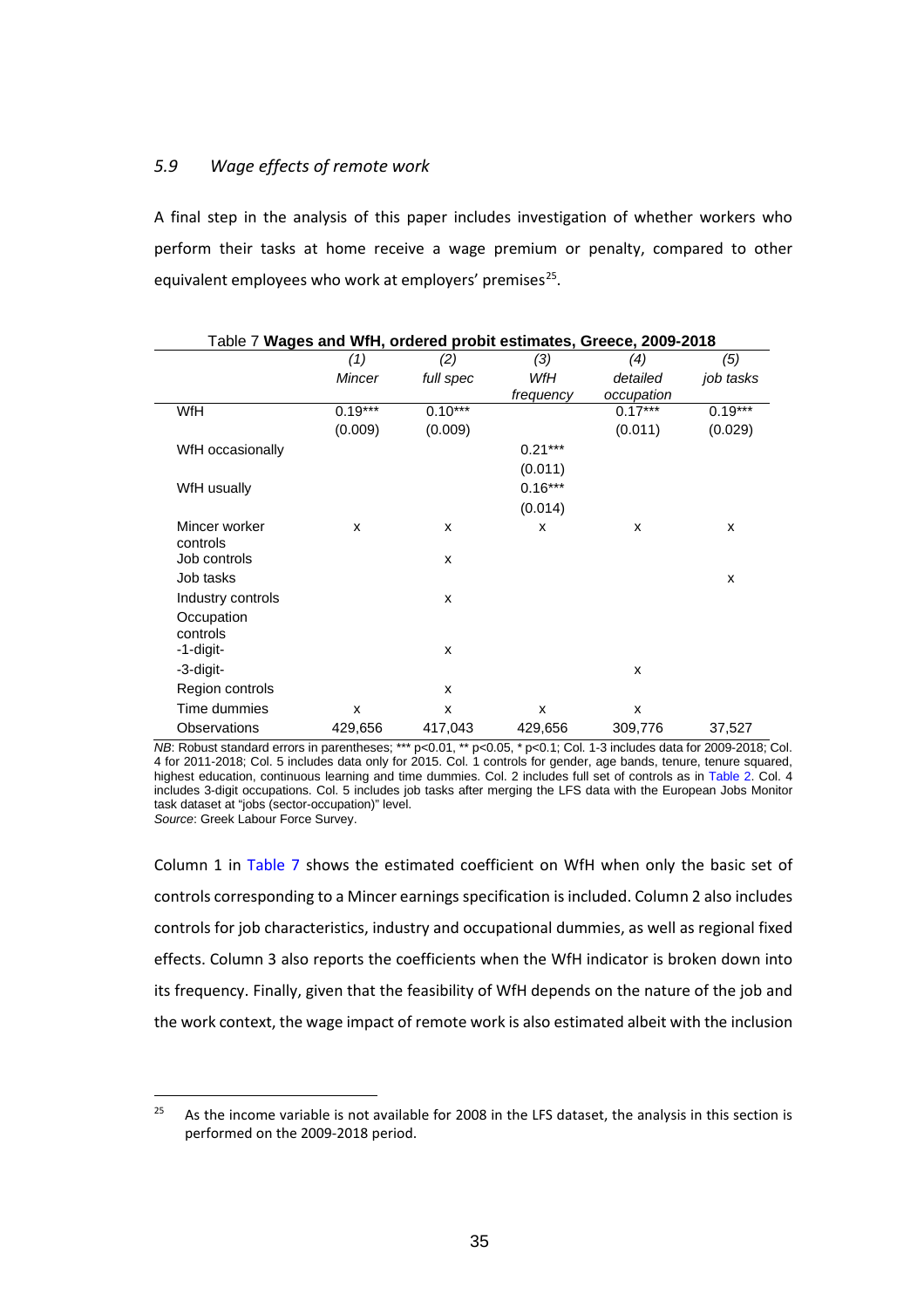### 5.9 Wage effects of remote work

A final step in the analysis of this paper includes investigation of whether workers who perform their tasks at home receive a wage premium or penalty, compared to other equivalent employees who work at employers' premises[25].

Table 7 **Wages and WfH, ordered probit estimates, Greece, 2009-2018**

| | (1) *Mincer* | (2) *full spec* | (3) *WfH frequency* | (4) *detailed occupation* | (5) *job tasks* |
|---|---|---|---|---|---|
| WfH | 0.19*** | 0.10*** | | 0.17*** | 0.19*** |
| | (0.009) | (0.009) | | (0.011) | (0.029) |
| WfH occasionally | | | 0.21*** | | |
| | | | (0.011) | | |
| WfH usually | | | 0.16*** | | |
| | | | (0.014) | | |
| Mincer worker controls | x | x | x | x | x |
| Job controls | | x | | | |
| Job tasks | | | | | x |
| Industry controls | | x | | | |
| Occupation controls | | | | | |
| -1-digit- | | x | | | |
| -3-digit- | | | | x | |
| Region controls | | x | | | |
| Time dummies | x | x | x | x | |
| Observations | 429,656 | 417,043 | 429,656 | 309,776 | 37,527 |

*NB*: Robust standard errors in parentheses; *** p<0.01, ** p<0.05, * p<0.1; Col. 1-3 includes data for 2009-2018; Col. 4 for 2011-2018; Col. 5 includes data only for 2015. Col. 1 controls for gender, age bands, tenure, tenure squared, highest education, continuous learning and time dummies. Col. 2 includes full set of controls as in Table 2. Col. 4 includes 3-digit occupations. Col. 5 includes job tasks after merging the LFS data with the European Jobs Monitor task dataset at "jobs (sector-occupation)" level.
*Source*: Greek Labour Force Survey.

Column 1 in Table 7 shows the estimated coefficient on WfH when only the basic set of controls corresponding to a Mincer earnings specification is included. Column 2 also includes controls for job characteristics, industry and occupational dummies, as well as regional fixed effects. Column 3 also reports the coefficients when the WfH indicator is broken down into its frequency. Finally, given that the feasibility of WfH depends on the nature of the job and the work context, the wage impact of remote work is also estimated albeit with the inclusion

[25] As the income variable is not available for 2008 in the LFS dataset, the analysis in this section is performed on the 2009-2018 period.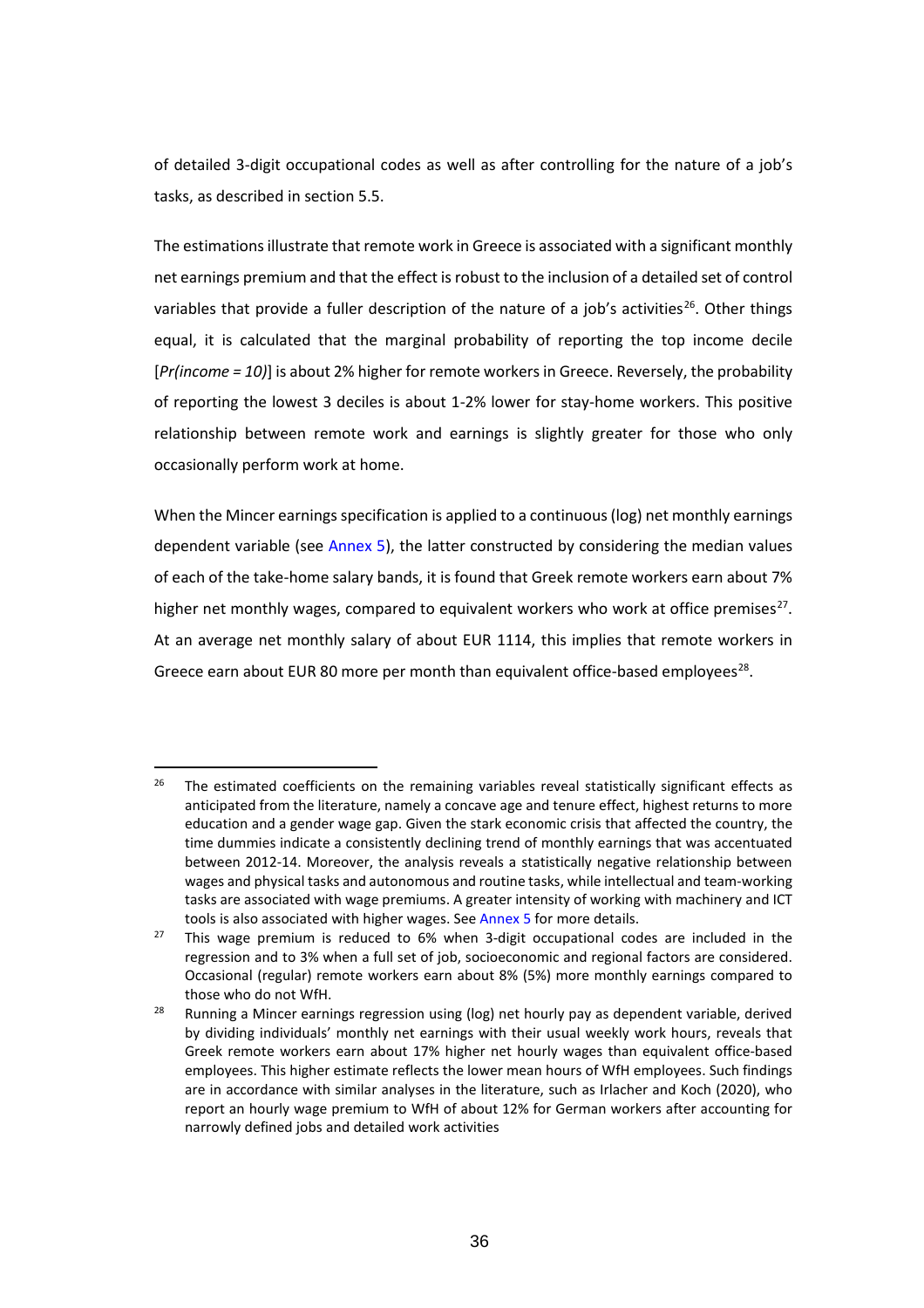of detailed 3-digit occupational codes as well as after controlling for the nature of a job's tasks, as described in section 5.5.

The estimations illustrate that remote work in Greece is associated with a significant monthly net earnings premium and that the effect is robust to the inclusion of a detailed set of control variables that provide a fuller description of the nature of a job's activities[26]. Other things equal, it is calculated that the marginal probability of reporting the top income decile [*Pr(income = 10)*] is about 2% higher for remote workers in Greece. Reversely, the probability of reporting the lowest 3 deciles is about 1-2% lower for stay-home workers. This positive relationship between remote work and earnings is slightly greater for those who only occasionally perform work at home.

When the Mincer earnings specification is applied to a continuous (log) net monthly earnings dependent variable (see Annex 5), the latter constructed by considering the median values of each of the take-home salary bands, it is found that Greek remote workers earn about 7% higher net monthly wages, compared to equivalent workers who work at office premises[27]. At an average net monthly salary of about EUR 1114, this implies that remote workers in Greece earn about EUR 80 more per month than equivalent office-based employees[28].

---

[26] The estimated coefficients on the remaining variables reveal statistically significant effects as anticipated from the literature, namely a concave age and tenure effect, highest returns to more education and a gender wage gap. Given the stark economic crisis that affected the country, the time dummies indicate a consistently declining trend of monthly earnings that was accentuated between 2012-14. Moreover, the analysis reveals a statistically negative relationship between wages and physical tasks and autonomous and routine tasks, while intellectual and team-working tasks are associated with wage premiums. A greater intensity of working with machinery and ICT tools is also associated with higher wages. See Annex 5 for more details.

[27] This wage premium is reduced to 6% when 3-digit occupational codes are included in the regression and to 3% when a full set of job, socioeconomic and regional factors are considered. Occasional (regular) remote workers earn about 8% (5%) more monthly earnings compared to those who do not WfH.

[28] Running a Mincer earnings regression using (log) net hourly pay as dependent variable, derived by dividing individuals' monthly net earnings with their usual weekly work hours, reveals that Greek remote workers earn about 17% higher net hourly wages than equivalent office-based employees. This higher estimate reflects the lower mean hours of WfH employees. Such findings are in accordance with similar analyses in the literature, such as Irlacher and Koch (2020), who report an hourly wage premium to WfH of about 12% for German workers after accounting for narrowly defined jobs and detailed work activities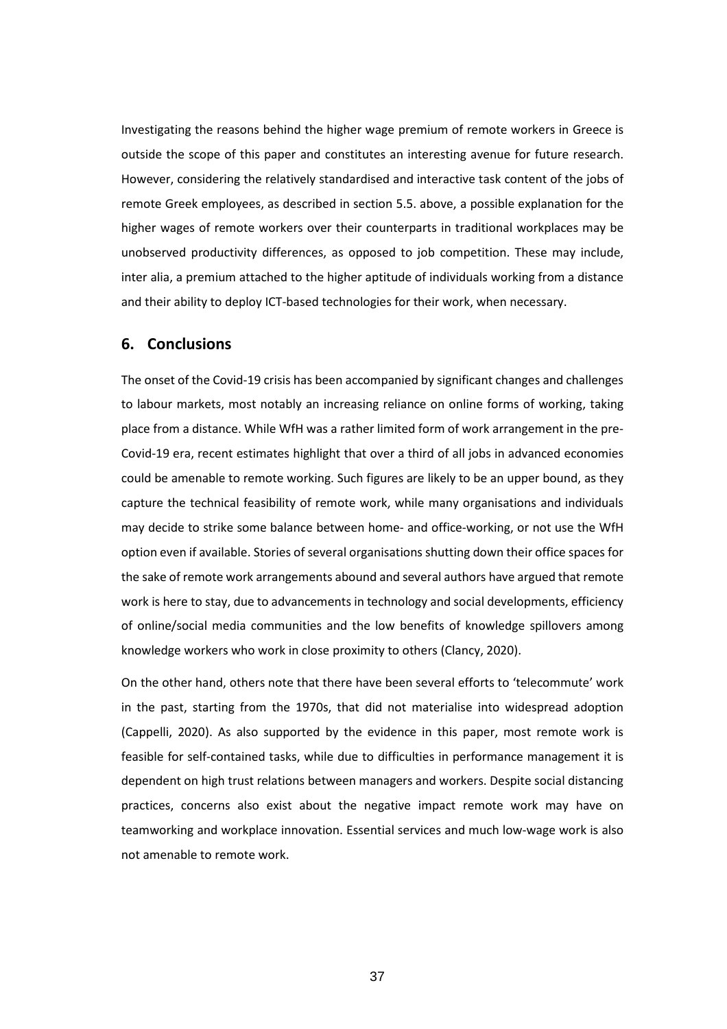Investigating the reasons behind the higher wage premium of remote workers in Greece is outside the scope of this paper and constitutes an interesting avenue for future research. However, considering the relatively standardised and interactive task content of the jobs of remote Greek employees, as described in section 5.5. above, a possible explanation for the higher wages of remote workers over their counterparts in traditional workplaces may be unobserved productivity differences, as opposed to job competition. These may include, inter alia, a premium attached to the higher aptitude of individuals working from a distance and their ability to deploy ICT-based technologies for their work, when necessary.

## 6. Conclusions

The onset of the Covid-19 crisis has been accompanied by significant changes and challenges to labour markets, most notably an increasing reliance on online forms of working, taking place from a distance. While WfH was a rather limited form of work arrangement in the pre-Covid-19 era, recent estimates highlight that over a third of all jobs in advanced economies could be amenable to remote working. Such figures are likely to be an upper bound, as they capture the technical feasibility of remote work, while many organisations and individuals may decide to strike some balance between home- and office-working, or not use the WfH option even if available. Stories of several organisations shutting down their office spaces for the sake of remote work arrangements abound and several authors have argued that remote work is here to stay, due to advancements in technology and social developments, efficiency of online/social media communities and the low benefits of knowledge spillovers among knowledge workers who work in close proximity to others (Clancy, 2020).

On the other hand, others note that there have been several efforts to 'telecommute' work in the past, starting from the 1970s, that did not materialise into widespread adoption (Cappelli, 2020). As also supported by the evidence in this paper, most remote work is feasible for self-contained tasks, while due to difficulties in performance management it is dependent on high trust relations between managers and workers. Despite social distancing practices, concerns also exist about the negative impact remote work may have on teamworking and workplace innovation. Essential services and much low-wage work is also not amenable to remote work.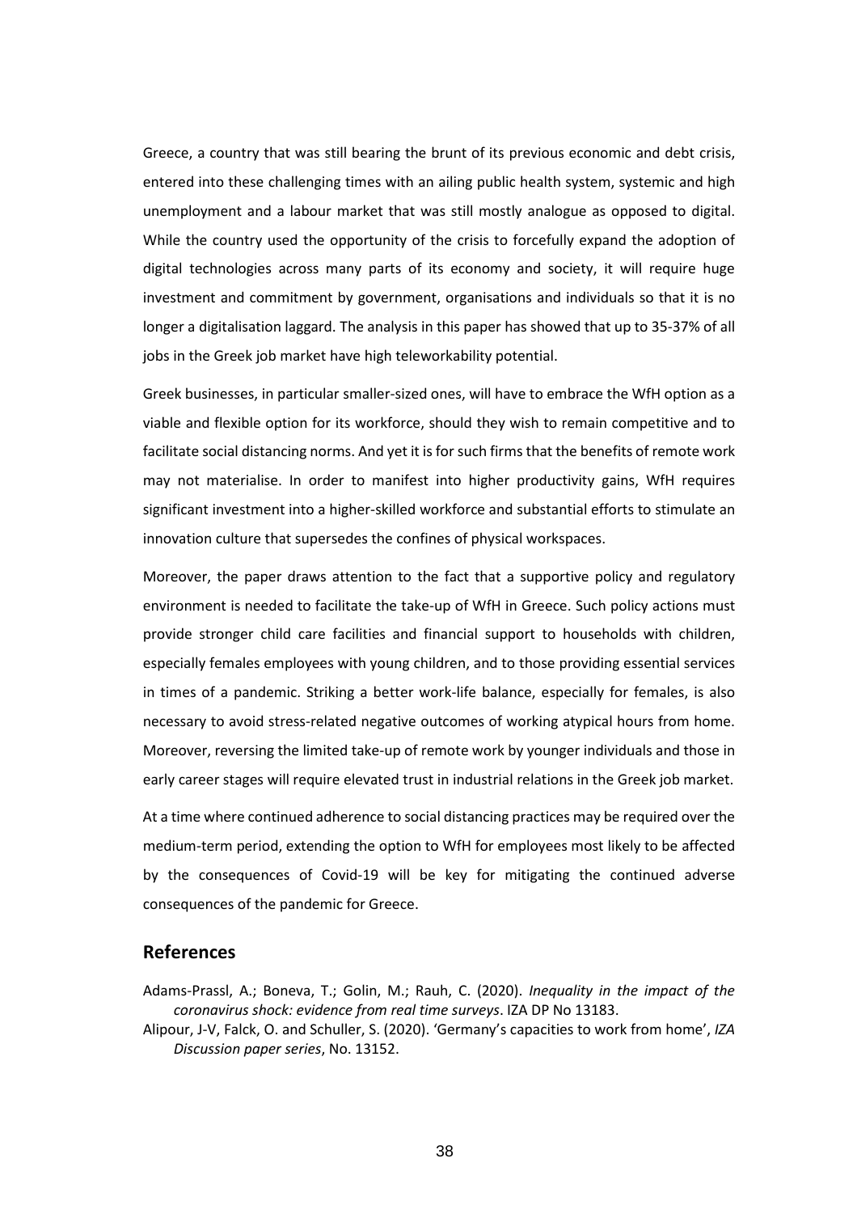Greece, a country that was still bearing the brunt of its previous economic and debt crisis, entered into these challenging times with an ailing public health system, systemic and high unemployment and a labour market that was still mostly analogue as opposed to digital. While the country used the opportunity of the crisis to forcefully expand the adoption of digital technologies across many parts of its economy and society, it will require huge investment and commitment by government, organisations and individuals so that it is no longer a digitalisation laggard. The analysis in this paper has showed that up to 35-37% of all jobs in the Greek job market have high teleworkability potential.

Greek businesses, in particular smaller-sized ones, will have to embrace the WfH option as a viable and flexible option for its workforce, should they wish to remain competitive and to facilitate social distancing norms. And yet it is for such firms that the benefits of remote work may not materialise. In order to manifest into higher productivity gains, WfH requires significant investment into a higher-skilled workforce and substantial efforts to stimulate an innovation culture that supersedes the confines of physical workspaces.

Moreover, the paper draws attention to the fact that a supportive policy and regulatory environment is needed to facilitate the take-up of WfH in Greece. Such policy actions must provide stronger child care facilities and financial support to households with children, especially females employees with young children, and to those providing essential services in times of a pandemic. Striking a better work-life balance, especially for females, is also necessary to avoid stress-related negative outcomes of working atypical hours from home. Moreover, reversing the limited take-up of remote work by younger individuals and those in early career stages will require elevated trust in industrial relations in the Greek job market.

At a time where continued adherence to social distancing practices may be required over the medium-term period, extending the option to WfH for employees most likely to be affected by the consequences of Covid-19 will be key for mitigating the continued adverse consequences of the pandemic for Greece.

## References

Adams-Prassl, A.; Boneva, T.; Golin, M.; Rauh, C. (2020). *Inequality in the impact of the coronavirus shock: evidence from real time surveys*. IZA DP No 13183.

Alipour, J-V, Falck, O. and Schuller, S. (2020). 'Germany's capacities to work from home', *IZA Discussion paper series*, No. 13152.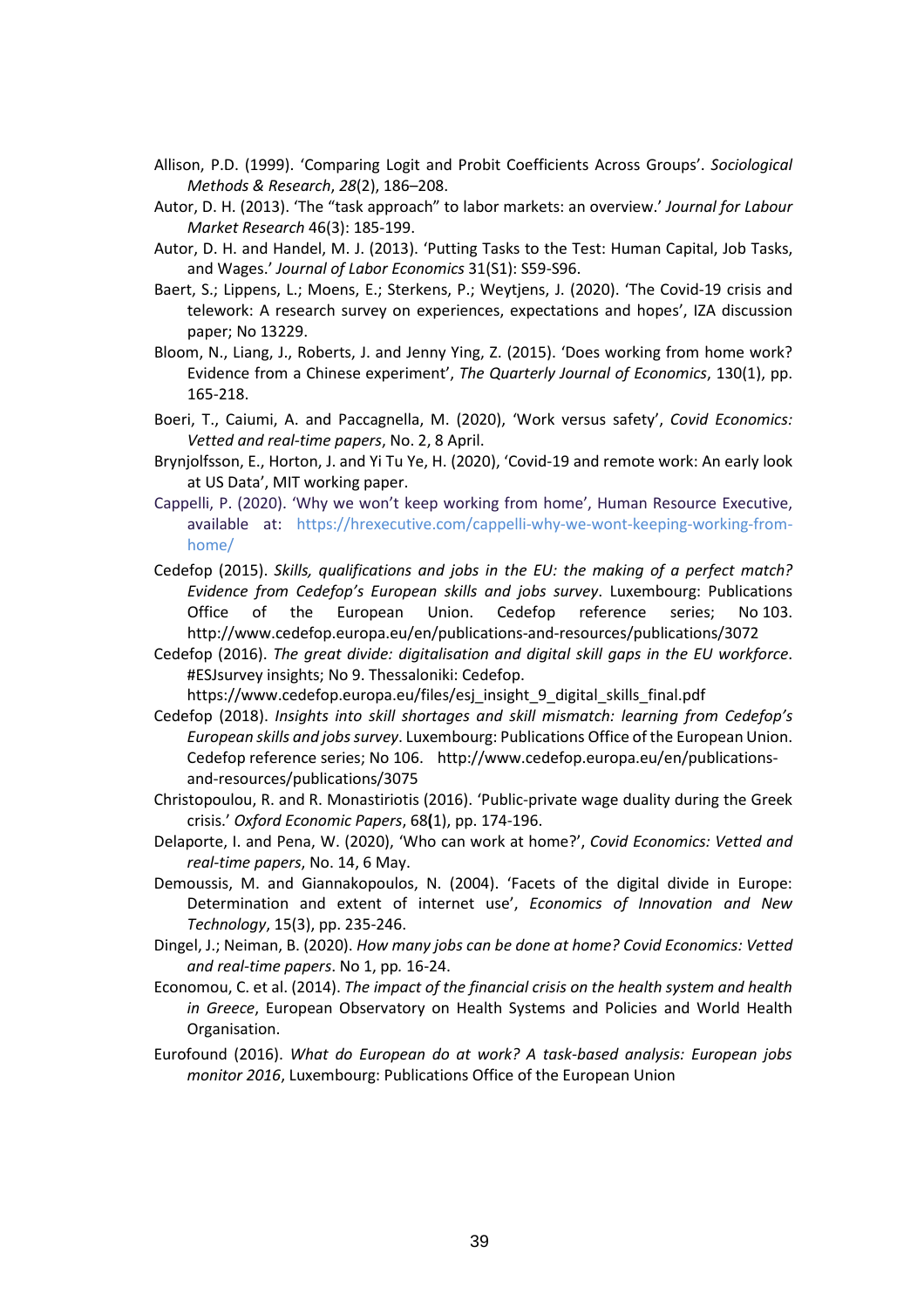Allison, P.D. (1999). 'Comparing Logit and Probit Coefficients Across Groups'. *Sociological Methods & Research*, *28*(2), 186–208.

Autor, D. H. (2013). 'The "task approach" to labor markets: an overview.' *Journal for Labour Market Research* 46(3): 185-199.

Autor, D. H. and Handel, M. J. (2013). 'Putting Tasks to the Test: Human Capital, Job Tasks, and Wages.' *Journal of Labor Economics* 31(S1): S59-S96.

Baert, S.; Lippens, L.; Moens, E.; Sterkens, P.; Weytjens, J. (2020). 'The Covid-19 crisis and telework: A research survey on experiences, expectations and hopes', IZA discussion paper; No 13229.

Bloom, N., Liang, J., Roberts, J. and Jenny Ying, Z. (2015). 'Does working from home work? Evidence from a Chinese experiment', *The Quarterly Journal of Economics*, 130(1), pp. 165-218.

Boeri, T., Caiumi, A. and Paccagnella, M. (2020), 'Work versus safety', *Covid Economics: Vetted and real-time papers*, No. 2, 8 April.

Brynjolfsson, E., Horton, J. and Yi Tu Ye, H. (2020), 'Covid-19 and remote work: An early look at US Data', MIT working paper.

Cappelli, P. (2020). 'Why we won't keep working from home', Human Resource Executive, available at: https://hrexecutive.com/cappelli-why-we-wont-keeping-working-from-home/

Cedefop (2015). *Skills, qualifications and jobs in the EU: the making of a perfect match? Evidence from Cedefop's European skills and jobs survey*. Luxembourg: Publications Office of the European Union. Cedefop reference series; No 103. http://www.cedefop.europa.eu/en/publications-and-resources/publications/3072

Cedefop (2016). *The great divide: digitalisation and digital skill gaps in the EU workforce*. #ESJsurvey insights; No 9. Thessaloniki: Cedefop. https://www.cedefop.europa.eu/files/esj_insight_9_digital_skills_final.pdf

Cedefop (2018). *Insights into skill shortages and skill mismatch: learning from Cedefop's European skills and jobs survey*. Luxembourg: Publications Office of the European Union. Cedefop reference series; No 106. http://www.cedefop.europa.eu/en/publications-and-resources/publications/3075

Christopoulou, R. and R. Monastiriotis (2016). 'Public-private wage duality during the Greek crisis.' *Oxford Economic Papers*, 68**(**1), pp. 174-196.

Delaporte, I. and Pena, W. (2020), 'Who can work at home?', *Covid Economics: Vetted and real-time papers*, No. 14, 6 May.

Demoussis, M. and Giannakopoulos, N. (2004). 'Facets of the digital divide in Europe: Determination and extent of internet use', *Economics of Innovation and New Technology*, 15(3), pp. 235-246.

Dingel, J.; Neiman, B. (2020). *How many jobs can be done at home? Covid Economics: Vetted and real-time papers*. No 1, pp. 16-24.

Economou, C. et al. (2014). *The impact of the financial crisis on the health system and health in Greece*, European Observatory on Health Systems and Policies and World Health Organisation.

Eurofound (2016). *What do European do at work? A task-based analysis: European jobs monitor 2016*, Luxembourg: Publications Office of the European Union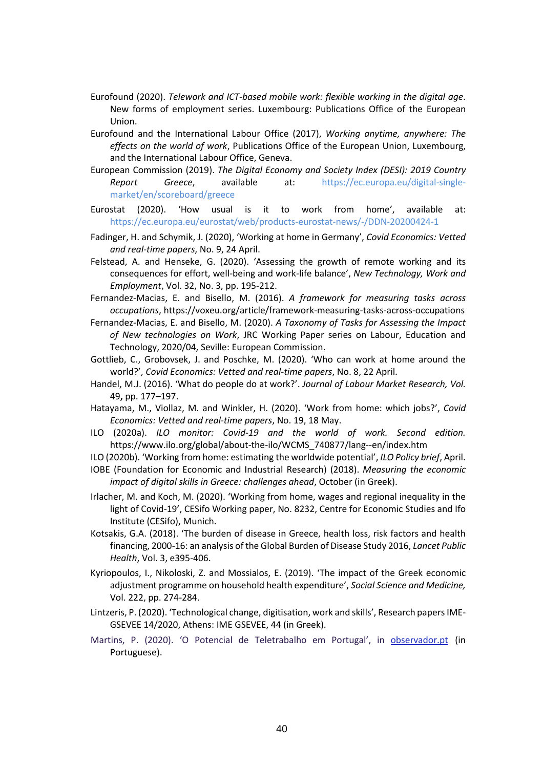Eurofound (2020). *Telework and ICT-based mobile work: flexible working in the digital age*. New forms of employment series. Luxembourg: Publications Office of the European Union.

Eurofound and the International Labour Office (2017), *Working anytime, anywhere: The effects on the world of work*, Publications Office of the European Union, Luxembourg, and the International Labour Office, Geneva.

European Commission (2019). *The Digital Economy and Society Index (DESI): 2019 Country Report Greece*, available at: https://ec.europa.eu/digital-single-market/en/scoreboard/greece

Eurostat (2020). 'How usual is it to work from home', available at: https://ec.europa.eu/eurostat/web/products-eurostat-news/-/DDN-20200424-1

Fadinger, H. and Schymik, J. (2020), 'Working at home in Germany', *Covid Economics: Vetted and real-time papers*, No. 9, 24 April.

Felstead, A. and Henseke, G. (2020). 'Assessing the growth of remote working and its consequences for effort, well-being and work-life balance', *New Technology, Work and Employment*, Vol. 32, No. 3, pp. 195-212.

Fernandez-Macias, E. and Bisello, M. (2016). *A framework for measuring tasks across occupations*, https://voxeu.org/article/framework-measuring-tasks-across-occupations

Fernandez-Macias, E. and Bisello, M. (2020). *A Taxonomy of Tasks for Assessing the Impact of New technologies on Work*, JRC Working Paper series on Labour, Education and Technology, 2020/04, Seville: European Commission.

Gottlieb, C., Grobovsek, J. and Poschke, M. (2020). 'Who can work at home around the world?', *Covid Economics: Vetted and real-time papers*, No. 8, 22 April.

Handel, M.J. (2016). 'What do people do at work?'. *Journal of Labour Market Research, Vol.* 49**,** pp. 177–197.

Hatayama, M., Viollaz, M. and Winkler, H. (2020). 'Work from home: which jobs?', *Covid Economics: Vetted and real-time papers*, No. 19, 18 May.

ILO (2020a). *ILO monitor: Covid-19 and the world of work. Second edition.* https://www.ilo.org/global/about-the-ilo/WCMS_740877/lang--en/index.htm

ILO (2020b). 'Working from home: estimating the worldwide potential', *ILO Policy brief*, April.

IOBE (Foundation for Economic and Industrial Research) (2018). *Measuring the economic impact of digital skills in Greece: challenges ahead*, October (in Greek).

Irlacher, M. and Koch, M. (2020). 'Working from home, wages and regional inequality in the light of Covid-19', CESifo Working paper, No. 8232, Centre for Economic Studies and Ifo Institute (CESifo), Munich.

Kotsakis, G.A. (2018). 'The burden of disease in Greece, health loss, risk factors and health financing, 2000-16: an analysis of the Global Burden of Disease Study 2016, *Lancet Public Health*, Vol. 3, e395-406.

Kyriopoulos, I., Nikoloski, Z. and Mossialos, E. (2019). 'The impact of the Greek economic adjustment programme on household health expenditure', *Social Science and Medicine,* Vol. 222, pp. 274-284.

Lintzeris, P. (2020). 'Technological change, digitisation, work and skills', Research papers IME-GSEVEE 14/2020, Athens: IME GSEVEE, 44 (in Greek).

Martins, P. (2020). 'O Potencial de Teletrabalho em Portugal', in observador.pt (in Portuguese).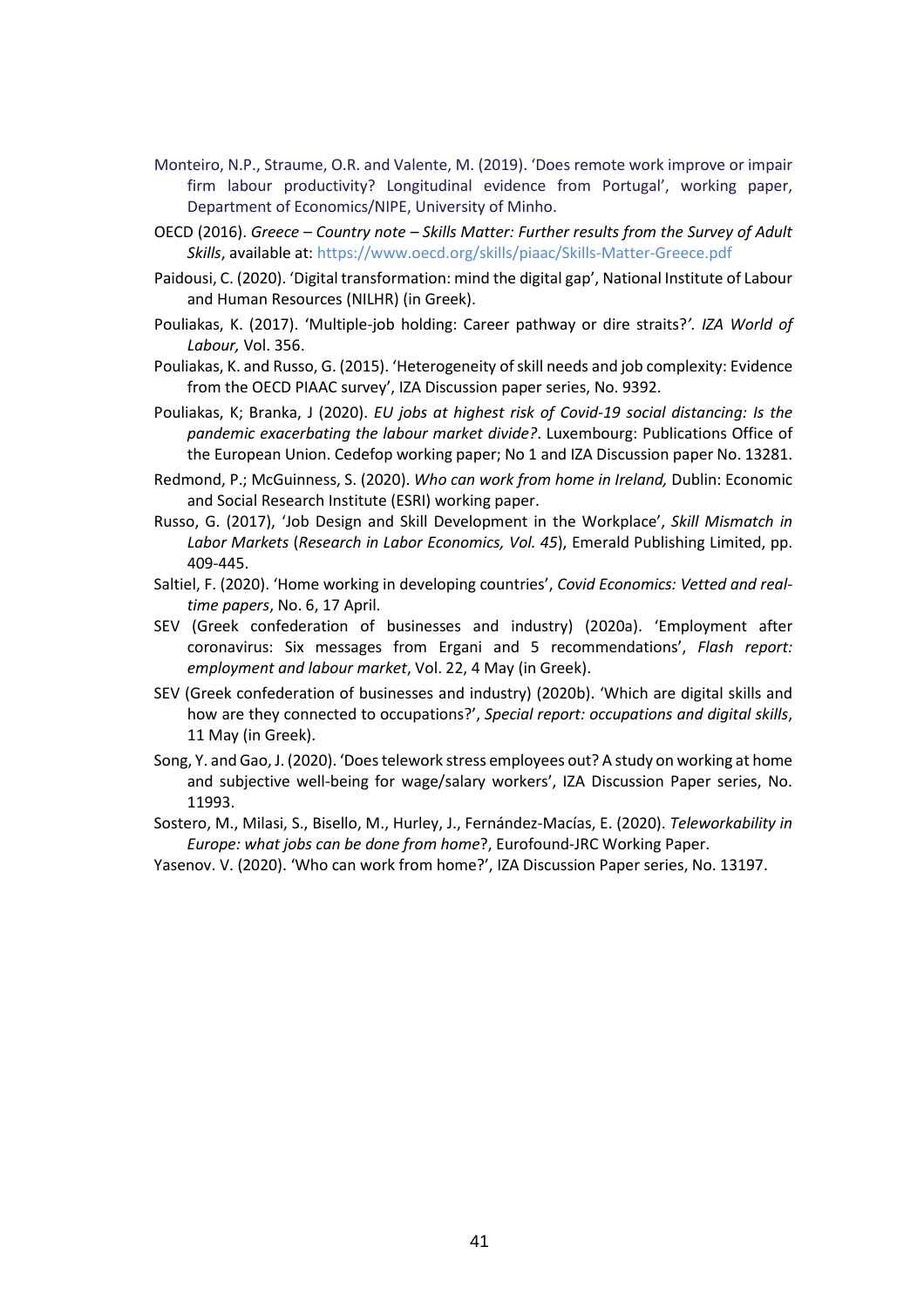Monteiro, N.P., Straume, O.R. and Valente, M. (2019). 'Does remote work improve or impair firm labour productivity? Longitudinal evidence from Portugal', working paper, Department of Economics/NIPE, University of Minho.

OECD (2016). *Greece – Country note – Skills Matter: Further results from the Survey of Adult Skills*, available at: https://www.oecd.org/skills/piaac/Skills-Matter-Greece.pdf

Paidousi, C. (2020). 'Digital transformation: mind the digital gap', National Institute of Labour and Human Resources (NILHR) (in Greek).

Pouliakas, K. (2017). 'Multiple-job holding: Career pathway or dire straits?'. *IZA World of Labour,* Vol. 356.

Pouliakas, K. and Russo, G. (2015). 'Heterogeneity of skill needs and job complexity: Evidence from the OECD PIAAC survey', IZA Discussion paper series, No. 9392.

Pouliakas, K; Branka, J (2020). *EU jobs at highest risk of Covid-19 social distancing: Is the pandemic exacerbating the labour market divide?*. Luxembourg: Publications Office of the European Union. Cedefop working paper; No 1 and IZA Discussion paper No. 13281.

Redmond, P.; McGuinness, S. (2020). *Who can work from home in Ireland,* Dublin: Economic and Social Research Institute (ESRI) working paper.

Russo, G. (2017), 'Job Design and Skill Development in the Workplace', *Skill Mismatch in Labor Markets* (*Research in Labor Economics, Vol. 45*), Emerald Publishing Limited, pp. 409-445.

Saltiel, F. (2020). 'Home working in developing countries', *Covid Economics: Vetted and real-time papers*, No. 6, 17 April.

SEV (Greek confederation of businesses and industry) (2020a). 'Employment after coronavirus: Six messages from Ergani and 5 recommendations', *Flash report: employment and labour market*, Vol. 22, 4 May (in Greek).

SEV (Greek confederation of businesses and industry) (2020b). 'Which are digital skills and how are they connected to occupations?', *Special report: occupations and digital skills*, 11 May (in Greek).

Song, Y. and Gao, J. (2020). 'Does telework stress employees out? A study on working at home and subjective well-being for wage/salary workers', IZA Discussion Paper series, No. 11993.

Sostero, M., Milasi, S., Bisello, M., Hurley, J., Fernández-Macías, E. (2020). *Teleworkability in Europe: what jobs can be done from home*?, Eurofound-JRC Working Paper.

Yasenov. V. (2020). 'Who can work from home?', IZA Discussion Paper series, No. 13197.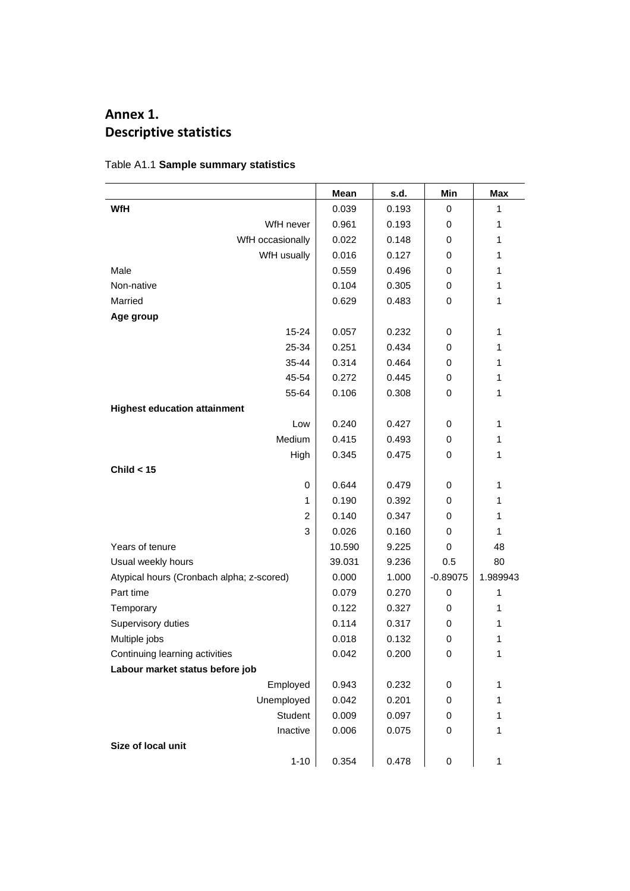## Annex 1.
## Descriptive statistics

Table A1.1 **Sample summary statistics**

| | Mean | s.d. | Min | Max |
|---|---|---|---|---|
| **WfH** | 0.039 | 0.193 | 0 | 1 |
| WfH never | 0.961 | 0.193 | 0 | 1 |
| WfH occasionally | 0.022 | 0.148 | 0 | 1 |
| WfH usually | 0.016 | 0.127 | 0 | 1 |
| Male | 0.559 | 0.496 | 0 | 1 |
| Non-native | 0.104 | 0.305 | 0 | 1 |
| Married | 0.629 | 0.483 | 0 | 1 |
| **Age group** | | | | |
| 15-24 | 0.057 | 0.232 | 0 | 1 |
| 25-34 | 0.251 | 0.434 | 0 | 1 |
| 35-44 | 0.314 | 0.464 | 0 | 1 |
| 45-54 | 0.272 | 0.445 | 0 | 1 |
| 55-64 | 0.106 | 0.308 | 0 | 1 |
| **Highest education attainment** | | | | |
| Low | 0.240 | 0.427 | 0 | 1 |
| Medium | 0.415 | 0.493 | 0 | 1 |
| High | 0.345 | 0.475 | 0 | 1 |
| **Child < 15** | | | | |
| 0 | 0.644 | 0.479 | 0 | 1 |
| 1 | 0.190 | 0.392 | 0 | 1 |
| 2 | 0.140 | 0.347 | 0 | 1 |
| 3 | 0.026 | 0.160 | 0 | 1 |
| Years of tenure | 10.590 | 9.225 | 0 | 48 |
| Usual weekly hours | 39.031 | 9.236 | 0.5 | 80 |
| Atypical hours (Cronbach alpha; z-scored) | 0.000 | 1.000 | -0.89075 | 1.989943 |
| Part time | 0.079 | 0.270 | 0 | 1 |
| Temporary | 0.122 | 0.327 | 0 | 1 |
| Supervisory duties | 0.114 | 0.317 | 0 | 1 |
| Multiple jobs | 0.018 | 0.132 | 0 | 1 |
| Continuing learning activities | 0.042 | 0.200 | 0 | 1 |
| **Labour market status before job** | | | | |
| Employed | 0.943 | 0.232 | 0 | 1 |
| Unemployed | 0.042 | 0.201 | 0 | 1 |
| Student | 0.009 | 0.097 | 0 | 1 |
| Inactive | 0.006 | 0.075 | 0 | 1 |
| **Size of local unit** | | | | |
| 1-10 | 0.354 | 0.478 | 0 | 1 |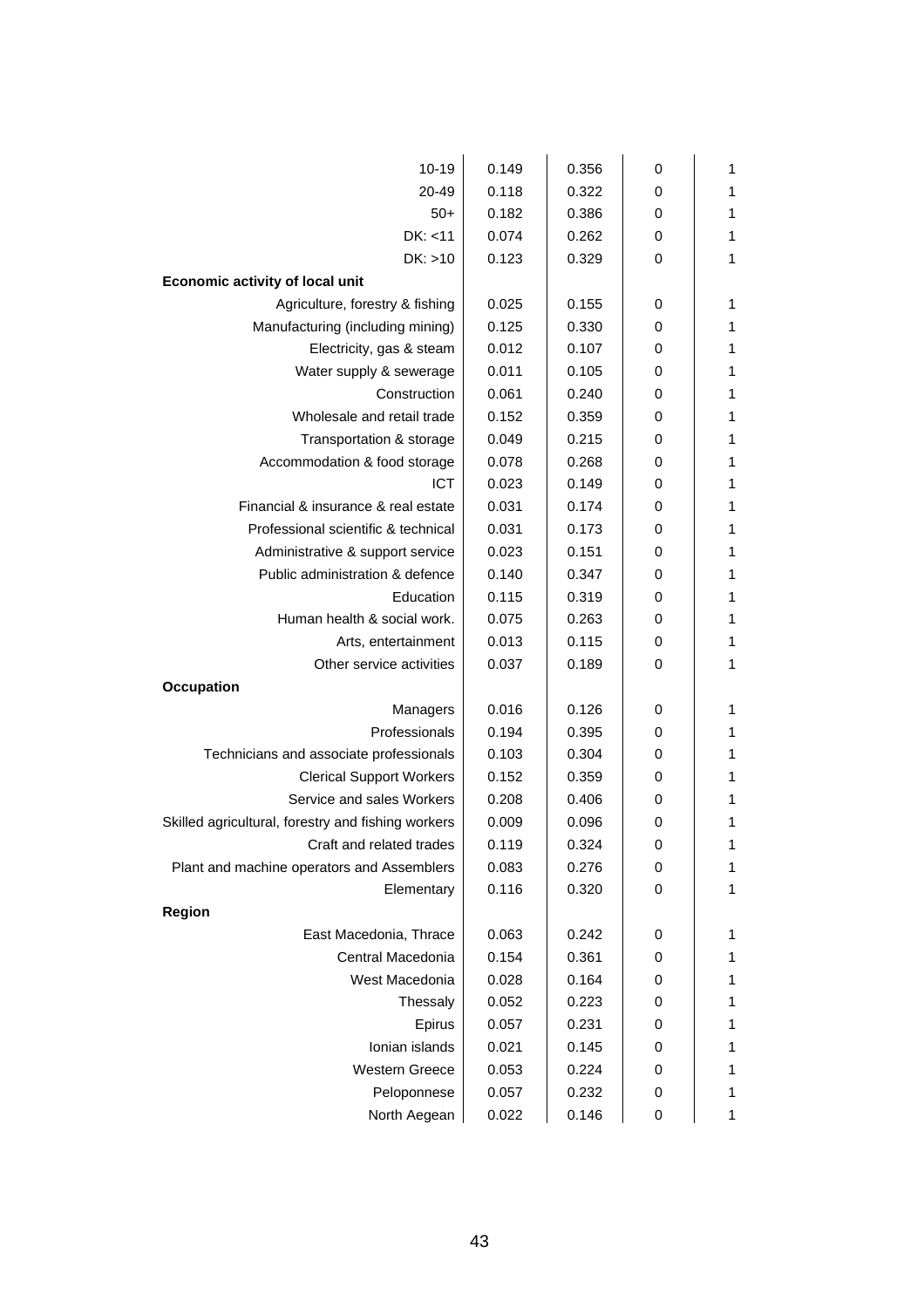| | | | | |
|---|---|---|---|---|
| 10-19 | 0.149 | 0.356 | 0 | 1 |
| 20-49 | 0.118 | 0.322 | 0 | 1 |
| 50+ | 0.182 | 0.386 | 0 | 1 |
| DK: <11 | 0.074 | 0.262 | 0 | 1 |
| DK: >10 | 0.123 | 0.329 | 0 | 1 |
| **Economic activity of local unit** | | | | |
| Agriculture, forestry & fishing | 0.025 | 0.155 | 0 | 1 |
| Manufacturing (including mining) | 0.125 | 0.330 | 0 | 1 |
| Electricity, gas & steam | 0.012 | 0.107 | 0 | 1 |
| Water supply & sewerage | 0.011 | 0.105 | 0 | 1 |
| Construction | 0.061 | 0.240 | 0 | 1 |
| Wholesale and retail trade | 0.152 | 0.359 | 0 | 1 |
| Transportation & storage | 0.049 | 0.215 | 0 | 1 |
| Accommodation & food storage | 0.078 | 0.268 | 0 | 1 |
| ICT | 0.023 | 0.149 | 0 | 1 |
| Financial & insurance & real estate | 0.031 | 0.174 | 0 | 1 |
| Professional scientific & technical | 0.031 | 0.173 | 0 | 1 |
| Administrative & support service | 0.023 | 0.151 | 0 | 1 |
| Public administration & defence | 0.140 | 0.347 | 0 | 1 |
| Education | 0.115 | 0.319 | 0 | 1 |
| Human health & social work. | 0.075 | 0.263 | 0 | 1 |
| Arts, entertainment | 0.013 | 0.115 | 0 | 1 |
| Other service activities | 0.037 | 0.189 | 0 | 1 |
| **Occupation** | | | | |
| Managers | 0.016 | 0.126 | 0 | 1 |
| Professionals | 0.194 | 0.395 | 0 | 1 |
| Technicians and associate professionals | 0.103 | 0.304 | 0 | 1 |
| Clerical Support Workers | 0.152 | 0.359 | 0 | 1 |
| Service and sales Workers | 0.208 | 0.406 | 0 | 1 |
| Skilled agricultural, forestry and fishing workers | 0.009 | 0.096 | 0 | 1 |
| Craft and related trades | 0.119 | 0.324 | 0 | 1 |
| Plant and machine operators and Assemblers | 0.083 | 0.276 | 0 | 1 |
| Elementary | 0.116 | 0.320 | 0 | 1 |
| **Region** | | | | |
| East Macedonia, Thrace | 0.063 | 0.242 | 0 | 1 |
| Central Macedonia | 0.154 | 0.361 | 0 | 1 |
| West Macedonia | 0.028 | 0.164 | 0 | 1 |
| Thessaly | 0.052 | 0.223 | 0 | 1 |
| Epirus | 0.057 | 0.231 | 0 | 1 |
| Ionian islands | 0.021 | 0.145 | 0 | 1 |
| Western Greece | 0.053 | 0.224 | 0 | 1 |
| Peloponnese | 0.057 | 0.232 | 0 | 1 |
| North Aegean | 0.022 | 0.146 | 0 | 1 |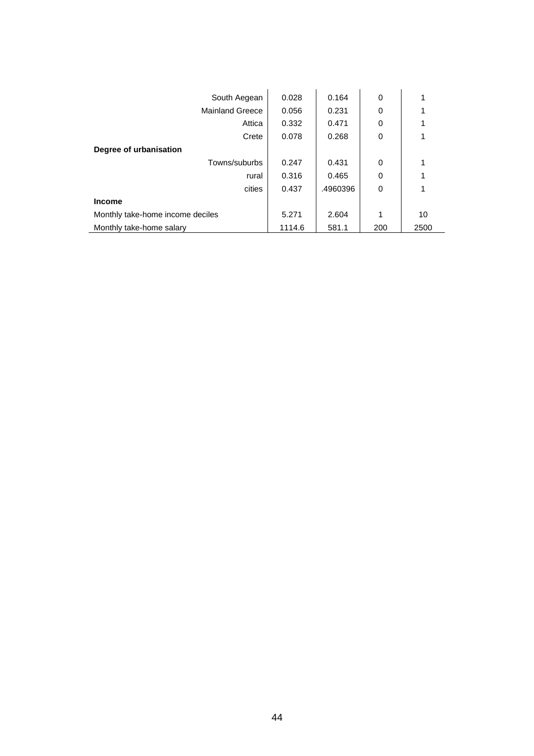| | | | | |
|---|---|---|---|---|
| South Aegean | 0.028 | 0.164 | 0 | 1 |
| Mainland Greece | 0.056 | 0.231 | 0 | 1 |
| Attica | 0.332 | 0.471 | 0 | 1 |
| Crete | 0.078 | 0.268 | 0 | 1 |
| **Degree of urbanisation** | | | | |
| Towns/suburbs | 0.247 | 0.431 | 0 | 1 |
| rural | 0.316 | 0.465 | 0 | 1 |
| cities | 0.437 | .4960396 | 0 | 1 |
| **Income** | | | | |
| Monthly take-home income deciles | 5.271 | 2.604 | 1 | 10 |
| Monthly take-home salary | 1114.6 | 581.1 | 200 | 2500 |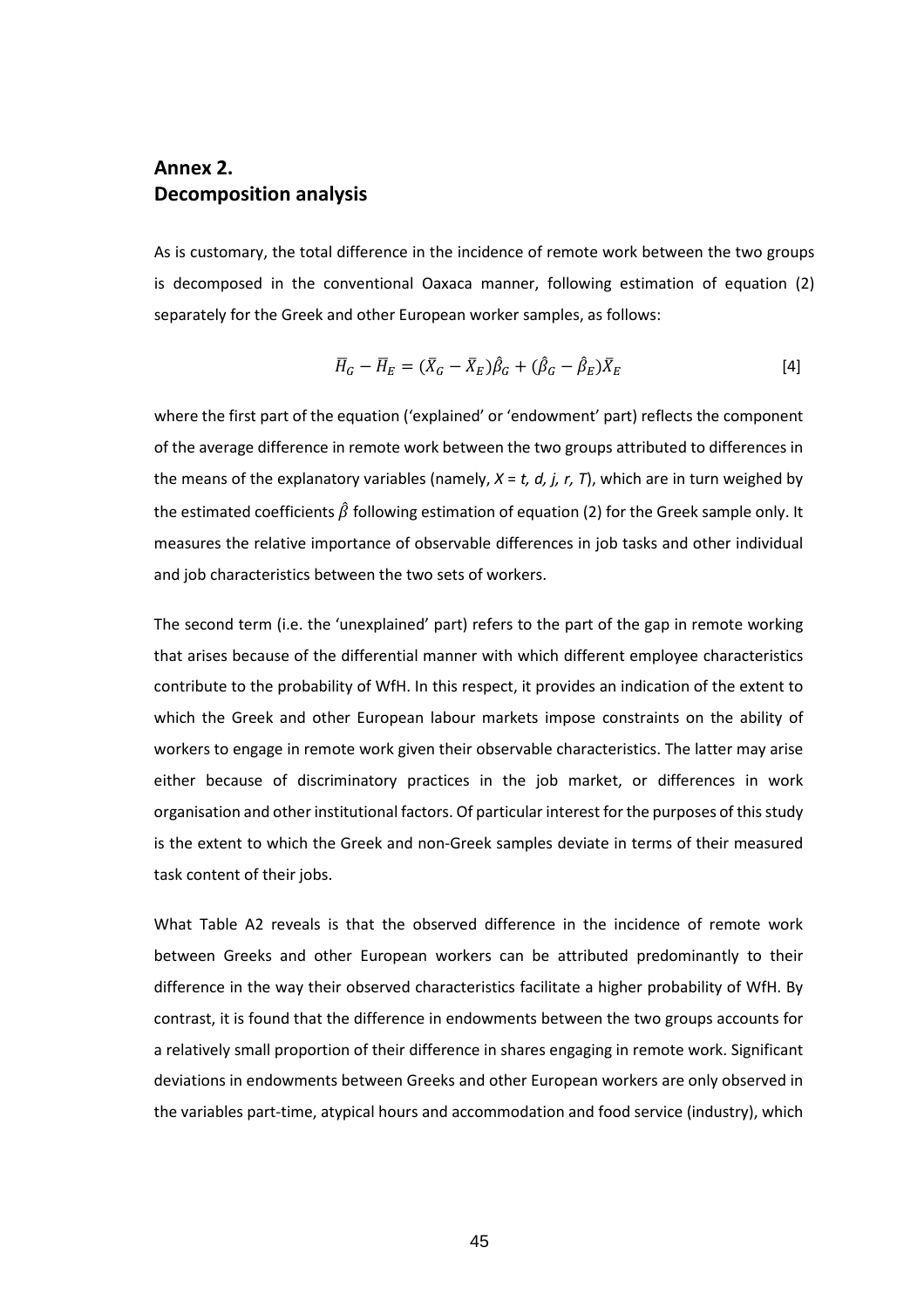## Annex 2.
## Decomposition analysis

As is customary, the total difference in the incidence of remote work between the two groups is decomposed in the conventional Oaxaca manner, following estimation of equation (2) separately for the Greek and other European worker samples, as follows:

$$\bar{H}_G - \bar{H}_E = (\bar{X}_G - \bar{X}_E)\hat{\beta}_G + (\hat{\beta}_G - \hat{\beta}_E)\bar{X}_E \quad [4]$$

where the first part of the equation ('explained' or 'endowment' part) reflects the component of the average difference in remote work between the two groups attributed to differences in the means of the explanatory variables (namely, *X* = *t, d, j, r, T*), which are in turn weighed by the estimated coefficients $\hat{\beta}$ following estimation of equation (2) for the Greek sample only. It measures the relative importance of observable differences in job tasks and other individual and job characteristics between the two sets of workers.

The second term (i.e. the 'unexplained' part) refers to the part of the gap in remote working that arises because of the differential manner with which different employee characteristics contribute to the probability of WfH. In this respect, it provides an indication of the extent to which the Greek and other European labour markets impose constraints on the ability of workers to engage in remote work given their observable characteristics. The latter may arise either because of discriminatory practices in the job market, or differences in work organisation and other institutional factors. Of particular interest for the purposes of this study is the extent to which the Greek and non-Greek samples deviate in terms of their measured task content of their jobs.

What Table A2 reveals is that the observed difference in the incidence of remote work between Greeks and other European workers can be attributed predominantly to their difference in the way their observed characteristics facilitate a higher probability of WfH. By contrast, it is found that the difference in endowments between the two groups accounts for a relatively small proportion of their difference in shares engaging in remote work. Significant deviations in endowments between Greeks and other European workers are only observed in the variables part-time, atypical hours and accommodation and food service (industry), which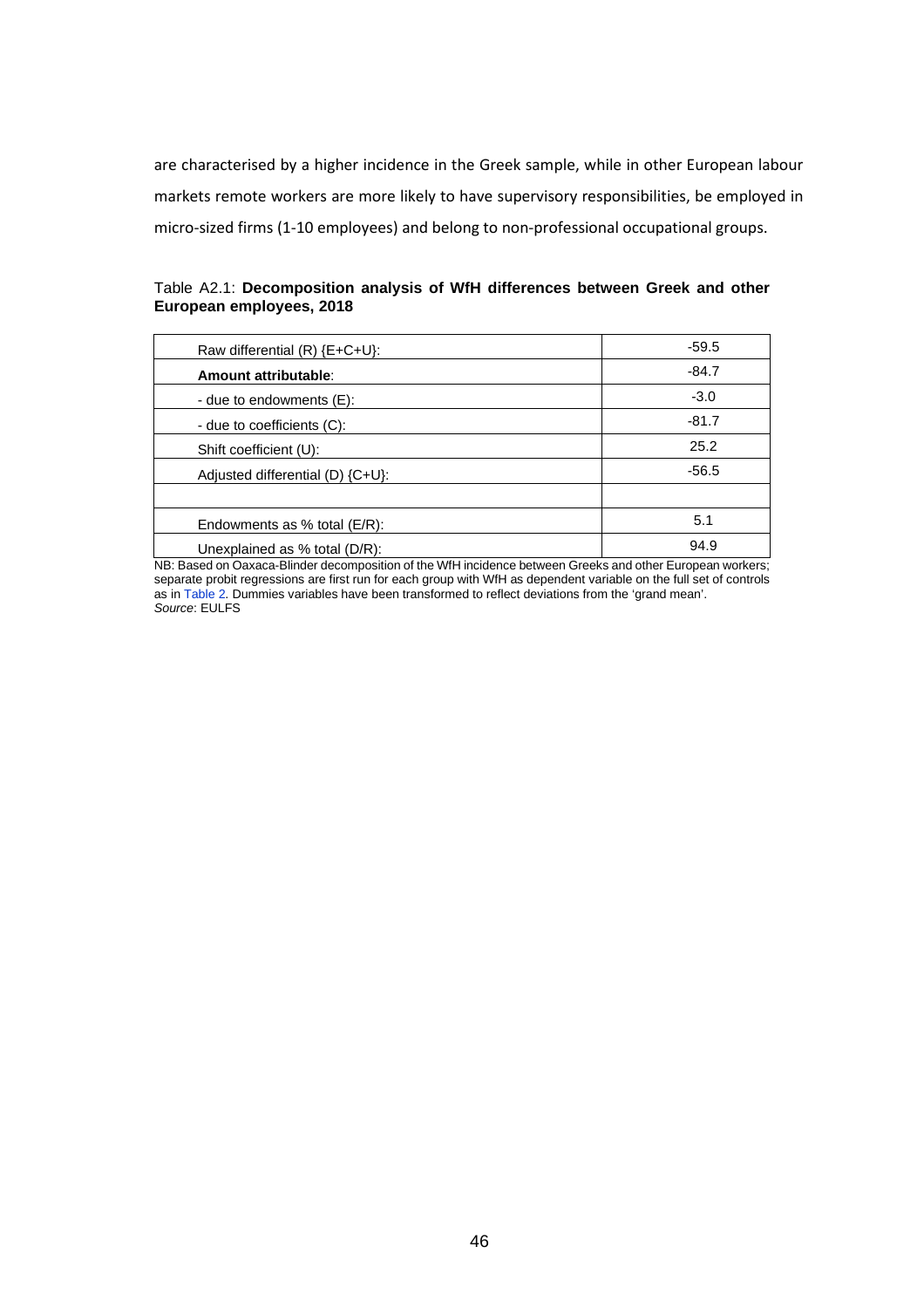are characterised by a higher incidence in the Greek sample, while in other European labour markets remote workers are more likely to have supervisory responsibilities, be employed in micro-sized firms (1-10 employees) and belong to non-professional occupational groups.

Table A2.1: **Decomposition analysis of WfH differences between Greek and other European employees, 2018**

| | |
|---|---|
| Raw differential (R) {E+C+U}: | -59.5 |
| **Amount attributable**: | -84.7 |
| - due to endowments (E): | -3.0 |
| - due to coefficients (C): | -81.7 |
| Shift coefficient (U): | 25.2 |
| Adjusted differential (D) {C+U}: | -56.5 |
| | |
| Endowments as % total (E/R): | 5.1 |
| Unexplained as % total (D/R): | 94.9 |

NB: Based on Oaxaca-Blinder decomposition of the WfH incidence between Greeks and other European workers; separate probit regressions are first run for each group with WfH as dependent variable on the full set of controls as in Table 2. Dummies variables have been transformed to reflect deviations from the 'grand mean'.
*Source*: EULFS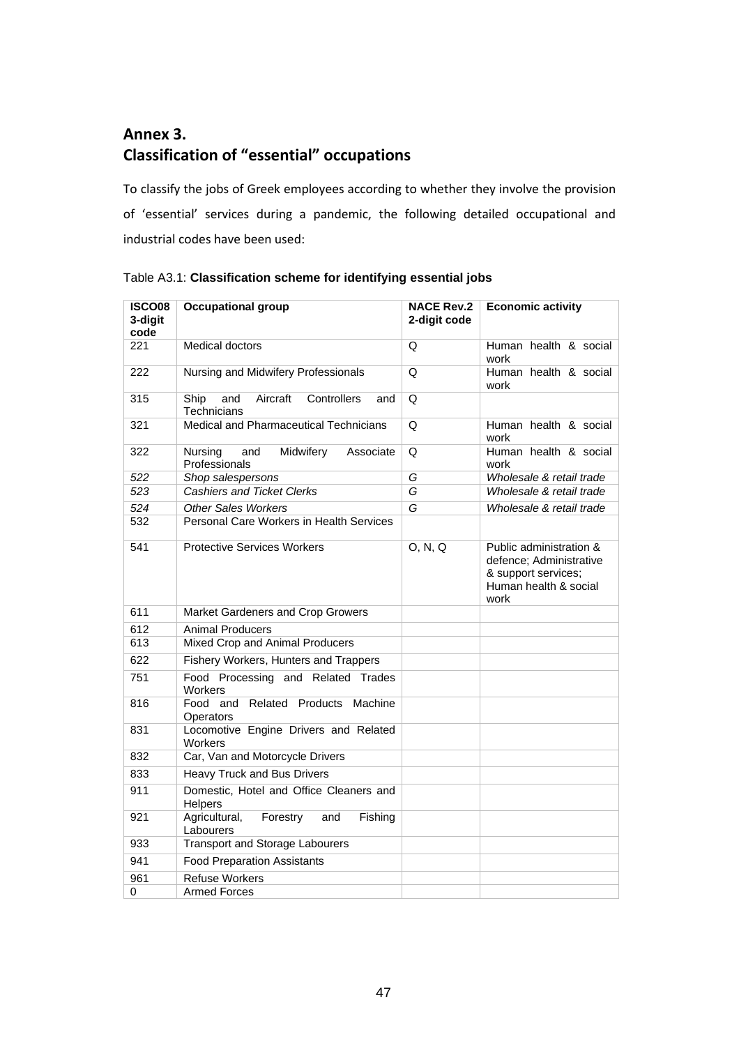# Annex 3.
# Classification of "essential" occupations

To classify the jobs of Greek employees according to whether they involve the provision of 'essential' services during a pandemic, the following detailed occupational and industrial codes have been used:

Table A3.1: **Classification scheme for identifying essential jobs**

| ISCO08 3-digit code | Occupational group | NACE Rev.2 2-digit code | Economic activity |
|---|---|---|---|
| 221 | Medical doctors | Q | Human health & social work |
| 222 | Nursing and Midwifery Professionals | Q | Human health & social work |
| 315 | Ship and Aircraft Controllers and Technicians | Q | |
| 321 | Medical and Pharmaceutical Technicians | Q | Human health & social work |
| 322 | Nursing and Midwifery Associate Professionals | Q | Human health & social work |
| *522* | *Shop salespersons* | *G* | *Wholesale & retail trade* |
| *523* | *Cashiers and Ticket Clerks* | *G* | *Wholesale & retail trade* |
| *524* | *Other Sales Workers* | *G* | *Wholesale & retail trade* |
| 532 | Personal Care Workers in Health Services | | |
| 541 | Protective Services Workers | O, N, Q | Public administration & defence; Administrative & support services; Human health & social work |
| 611 | Market Gardeners and Crop Growers | | |
| 612 | Animal Producers | | |
| 613 | Mixed Crop and Animal Producers | | |
| 622 | Fishery Workers, Hunters and Trappers | | |
| 751 | Food Processing and Related Trades Workers | | |
| 816 | Food and Related Products Machine Operators | | |
| 831 | Locomotive Engine Drivers and Related Workers | | |
| 832 | Car, Van and Motorcycle Drivers | | |
| 833 | Heavy Truck and Bus Drivers | | |
| 911 | Domestic, Hotel and Office Cleaners and Helpers | | |
| 921 | Agricultural, Forestry and Fishing Labourers | | |
| 933 | Transport and Storage Labourers | | |
| 941 | Food Preparation Assistants | | |
| 961 | Refuse Workers | | |
| 0 | Armed Forces | | |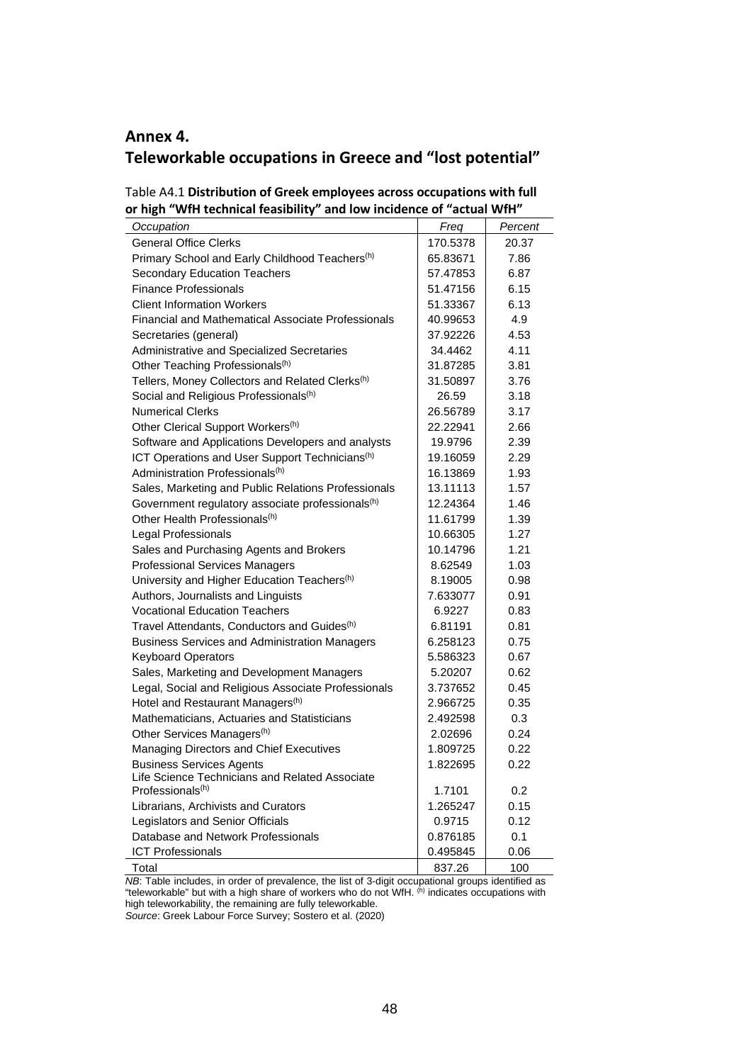## Annex 4.
## Teleworkable occupations in Greece and "lost potential"

Table A4.1 **Distribution of Greek employees across occupations with full or high "WfH technical feasibility" and low incidence of "actual WfH"**

| *Occupation* | *Freq* | *Percent* |
|---|---|---|
| General Office Clerks | 170.5378 | 20.37 |
| Primary School and Early Childhood Teachers(h) | 65.83671 | 7.86 |
| Secondary Education Teachers | 57.47853 | 6.87 |
| Finance Professionals | 51.47156 | 6.15 |
| Client Information Workers | 51.33367 | 6.13 |
| Financial and Mathematical Associate Professionals | 40.99653 | 4.9 |
| Secretaries (general) | 37.92226 | 4.53 |
| Administrative and Specialized Secretaries | 34.4462 | 4.11 |
| Other Teaching Professionals(h) | 31.87285 | 3.81 |
| Tellers, Money Collectors and Related Clerks(h) | 31.50897 | 3.76 |
| Social and Religious Professionals(h) | 26.59 | 3.18 |
| Numerical Clerks | 26.56789 | 3.17 |
| Other Clerical Support Workers(h) | 22.22941 | 2.66 |
| Software and Applications Developers and analysts | 19.9796 | 2.39 |
| ICT Operations and User Support Technicians(h) | 19.16059 | 2.29 |
| Administration Professionals(h) | 16.13869 | 1.93 |
| Sales, Marketing and Public Relations Professionals | 13.11113 | 1.57 |
| Government regulatory associate professionals(h) | 12.24364 | 1.46 |
| Other Health Professionals(h) | 11.61799 | 1.39 |
| Legal Professionals | 10.66305 | 1.27 |
| Sales and Purchasing Agents and Brokers | 10.14796 | 1.21 |
| Professional Services Managers | 8.62549 | 1.03 |
| University and Higher Education Teachers(h) | 8.19005 | 0.98 |
| Authors, Journalists and Linguists | 7.633077 | 0.91 |
| Vocational Education Teachers | 6.9227 | 0.83 |
| Travel Attendants, Conductors and Guides(h) | 6.81191 | 0.81 |
| Business Services and Administration Managers | 6.258123 | 0.75 |
| Keyboard Operators | 5.586323 | 0.67 |
| Sales, Marketing and Development Managers | 5.20207 | 0.62 |
| Legal, Social and Religious Associate Professionals | 3.737652 | 0.45 |
| Hotel and Restaurant Managers(h) | 2.966725 | 0.35 |
| Mathematicians, Actuaries and Statisticians | 2.492598 | 0.3 |
| Other Services Managers(h) | 2.02696 | 0.24 |
| Managing Directors and Chief Executives | 1.809725 | 0.22 |
| Business Services Agents | 1.822695 | 0.22 |
| Life Science Technicians and Related Associate Professionals(h) | 1.7101 | 0.2 |
| Librarians, Archivists and Curators | 1.265247 | 0.15 |
| Legislators and Senior Officials | 0.9715 | 0.12 |
| Database and Network Professionals | 0.876185 | 0.1 |
| ICT Professionals | 0.495845 | 0.06 |
| Total | 837.26 | 100 |

*NB*: Table includes, in order of prevalence, the list of 3-digit occupational groups identified as "teleworkable" but with a high share of workers who do not WfH. (h) indicates occupations with high teleworkability, the remaining are fully teleworkable.
*Source*: Greek Labour Force Survey; Sostero et al. (2020)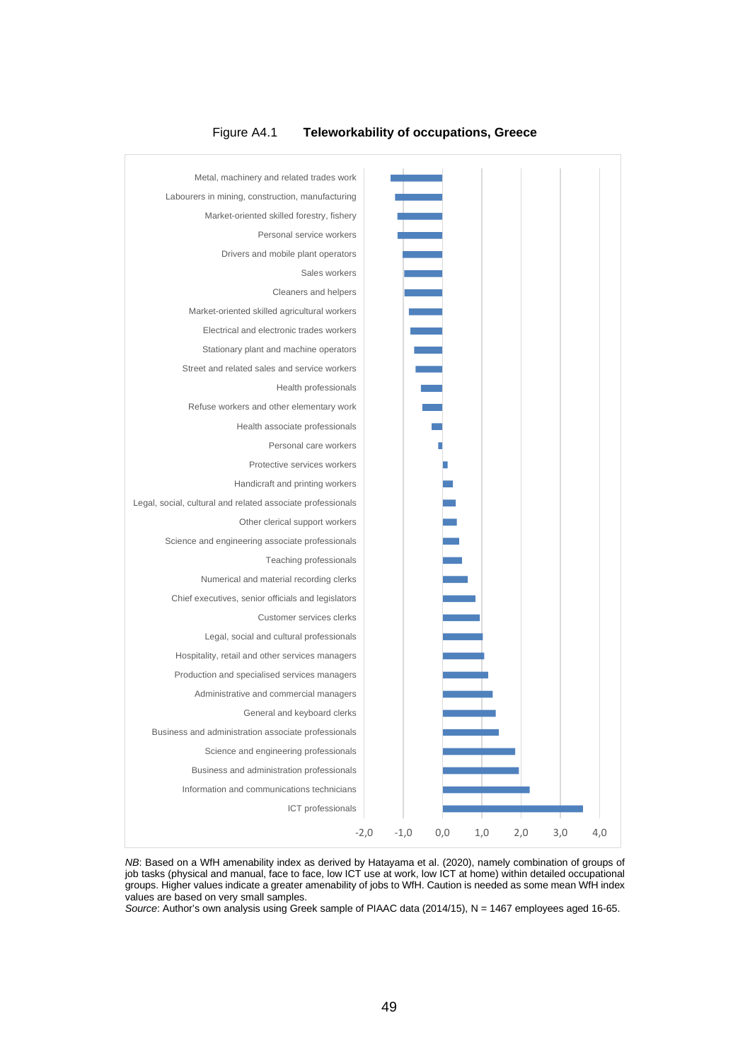Figure A4.1 **Teleworkability of occupations, Greece**

| Occupation |
|---|
| Metal, machinery and related trades work |
| Labourers in mining, construction, manufacturing |
| Market-oriented skilled forestry, fishery |
| Personal service workers |
| Drivers and mobile plant operators |
| Sales workers |
| Cleaners and helpers |
| Market-oriented skilled agricultural workers |
| Electrical and electronic trades workers |
| Stationary plant and machine operators |
| Street and related sales and service workers |
| Health professionals |
| Refuse workers and other elementary work |
| Health associate professionals |
| Personal care workers |
| Protective services workers |
| Handicraft and printing workers |
| Legal, social, cultural and related associate professionals |
| Other clerical support workers |
| Science and engineering associate professionals |
| Teaching professionals |
| Numerical and material recording clerks |
| Chief executives, senior officials and legislators |
| Customer services clerks |
| Legal, social and cultural professionals |
| Hospitality, retail and other services managers |
| Production and specialised services managers |
| Administrative and commercial managers |
| General and keyboard clerks |
| Business and administration associate professionals |
| Science and engineering professionals |
| Business and administration professionals |
| Information and communications technicians |
| ICT professionals |

-2,0 -1,0 0,0 1,0 2,0 3,0 4,0

*NB*: Based on a WfH amenability index as derived by Hatayama et al. (2020), namely combination of groups of job tasks (physical and manual, face to face, low ICT use at work, low ICT at home) within detailed occupational groups. Higher values indicate a greater amenability of jobs to WfH. Caution is needed as some mean WfH index values are based on very small samples.
*Source*: Author's own analysis using Greek sample of PIAAC data (2014/15), N = 1467 employees aged 16-65.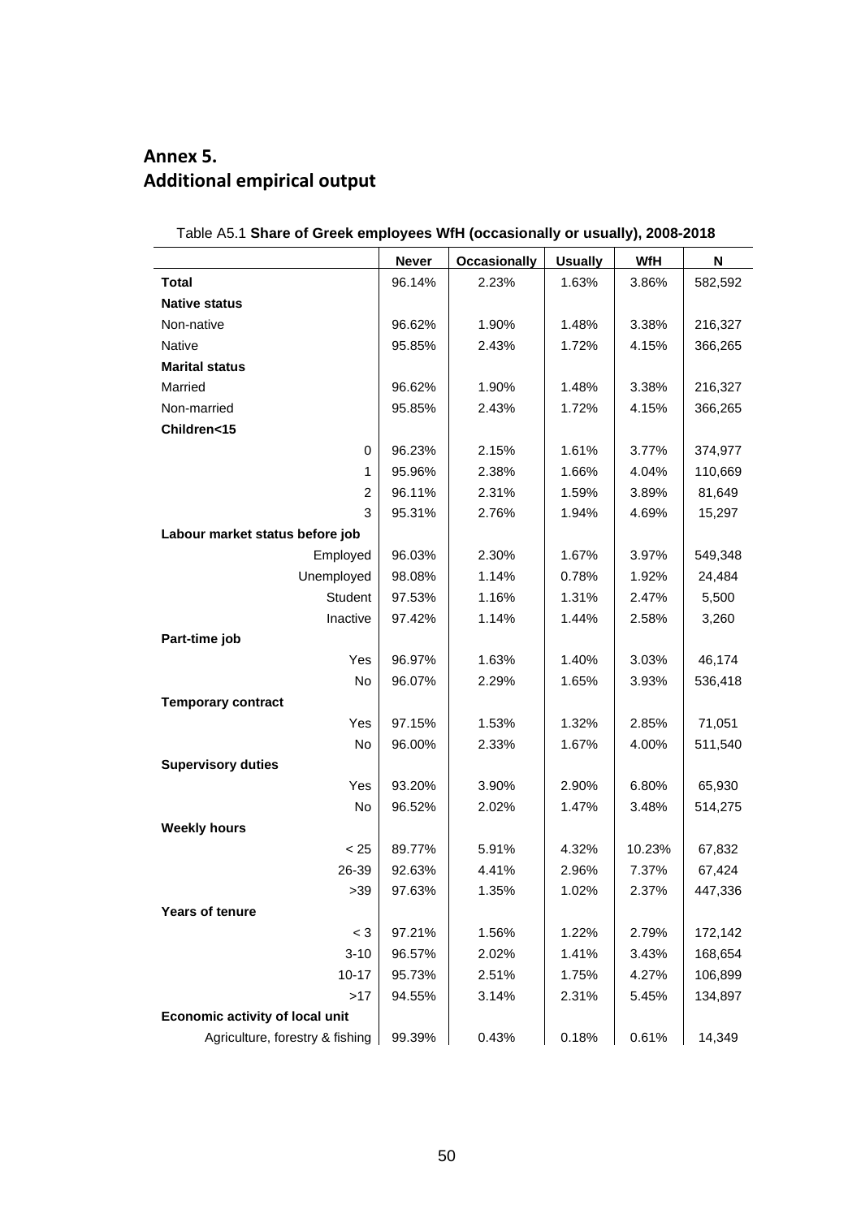# Annex 5.
# Additional empirical output

Table A5.1 **Share of Greek employees WfH (occasionally or usually), 2008-2018**

| | Never | Occasionally | Usually | WfH | N |
|---|---|---|---|---|---|
| **Total** | 96.14% | 2.23% | 1.63% | 3.86% | 582,592 |
| **Native status** | | | | | |
| Non-native | 96.62% | 1.90% | 1.48% | 3.38% | 216,327 |
| Native | 95.85% | 2.43% | 1.72% | 4.15% | 366,265 |
| **Marital status** | | | | | |
| Married | 96.62% | 1.90% | 1.48% | 3.38% | 216,327 |
| Non-married | 95.85% | 2.43% | 1.72% | 4.15% | 366,265 |
| **Children<15** | | | | | |
| 0 | 96.23% | 2.15% | 1.61% | 3.77% | 374,977 |
| 1 | 95.96% | 2.38% | 1.66% | 4.04% | 110,669 |
| 2 | 96.11% | 2.31% | 1.59% | 3.89% | 81,649 |
| 3 | 95.31% | 2.76% | 1.94% | 4.69% | 15,297 |
| **Labour market status before job** | | | | | |
| Employed | 96.03% | 2.30% | 1.67% | 3.97% | 549,348 |
| Unemployed | 98.08% | 1.14% | 0.78% | 1.92% | 24,484 |
| Student | 97.53% | 1.16% | 1.31% | 2.47% | 5,500 |
| Inactive | 97.42% | 1.14% | 1.44% | 2.58% | 3,260 |
| **Part-time job** | | | | | |
| Yes | 96.97% | 1.63% | 1.40% | 3.03% | 46,174 |
| No | 96.07% | 2.29% | 1.65% | 3.93% | 536,418 |
| **Temporary contract** | | | | | |
| Yes | 97.15% | 1.53% | 1.32% | 2.85% | 71,051 |
| No | 96.00% | 2.33% | 1.67% | 4.00% | 511,540 |
| **Supervisory duties** | | | | | |
| Yes | 93.20% | 3.90% | 2.90% | 6.80% | 65,930 |
| No | 96.52% | 2.02% | 1.47% | 3.48% | 514,275 |
| **Weekly hours** | | | | | |
| < 25 | 89.77% | 5.91% | 4.32% | 10.23% | 67,832 |
| 26-39 | 92.63% | 4.41% | 2.96% | 7.37% | 67,424 |
| >39 | 97.63% | 1.35% | 1.02% | 2.37% | 447,336 |
| **Years of tenure** | | | | | |
| < 3 | 97.21% | 1.56% | 1.22% | 2.79% | 172,142 |
| 3-10 | 96.57% | 2.02% | 1.41% | 3.43% | 168,654 |
| 10-17 | 95.73% | 2.51% | 1.75% | 4.27% | 106,899 |
| >17 | 94.55% | 3.14% | 2.31% | 5.45% | 134,897 |
| **Economic activity of local unit** | | | | | |
| Agriculture, forestry & fishing | 99.39% | 0.43% | 0.18% | 0.61% | 14,349 |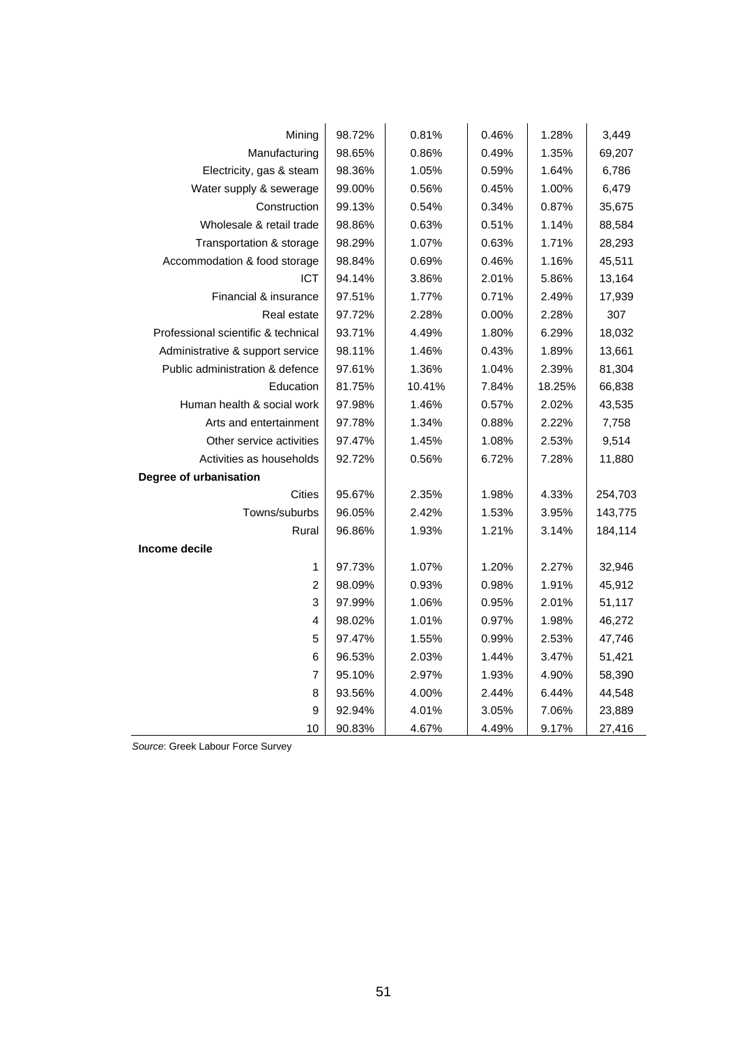| | | | | | |
|---|---|---|---|---|---|
| Mining | 98.72% | 0.81% | 0.46% | 1.28% | 3,449 |
| Manufacturing | 98.65% | 0.86% | 0.49% | 1.35% | 69,207 |
| Electricity, gas & steam | 98.36% | 1.05% | 0.59% | 1.64% | 6,786 |
| Water supply & sewerage | 99.00% | 0.56% | 0.45% | 1.00% | 6,479 |
| Construction | 99.13% | 0.54% | 0.34% | 0.87% | 35,675 |
| Wholesale & retail trade | 98.86% | 0.63% | 0.51% | 1.14% | 88,584 |
| Transportation & storage | 98.29% | 1.07% | 0.63% | 1.71% | 28,293 |
| Accommodation & food storage | 98.84% | 0.69% | 0.46% | 1.16% | 45,511 |
| ICT | 94.14% | 3.86% | 2.01% | 5.86% | 13,164 |
| Financial & insurance | 97.51% | 1.77% | 0.71% | 2.49% | 17,939 |
| Real estate | 97.72% | 2.28% | 0.00% | 2.28% | 307 |
| Professional scientific & technical | 93.71% | 4.49% | 1.80% | 6.29% | 18,032 |
| Administrative & support service | 98.11% | 1.46% | 0.43% | 1.89% | 13,661 |
| Public administration & defence | 97.61% | 1.36% | 1.04% | 2.39% | 81,304 |
| Education | 81.75% | 10.41% | 7.84% | 18.25% | 66,838 |
| Human health & social work | 97.98% | 1.46% | 0.57% | 2.02% | 43,535 |
| Arts and entertainment | 97.78% | 1.34% | 0.88% | 2.22% | 7,758 |
| Other service activities | 97.47% | 1.45% | 1.08% | 2.53% | 9,514 |
| Activities as households | 92.72% | 0.56% | 6.72% | 7.28% | 11,880 |
| **Degree of urbanisation** | | | | | |
| Cities | 95.67% | 2.35% | 1.98% | 4.33% | 254,703 |
| Towns/suburbs | 96.05% | 2.42% | 1.53% | 3.95% | 143,775 |
| Rural | 96.86% | 1.93% | 1.21% | 3.14% | 184,114 |
| **Income decile** | | | | | |
| 1 | 97.73% | 1.07% | 1.20% | 2.27% | 32,946 |
| 2 | 98.09% | 0.93% | 0.98% | 1.91% | 45,912 |
| 3 | 97.99% | 1.06% | 0.95% | 2.01% | 51,117 |
| 4 | 98.02% | 1.01% | 0.97% | 1.98% | 46,272 |
| 5 | 97.47% | 1.55% | 0.99% | 2.53% | 47,746 |
| 6 | 96.53% | 2.03% | 1.44% | 3.47% | 51,421 |
| 7 | 95.10% | 2.97% | 1.93% | 4.90% | 58,390 |
| 8 | 93.56% | 4.00% | 2.44% | 6.44% | 44,548 |
| 9 | 92.94% | 4.01% | 3.05% | 7.06% | 23,889 |
| 10 | 90.83% | 4.67% | 4.49% | 9.17% | 27,416 |

*Source*: Greek Labour Force Survey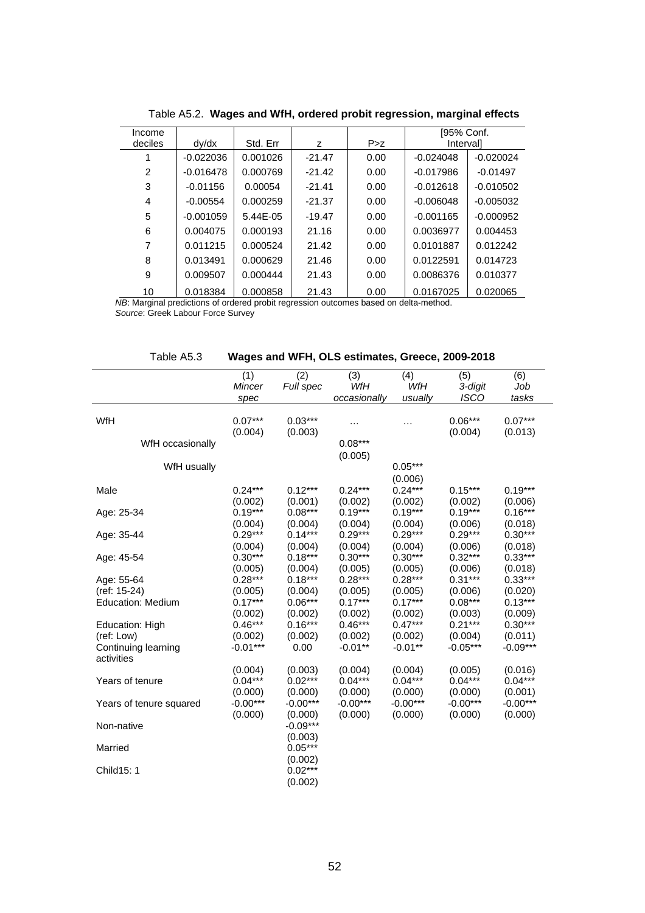Table A5.2. **Wages and WfH, ordered probit regression, marginal effects**

| Income deciles | dy/dx | Std. Err | z | P>z | [95% Conf. Interval] | |
|---|---|---|---|---|---|---|
| 1 | -0.022036 | 0.001026 | -21.47 | 0.00 | -0.024048 | -0.020024 |
| 2 | -0.016478 | 0.000769 | -21.42 | 0.00 | -0.017986 | -0.01497 |
| 3 | -0.01156 | 0.00054 | -21.41 | 0.00 | -0.012618 | -0.010502 |
| 4 | -0.00554 | 0.000259 | -21.37 | 0.00 | -0.006048 | -0.005032 |
| 5 | -0.001059 | 5.44E-05 | -19.47 | 0.00 | -0.001165 | -0.000952 |
| 6 | 0.004075 | 0.000193 | 21.16 | 0.00 | 0.0036977 | 0.004453 |
| 7 | 0.011215 | 0.000524 | 21.42 | 0.00 | 0.0101887 | 0.012242 |
| 8 | 0.013491 | 0.000629 | 21.46 | 0.00 | 0.0122591 | 0.014723 |
| 9 | 0.009507 | 0.000444 | 21.43 | 0.00 | 0.0086376 | 0.010377 |
| 10 | 0.018384 | 0.000858 | 21.43 | 0.00 | 0.0167025 | 0.020065 |

*NB*: Marginal predictions of ordered probit regression outcomes based on delta-method.
*Source*: Greek Labour Force Survey

Table A5.3 **Wages and WFH, OLS estimates, Greece, 2009-2018**

| | (1) *Mincer spec* | (2) *Full spec* | (3) *WfH occasionally* | (4) *WfH usually* | (5) *3-digit ISCO* | (6) *Job tasks* |
|---|---|---|---|---|---|---|
| WfH | 0.07*** | 0.03*** | … | … | 0.06*** | 0.07*** |
| | (0.004) | (0.003) | | | (0.004) | (0.013) |
| WfH occasionally | | | 0.08*** | | | |
| | | | (0.005) | | | |
| WfH usually | | | | 0.05*** | | |
| | | | | (0.006) | | |
| Male | 0.24*** | 0.12*** | 0.24*** | 0.24*** | 0.15*** | 0.19*** |
| | (0.002) | (0.001) | (0.002) | (0.002) | (0.002) | (0.006) |
| Age: 25-34 | 0.19*** | 0.08*** | 0.19*** | 0.19*** | 0.19*** | 0.16*** |
| | (0.004) | (0.004) | (0.004) | (0.004) | (0.006) | (0.018) |
| Age: 35-44 | 0.29*** | 0.14*** | 0.29*** | 0.29*** | 0.29*** | 0.30*** |
| | (0.004) | (0.004) | (0.004) | (0.004) | (0.006) | (0.018) |
| Age: 45-54 | 0.30*** | 0.18*** | 0.30*** | 0.30*** | 0.32*** | 0.33*** |
| | (0.005) | (0.004) | (0.005) | (0.005) | (0.006) | (0.018) |
| Age: 55-64 | 0.28*** | 0.18*** | 0.28*** | 0.28*** | 0.31*** | 0.33*** |
| (ref: 15-24) | (0.005) | (0.004) | (0.005) | (0.005) | (0.006) | (0.020) |
| Education: Medium | 0.17*** | 0.06*** | 0.17*** | 0.17*** | 0.08*** | 0.13*** |
| | (0.002) | (0.002) | (0.002) | (0.002) | (0.003) | (0.009) |
| Education: High | 0.46*** | 0.16*** | 0.46*** | 0.47*** | 0.21*** | 0.30*** |
| (ref: Low) | (0.002) | (0.002) | (0.002) | (0.002) | (0.004) | (0.011) |
| Continuing learning activities | -0.01*** | 0.00 | -0.01** | -0.01** | -0.05*** | -0.09*** |
| | (0.004) | (0.003) | (0.004) | (0.004) | (0.005) | (0.016) |
| Years of tenure | 0.04*** | 0.02*** | 0.04*** | 0.04*** | 0.04*** | 0.04*** |
| | (0.000) | (0.000) | (0.000) | (0.000) | (0.000) | (0.001) |
| Years of tenure squared | -0.00*** | -0.00*** | -0.00*** | -0.00*** | -0.00*** | -0.00*** |
| | (0.000) | (0.000) | (0.000) | (0.000) | (0.000) | (0.000) |
| Non-native | | -0.09*** | | | | |
| | | (0.003) | | | | |
| Married | | 0.05*** | | | | |
| | | (0.002) | | | | |
| Child15: 1 | | 0.02*** | | | | |
| | | (0.002) | | | | |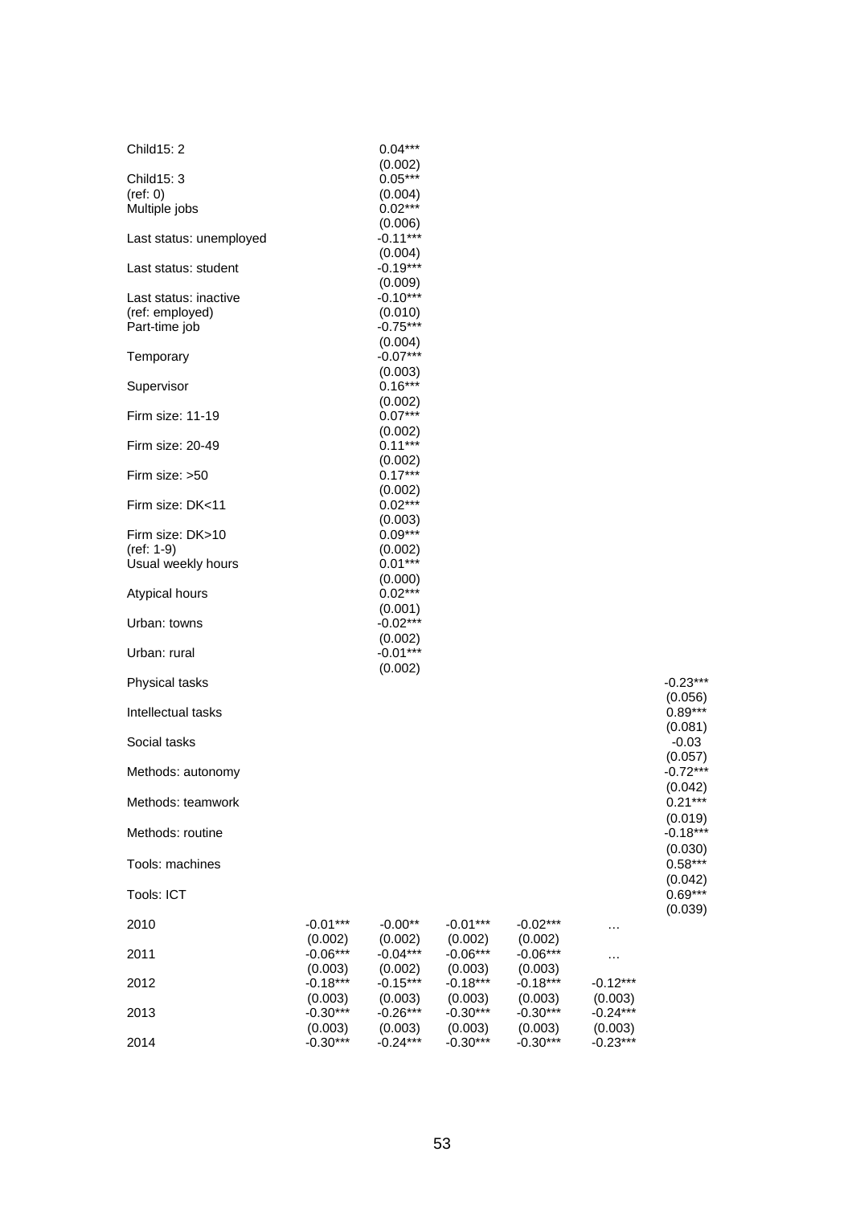| | | | | | | |
|---|---|---|---|---|---|---|
| Child15: 2 | | 0.04*** | | | | |
| | | (0.002) | | | | |
| Child15: 3 | | 0.05*** | | | | |
| (ref: 0) | | (0.004) | | | | |
| Multiple jobs | | 0.02*** | | | | |
| | | (0.006) | | | | |
| Last status: unemployed | | -0.11*** | | | | |
| | | (0.004) | | | | |
| Last status: student | | -0.19*** | | | | |
| | | (0.009) | | | | |
| Last status: inactive | | -0.10*** | | | | |
| (ref: employed) | | (0.010) | | | | |
| Part-time job | | -0.75*** | | | | |
| | | (0.004) | | | | |
| Temporary | | -0.07*** | | | | |
| | | (0.003) | | | | |
| Supervisor | | 0.16*** | | | | |
| | | (0.002) | | | | |
| Firm size: 11-19 | | 0.07*** | | | | |
| | | (0.002) | | | | |
| Firm size: 20-49 | | 0.11*** | | | | |
| | | (0.002) | | | | |
| Firm size: >50 | | 0.17*** | | | | |
| | | (0.002) | | | | |
| Firm size: DK<11 | | 0.02*** | | | | |
| | | (0.003) | | | | |
| Firm size: DK>10 | | 0.09*** | | | | |
| (ref: 1-9) | | (0.002) | | | | |
| Usual weekly hours | | 0.01*** | | | | |
| | | (0.000) | | | | |
| Atypical hours | | 0.02*** | | | | |
| | | (0.001) | | | | |
| Urban: towns | | -0.02*** | | | | |
| | | (0.002) | | | | |
| Urban: rural | | -0.01*** | | | | |
| | | (0.002) | | | | |
| Physical tasks | | | | | | -0.23*** |
| | | | | | | (0.056) |
| Intellectual tasks | | | | | | 0.89*** |
| | | | | | | (0.081) |
| Social tasks | | | | | | -0.03 |
| | | | | | | (0.057) |
| Methods: autonomy | | | | | | -0.72*** |
| | | | | | | (0.042) |
| Methods: teamwork | | | | | | 0.21*** |
| | | | | | | (0.019) |
| Methods: routine | | | | | | -0.18*** |
| | | | | | | (0.030) |
| Tools: machines | | | | | | 0.58*** |
| | | | | | | (0.042) |
| Tools: ICT | | | | | | 0.69*** |
| | | | | | | (0.039) |
| 2010 | -0.01*** | -0.00** | -0.01*** | -0.02*** | … | |
| | (0.002) | (0.002) | (0.002) | (0.002) | | |
| 2011 | -0.06*** | -0.04*** | -0.06*** | -0.06*** | … | |
| | (0.003) | (0.002) | (0.003) | (0.003) | | |
| 2012 | -0.18*** | -0.15*** | -0.18*** | -0.18*** | -0.12*** | |
| | (0.003) | (0.003) | (0.003) | (0.003) | (0.003) | |
| 2013 | -0.30*** | -0.26*** | -0.30*** | -0.30*** | -0.24*** | |
| | (0.003) | (0.003) | (0.003) | (0.003) | (0.003) | |
| 2014 | -0.30*** | -0.24*** | -0.30*** | -0.30*** | -0.23*** | |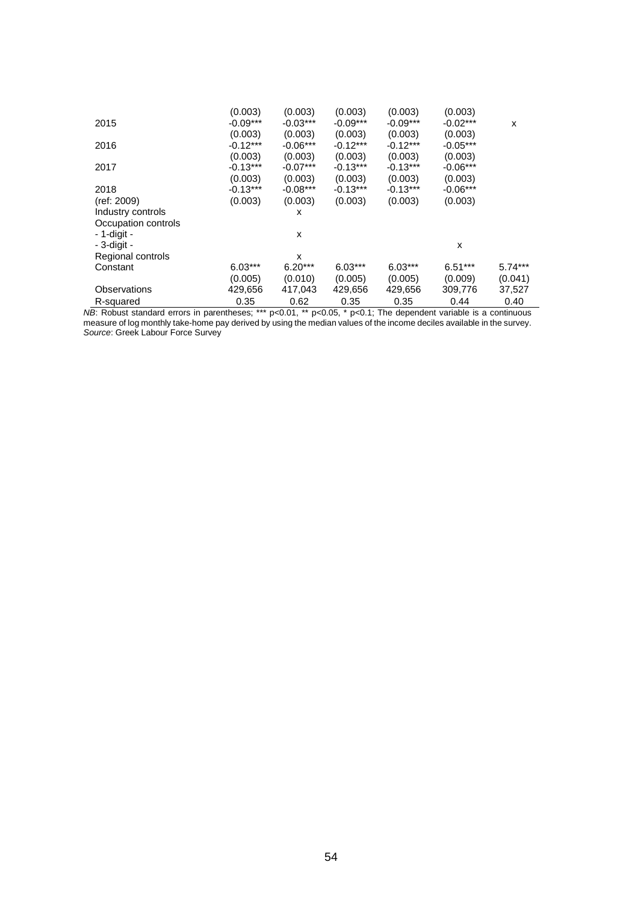| | | | | | | |
|---|---|---|---|---|---|---|
| | (0.003) | (0.003) | (0.003) | (0.003) | (0.003) | |
| 2015 | -0.09*** | -0.03*** | -0.09*** | -0.09*** | -0.02*** | x |
| | (0.003) | (0.003) | (0.003) | (0.003) | (0.003) | |
| 2016 | -0.12*** | -0.06*** | -0.12*** | -0.12*** | -0.05*** | |
| | (0.003) | (0.003) | (0.003) | (0.003) | (0.003) | |
| 2017 | -0.13*** | -0.07*** | -0.13*** | -0.13*** | -0.06*** | |
| | (0.003) | (0.003) | (0.003) | (0.003) | (0.003) | |
| 2018 | -0.13*** | -0.08*** | -0.13*** | -0.13*** | -0.06*** | |
| (ref: 2009) | (0.003) | (0.003) | (0.003) | (0.003) | (0.003) | |
| Industry controls | | x | | | | |
| Occupation controls | | | | | | |
| - 1-digit - | | x | | | | |
| - 3-digit - | | | | | x | |
| Regional controls | | x | | | | |
| Constant | 6.03*** | 6.20*** | 6.03*** | 6.03*** | 6.51*** | 5.74*** |
| | (0.005) | (0.010) | (0.005) | (0.005) | (0.009) | (0.041) |
| Observations | 429,656 | 417,043 | 429,656 | 429,656 | 309,776 | 37,527 |
| R-squared | 0.35 | 0.62 | 0.35 | 0.35 | 0.44 | 0.40 |

*NB*: Robust standard errors in parentheses; *** p<0.01, ** p<0.05, * p<0.1; The dependent variable is a continuous measure of log monthly take-home pay derived by using the median values of the income deciles available in the survey.
*Source*: Greek Labour Force Survey